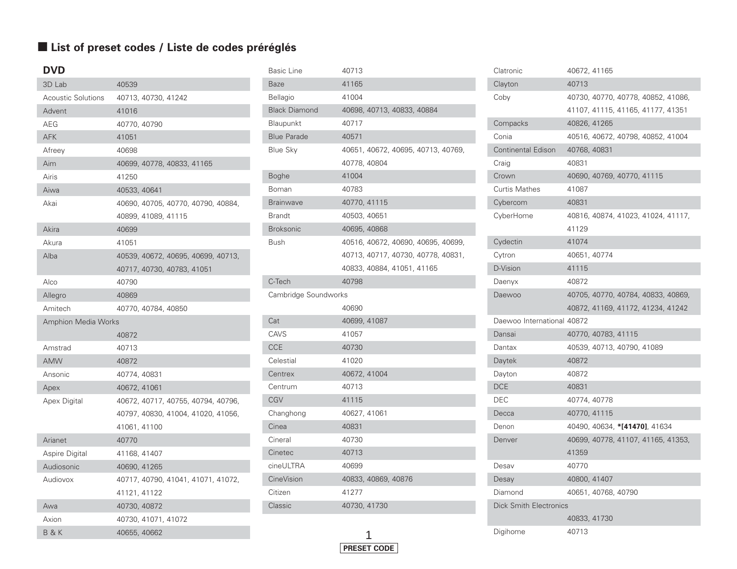## List of preset codes / Liste de codes préréglés

### DVD

| Brand | Codes |
|---|---|
| 3D Lab | 40539 |
| Acoustic Solutions | 40713, 40730, 41242 |
| Advent | 41016 |
| AEG | 40770, 40790 |
| AFK | 41051 |
| Afreey | 40698 |
| Aim | 40699, 40778, 40833, 41165 |
| Airis | 41250 |
| Aiwa | 40533, 40641 |
| Akai | 40690, 40705, 40770, 40790, 40884, 40899, 41089, 41115 |
| Akira | 40699 |
| Akura | 41051 |
| Alba | 40539, 40672, 40695, 40699, 40713, 40717, 40730, 40783, 41051 |
| Alco | 40790 |
| Allegro | 40869 |
| Amitech | 40770, 40784, 40850 |
| Amphion Media Works | 40872 |
| Amstrad | 40713 |
| AMW | 40872 |
| Ansonic | 40774, 40831 |
| Apex | 40672, 41061 |
| Apex Digital | 40672, 40717, 40755, 40794, 40796, 40797, 40830, 41004, 41020, 41056, 41061, 41100 |
| Arianet | 40770 |
| Aspire Digital | 41168, 41407 |
| Audiosonic | 40690, 41265 |
| Audiovox | 40717, 40790, 41041, 41071, 41072, 41121, 41122 |
| Awa | 40730, 40872 |
| Axion | 40730, 41071, 41072 |
| B & K | 40655, 40662 |
| Basic Line | 40713 |
| Baze | 41165 |
| Bellagio | 41004 |
| Black Diamond | 40698, 40713, 40833, 40884 |
| Blaupunkt | 40717 |
| Blue Parade | 40571 |
| Blue Sky | 40651, 40672, 40695, 40713, 40769, 40778, 40804 |
| Boghe | 41004 |
| Boman | 40783 |
| Brainwave | 40770, 41115 |
| Brandt | 40503, 40651 |
| Broksonic | 40695, 40868 |
| Bush | 40516, 40672, 40690, 40695, 40699, 40713, 40717, 40730, 40778, 40831, 40833, 40884, 41051, 41165 |
| C-Tech | 40798 |
| Cambridge Soundworks | 40690 |
| Cat | 40699, 41087 |
| CAVS | 41057 |
| CCE | 40730 |
| Celestial | 41020 |
| Centrex | 40672, 41004 |
| Centrum | 40713 |
| CGV | 41115 |
| Changhong | 40627, 41061 |
| Cinea | 40831 |
| Cineral | 40730 |
| Cinetec | 40713 |
| cineULTRA | 40699 |
| CineVision | 40833, 40869, 40876 |
| Citizen | 41277 |
| Classic | 40730, 41730 |
| Clatronic | 40672, 41165 |
| Clayton | 40713 |
| Coby | 40730, 40770, 40778, 40852, 41086, 41107, 41115, 41165, 41177, 41351 |
| Compacks | 40826, 41265 |
| Conia | 40516, 40672, 40798, 40852, 41004 |
| Continental Edison | 40768, 40831 |
| Craig | 40831 |
| Crown | 40690, 40769, 40770, 41115 |
| Curtis Mathes | 41087 |
| Cybercom | 40831 |
| CyberHome | 40816, 40874, 41023, 41024, 41117, 41129 |
| Cydectin | 41074 |
| Cytron | 40651, 40774 |
| D-Vision | 41115 |
| Daenyx | 40872 |
| Daewoo | 40705, 40770, 40784, 40833, 40869, 40872, 41169, 41172, 41234, 41242 |
| Daewoo International | 40872 |
| Dansai | 40770, 40783, 41115 |
| Dantax | 40539, 40713, 40790, 41089 |
| Daytek | 40872 |
| Dayton | 40872 |
| DCE | 40831 |
| DEC | 40774, 40778 |
| Decca | 40770, 41115 |
| Denon | 40490, 40634, **\*[41470]**, 41634 |
| Denver | 40699, 40778, 41107, 41165, 41353, 41359 |
| Desav | 40770 |
| Desay | 40800, 41407 |
| Diamond | 40651, 40768, 40790 |
| Dick Smith Electronics | 40833, 41730 |
| Digihome | 40713 |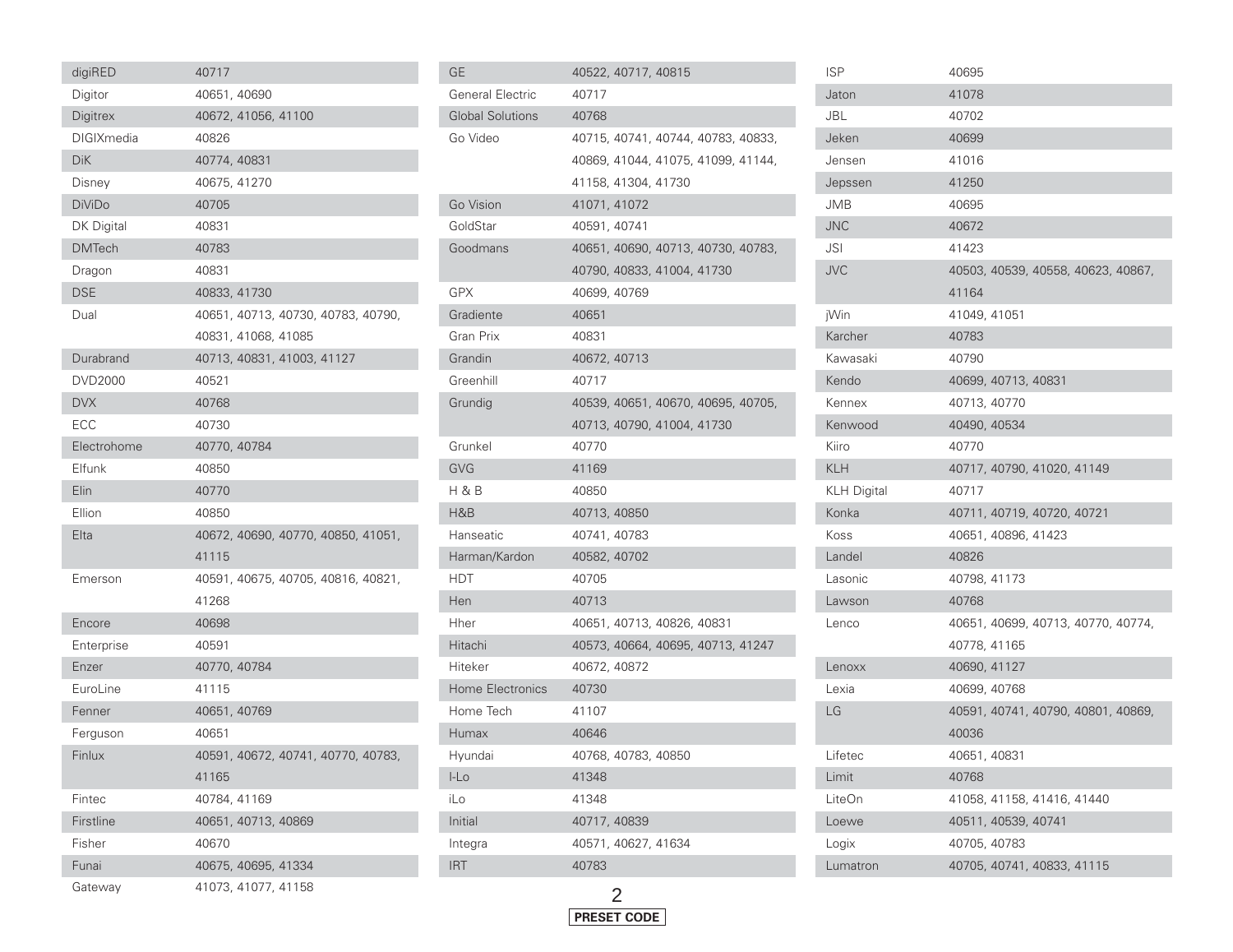| Brand | Codes |
| --- | --- |
| digiRED | 40717 |
| Digitor | 40651, 40690 |
| Digitrex | 40672, 41056, 41100 |
| DIGIXmedia | 40826 |
| DiK | 40774, 40831 |
| Disney | 40675, 41270 |
| DiViDo | 40705 |
| DK Digital | 40831 |
| DMTech | 40783 |
| Dragon | 40831 |
| DSE | 40833, 41730 |
| Dual | 40651, 40713, 40730, 40783, 40790, 40831, 41068, 41085 |
| Durabrand | 40713, 40831, 41003, 41127 |
| DVD2000 | 40521 |
| DVX | 40768 |
| ECC | 40730 |
| Electrohome | 40770, 40784 |
| Elfunk | 40850 |
| Elin | 40770 |
| Ellion | 40850 |
| Elta | 40672, 40690, 40770, 40850, 41051, 41115 |
| Emerson | 40591, 40675, 40705, 40816, 40821, 41268 |
| Encore | 40698 |
| Enterprise | 40591 |
| Enzer | 40770, 40784 |
| EuroLine | 41115 |
| Fenner | 40651, 40769 |
| Ferguson | 40651 |
| Finlux | 40591, 40672, 40741, 40770, 40783, 41165 |
| Fintec | 40784, 41169 |
| Firstline | 40651, 40713, 40869 |
| Fisher | 40670 |
| Funai | 40675, 40695, 41334 |
| Gateway | 41073, 41077, 41158 |
| GE | 40522, 40717, 40815 |
| General Electric | 40717 |
| Global Solutions | 40768 |
| Go Video | 40715, 40741, 40744, 40783, 40833, 40869, 41044, 41075, 41099, 41144, 41158, 41304, 41730 |
| Go Vision | 41071, 41072 |
| GoldStar | 40591, 40741 |
| Goodmans | 40651, 40690, 40713, 40730, 40783, 40790, 40833, 41004, 41730 |
| GPX | 40699, 40769 |
| Gradiente | 40651 |
| Gran Prix | 40831 |
| Grandin | 40672, 40713 |
| Greenhill | 40717 |
| Grundig | 40539, 40651, 40670, 40695, 40705, 40713, 40790, 41004, 41730 |
| Grunkel | 40770 |
| GVG | 41169 |
| H & B | 40850 |
| H&B | 40713, 40850 |
| Hanseatic | 40741, 40783 |
| Harman/Kardon | 40582, 40702 |
| HDT | 40705 |
| Hen | 40713 |
| Hher | 40651, 40713, 40826, 40831 |
| Hitachi | 40573, 40664, 40695, 40713, 41247 |
| Hiteker | 40672, 40872 |
| Home Electronics | 40730 |
| Home Tech | 41107 |
| Humax | 40646 |
| Hyundai | 40768, 40783, 40850 |
| I-Lo | 41348 |
| iLo | 41348 |
| Initial | 40717, 40839 |
| Integra | 40571, 40627, 41634 |
| IRT | 40783 |
| ISP | 40695 |
| Jaton | 41078 |
| JBL | 40702 |
| Jeken | 40699 |
| Jensen | 41016 |
| Jepssen | 41250 |
| JMB | 40695 |
| JNC | 40672 |
| JSI | 41423 |
| JVC | 40503, 40539, 40558, 40623, 40867, 41164 |
| jWin | 41049, 41051 |
| Karcher | 40783 |
| Kawasaki | 40790 |
| Kendo | 40699, 40713, 40831 |
| Kennex | 40713, 40770 |
| Kenwood | 40490, 40534 |
| Kiiro | 40770 |
| KLH | 40717, 40790, 41020, 41149 |
| KLH Digital | 40717 |
| Konka | 40711, 40719, 40720, 40721 |
| Koss | 40651, 40896, 41423 |
| Landel | 40826 |
| Lasonic | 40798, 41173 |
| Lawson | 40768 |
| Lenco | 40651, 40699, 40713, 40770, 40774, 40778, 41165 |
| Lenoxx | 40690, 41127 |
| Lexia | 40699, 40768 |
| LG | 40591, 40741, 40790, 40801, 40869, 40036 |
| Lifetec | 40651, 40831 |
| Limit | 40768 |
| LiteOn | 41058, 41158, 41416, 41440 |
| Loewe | 40511, 40539, 40741 |
| Logix | 40705, 40783 |
| Lumatron | 40705, 40741, 40833, 41115 |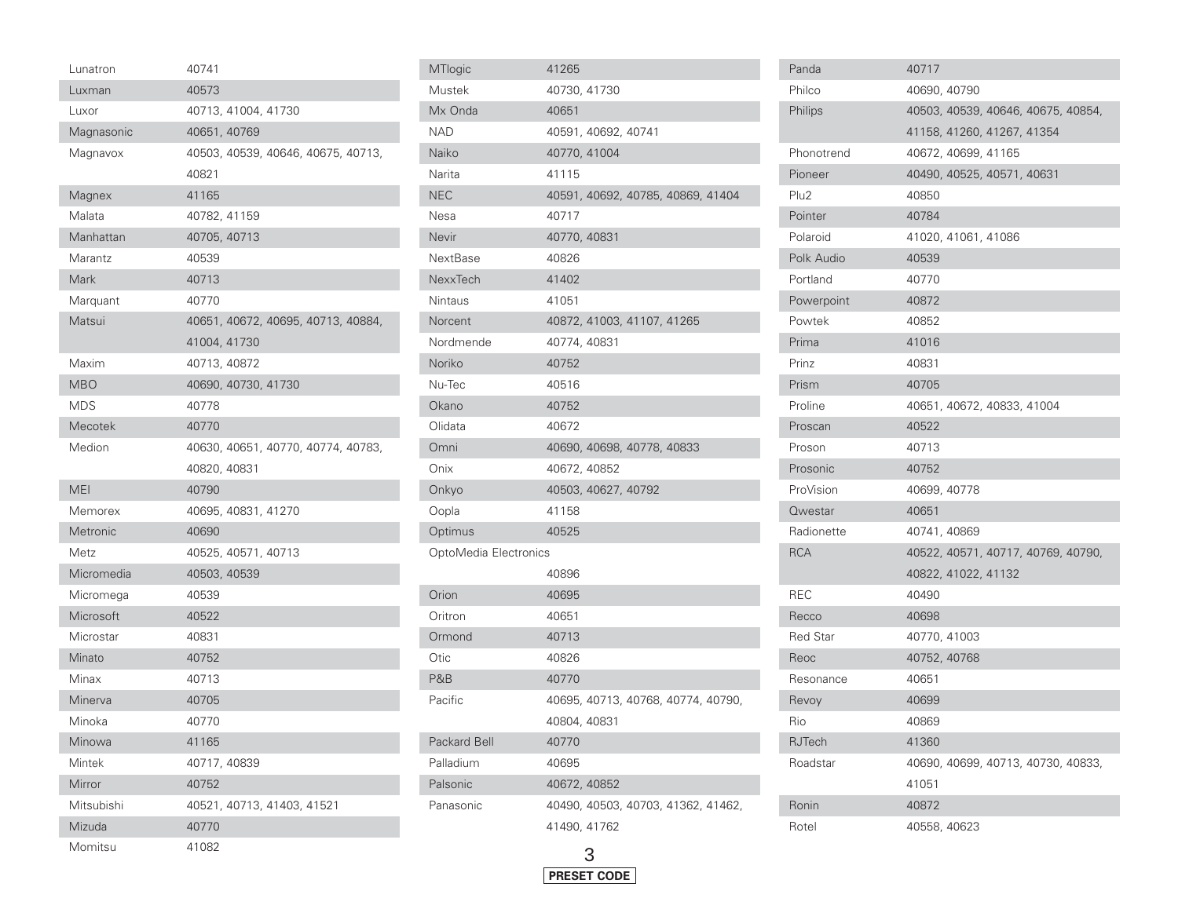| Brand | Code |
|---|---|
| Lunatron | 40741 |
| Luxman | 40573 |
| Luxor | 40713, 41004, 41730 |
| Magnasonic | 40651, 40769 |
| Magnavox | 40503, 40539, 40646, 40675, 40713, 40821 |
| Magnex | 41165 |
| Malata | 40782, 41159 |
| Manhattan | 40705, 40713 |
| Marantz | 40539 |
| Mark | 40713 |
| Marquant | 40770 |
| Matsui | 40651, 40672, 40695, 40713, 40884, 41004, 41730 |
| Maxim | 40713, 40872 |
| MBO | 40690, 40730, 41730 |
| MDS | 40778 |
| Mecotek | 40770 |
| Medion | 40630, 40651, 40770, 40774, 40783, 40820, 40831 |
| MEI | 40790 |
| Memorex | 40695, 40831, 41270 |
| Metronic | 40690 |
| Metz | 40525, 40571, 40713 |
| Micromedia | 40503, 40539 |
| Micromega | 40539 |
| Microsoft | 40522 |
| Microstar | 40831 |
| Minato | 40752 |
| Minax | 40713 |
| Minerva | 40705 |
| Minoka | 40770 |
| Minowa | 41165 |
| Mintek | 40717, 40839 |
| Mirror | 40752 |
| Mitsubishi | 40521, 40713, 41403, 41521 |
| Mizuda | 40770 |
| Momitsu | 41082 |
| MTlogic | 41265 |
| Mustek | 40730, 41730 |
| Mx Onda | 40651 |
| NAD | 40591, 40692, 40741 |
| Naiko | 40770, 41004 |
| Narita | 41115 |
| NEC | 40591, 40692, 40785, 40869, 41404 |
| Nesa | 40717 |
| Nevir | 40770, 40831 |
| NextBase | 40826 |
| NexxTech | 41402 |
| Nintaus | 41051 |
| Norcent | 40872, 41003, 41107, 41265 |
| Nordmende | 40774, 40831 |
| Noriko | 40752 |
| Nu-Tec | 40516 |
| Okano | 40752 |
| Olidata | 40672 |
| Omni | 40690, 40698, 40778, 40833 |
| Onix | 40672, 40852 |
| Onkyo | 40503, 40627, 40792 |
| Oopla | 41158 |
| Optimus | 40525 |
| OptoMedia Electronics | 40896 |
| Orion | 40695 |
| Oritron | 40651 |
| Ormond | 40713 |
| Otic | 40826 |
| P&B | 40770 |
| Pacific | 40695, 40713, 40768, 40774, 40790, 40804, 40831 |
| Packard Bell | 40770 |
| Palladium | 40695 |
| Palsonic | 40672, 40852 |
| Panasonic | 40490, 40503, 40703, 41362, 41462, 41490, 41762 |
| Panda | 40717 |
| Philco | 40690, 40790 |
| Philips | 40503, 40539, 40646, 40675, 40854, 41158, 41260, 41267, 41354 |
| Phonotrend | 40672, 40699, 41165 |
| Pioneer | 40490, 40525, 40571, 40631 |
| Plu2 | 40850 |
| Pointer | 40784 |
| Polaroid | 41020, 41061, 41086 |
| Polk Audio | 40539 |
| Portland | 40770 |
| Powerpoint | 40872 |
| Powtek | 40852 |
| Prima | 41016 |
| Prinz | 40831 |
| Prism | 40705 |
| Proline | 40651, 40672, 40833, 41004 |
| Proscan | 40522 |
| Proson | 40713 |
| Prosonic | 40752 |
| ProVision | 40699, 40778 |
| Qwestar | 40651 |
| Radionette | 40741, 40869 |
| RCA | 40522, 40571, 40717, 40769, 40790, 40822, 41022, 41132 |
| REC | 40490 |
| Recco | 40698 |
| Red Star | 40770, 41003 |
| Reoc | 40752, 40768 |
| Resonance | 40651 |
| Revoy | 40699 |
| Rio | 40869 |
| RJTech | 41360 |
| Roadstar | 40690, 40699, 40713, 40730, 40833, 41051 |
| Ronin | 40872 |
| Rotel | 40558, 40623 |

**PRESET CODE**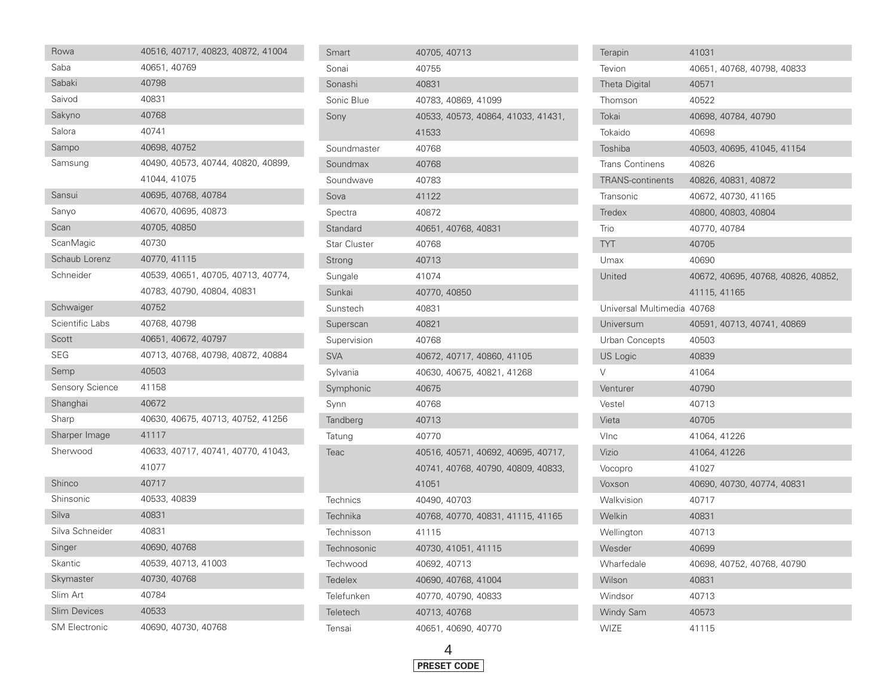| Brand | Codes |
|---|---|
| Rowa | 40516, 40717, 40823, 40872, 41004 |
| Saba | 40651, 40769 |
| Sabaki | 40798 |
| Saivod | 40831 |
| Sakyno | 40768 |
| Salora | 40741 |
| Sampo | 40698, 40752 |
| Samsung | 40490, 40573, 40744, 40820, 40899, 41044, 41075 |
| Sansui | 40695, 40768, 40784 |
| Sanyo | 40670, 40695, 40873 |
| Scan | 40705, 40850 |
| ScanMagic | 40730 |
| Schaub Lorenz | 40770, 41115 |
| Schneider | 40539, 40651, 40705, 40713, 40774, 40783, 40790, 40804, 40831 |
| Schwaiger | 40752 |
| Scientific Labs | 40768, 40798 |
| Scott | 40651, 40672, 40797 |
| SEG | 40713, 40768, 40798, 40872, 40884 |
| Semp | 40503 |
| Sensory Science | 41158 |
| Shanghai | 40672 |
| Sharp | 40630, 40675, 40713, 40752, 41256 |
| Sharper Image | 41117 |
| Sherwood | 40633, 40717, 40741, 40770, 41043, 41077 |
| Shinco | 40717 |
| Shinsonic | 40533, 40839 |
| Silva | 40831 |
| Silva Schneider | 40831 |
| Singer | 40690, 40768 |
| Skantic | 40539, 40713, 41003 |
| Skymaster | 40730, 40768 |
| Slim Art | 40784 |
| Slim Devices | 40533 |
| SM Electronic | 40690, 40730, 40768 |
| Smart | 40705, 40713 |
| Sonai | 40755 |
| Sonashi | 40831 |
| Sonic Blue | 40783, 40869, 41099 |
| Sony | 40533, 40573, 40864, 41033, 41431, 41533 |
| Soundmaster | 40768 |
| Soundmax | 40768 |
| Soundwave | 40783 |
| Sova | 41122 |
| Spectra | 40872 |
| Standard | 40651, 40768, 40831 |
| Star Cluster | 40768 |
| Strong | 40713 |
| Sungale | 41074 |
| Sunkai | 40770, 40850 |
| Sunstech | 40831 |
| Superscan | 40821 |
| Supervision | 40768 |
| SVA | 40672, 40717, 40860, 41105 |
| Sylvania | 40630, 40675, 40821, 41268 |
| Symphonic | 40675 |
| Synn | 40768 |
| Tandberg | 40713 |
| Tatung | 40770 |
| Teac | 40516, 40571, 40692, 40695, 40717, 40741, 40768, 40790, 40809, 40833, 41051 |
| Technics | 40490, 40703 |
| Technika | 40768, 40770, 40831, 41115, 41165 |
| Technisson | 41115 |
| Technosonic | 40730, 41051, 41115 |
| Techwood | 40692, 40713 |
| Tedelex | 40690, 40768, 41004 |
| Telefunken | 40770, 40790, 40833 |
| Teletech | 40713, 40768 |
| Tensai | 40651, 40690, 40770 |
| Terapin | 41031 |
| Tevion | 40651, 40768, 40798, 40833 |
| Theta Digital | 40571 |
| Thomson | 40522 |
| Tokai | 40698, 40784, 40790 |
| Tokaido | 40698 |
| Toshiba | 40503, 40695, 41045, 41154 |
| Trans Continens | 40826 |
| TRANS-continents | 40826, 40831, 40872 |
| Transonic | 40672, 40730, 41165 |
| Tredex | 40800, 40803, 40804 |
| Trio | 40770, 40784 |
| TYT | 40705 |
| Umax | 40690 |
| United | 40672, 40695, 40768, 40826, 40852, 41115, 41165 |
| Universal Multimedia | 40768 |
| Universum | 40591, 40713, 40741, 40869 |
| Urban Concepts | 40503 |
| US Logic | 40839 |
| V | 41064 |
| Venturer | 40790 |
| Vestel | 40713 |
| Vieta | 40705 |
| VInc | 41064, 41226 |
| Vizio | 41064, 41226 |
| Vocopro | 41027 |
| Voxson | 40690, 40730, 40774, 40831 |
| Walkvision | 40717 |
| Welkin | 40831 |
| Wellington | 40713 |
| Wesder | 40699 |
| Wharfedale | 40698, 40752, 40768, 40790 |
| Wilson | 40831 |
| Windsor | 40713 |
| Windy Sam | 40573 |
| WIZE | 41115 |

**PRESET CODE**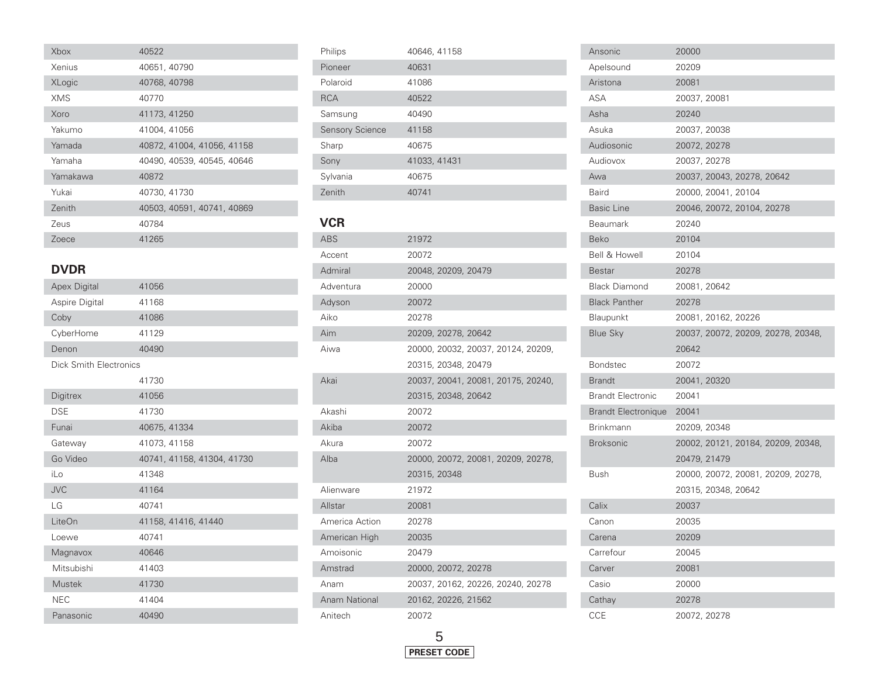| | |
|---|---|
| Xbox | 40522 |
| Xenius | 40651, 40790 |
| XLogic | 40768, 40798 |
| XMS | 40770 |
| Xoro | 41173, 41250 |
| Yakumo | 41004, 41056 |
| Yamada | 40872, 41004, 41056, 41158 |
| Yamaha | 40490, 40539, 40545, 40646 |
| Yamakawa | 40872 |
| Yukai | 40730, 41730 |
| Zenith | 40503, 40591, 40741, 40869 |
| Zeus | 40784 |
| Zoece | 41265 |

## DVDR

| | |
|---|---|
| Apex Digital | 41056 |
| Aspire Digital | 41168 |
| Coby | 41086 |
| CyberHome | 41129 |
| Denon | 40490 |
| Dick Smith Electronics | 41730 |
| Digitrex | 41056 |
| DSE | 41730 |
| Funai | 40675, 41334 |
| Gateway | 41073, 41158 |
| Go Video | 40741, 41158, 41304, 41730 |
| iLo | 41348 |
| JVC | 41164 |
| LG | 40741 |
| LiteOn | 41158, 41416, 41440 |
| Loewe | 40741 |
| Magnavox | 40646 |
| Mitsubishi | 41403 |
| Mustek | 41730 |
| NEC | 41404 |
| Panasonic | 40490 |
| Philips | 40646, 41158 |
| Pioneer | 40631 |
| Polaroid | 41086 |
| RCA | 40522 |
| Samsung | 40490 |
| Sensory Science | 41158 |
| Sharp | 40675 |
| Sony | 41033, 41431 |
| Sylvania | 40675 |
| Zenith | 40741 |

## VCR

| | |
|---|---|
| ABS | 21972 |
| Accent | 20072 |
| Admiral | 20048, 20209, 20479 |
| Adventura | 20000 |
| Adyson | 20072 |
| Aiko | 20278 |
| Aim | 20209, 20278, 20642 |
| Aiwa | 20000, 20032, 20037, 20124, 20209, 20315, 20348, 20479 |
| Akai | 20037, 20041, 20081, 20175, 20240, 20315, 20348, 20642 |
| Akashi | 20072 |
| Akiba | 20072 |
| Akura | 20072 |
| Alba | 20000, 20072, 20081, 20209, 20278, 20315, 20348 |
| Alienware | 21972 |
| Allstar | 20081 |
| America Action | 20278 |
| American High | 20035 |
| Amoisonic | 20479 |
| Amstrad | 20000, 20072, 20278 |
| Anam | 20037, 20162, 20226, 20240, 20278 |
| Anam National | 20162, 20226, 21562 |
| Anitech | 20072 |
| Ansonic | 20000 |
| Apelsound | 20209 |
| Aristona | 20081 |
| ASA | 20037, 20081 |
| Asha | 20240 |
| Asuka | 20037, 20038 |
| Audiosonic | 20072, 20278 |
| Audiovox | 20037, 20278 |
| Awa | 20037, 20043, 20278, 20642 |
| Baird | 20000, 20041, 20104 |
| Basic Line | 20046, 20072, 20104, 20278 |
| Beaumark | 20240 |
| Beko | 20104 |
| Bell & Howell | 20104 |
| Bestar | 20278 |
| Black Diamond | 20081, 20642 |
| Black Panther | 20278 |
| Blaupunkt | 20081, 20162, 20226 |
| Blue Sky | 20037, 20072, 20209, 20278, 20348, 20642 |
| Bondstec | 20072 |
| Brandt | 20041, 20320 |
| Brandt Electronic | 20041 |
| Brandt Electronique | 20041 |
| Brinkmann | 20209, 20348 |
| Broksonic | 20002, 20121, 20184, 20209, 20348, 20479, 21479 |
| Bush | 20000, 20072, 20081, 20209, 20278, 20315, 20348, 20642 |
| Calix | 20037 |
| Canon | 20035 |
| Carena | 20209 |
| Carrefour | 20045 |
| Carver | 20081 |
| Casio | 20000 |
| Cathay | 20278 |
| CCE | 20072, 20278 |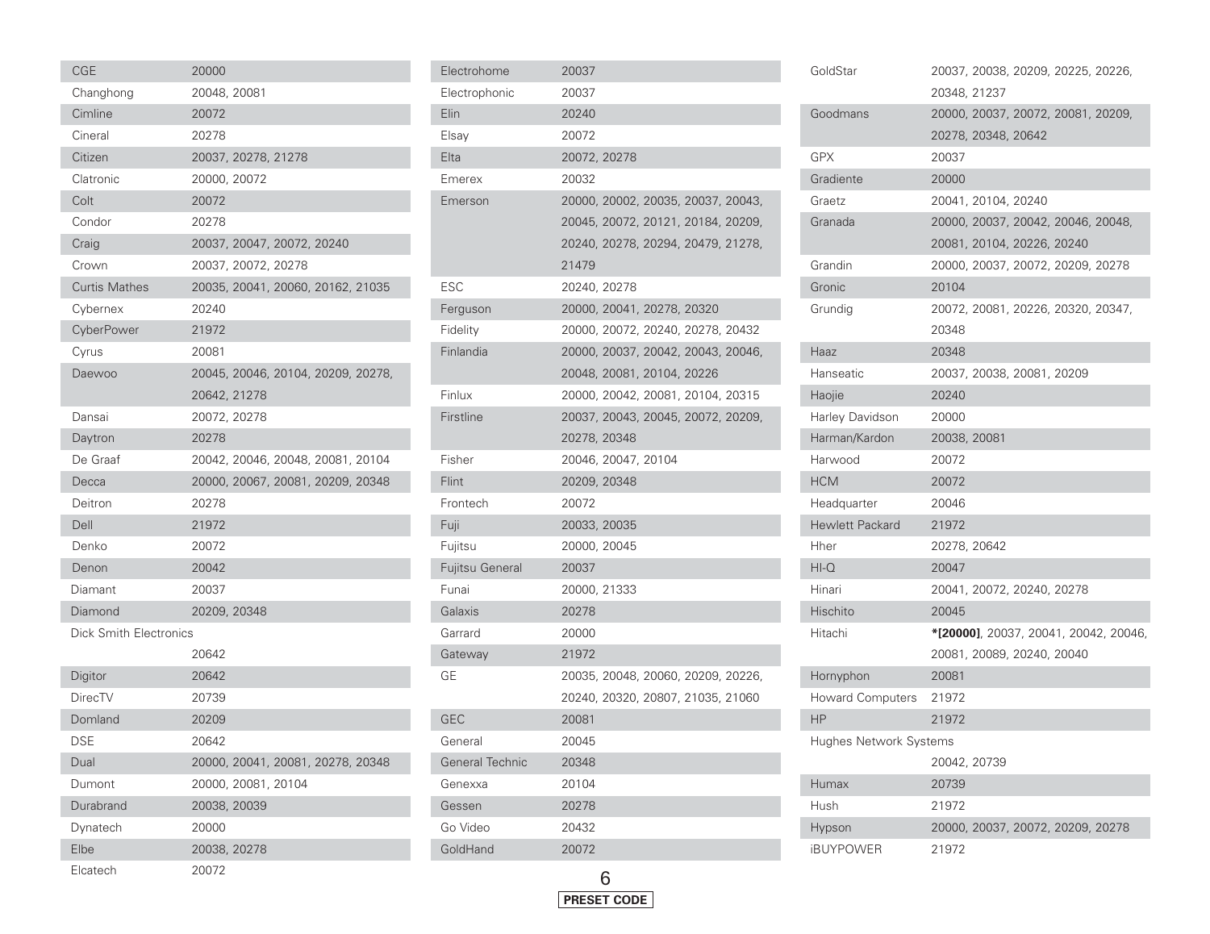| | |
|---|---|
| CGE | 20000 |
| Changhong | 20048, 20081 |
| Cimline | 20072 |
| Cineral | 20278 |
| Citizen | 20037, 20278, 21278 |
| Clatronic | 20000, 20072 |
| Colt | 20072 |
| Condor | 20278 |
| Craig | 20037, 20047, 20072, 20240 |
| Crown | 20037, 20072, 20278 |
| Curtis Mathes | 20035, 20041, 20060, 20162, 21035 |
| Cybernex | 20240 |
| CyberPower | 21972 |
| Cyrus | 20081 |
| Daewoo | 20045, 20046, 20104, 20209, 20278, 20642, 21278 |
| Dansai | 20072, 20278 |
| Daytron | 20278 |
| De Graaf | 20042, 20046, 20048, 20081, 20104 |
| Decca | 20000, 20067, 20081, 20209, 20348 |
| Deitron | 20278 |
| Dell | 21972 |
| Denko | 20072 |
| Denon | 20042 |
| Diamant | 20037 |
| Diamond | 20209, 20348 |
| Dick Smith Electronics | 20642 |
| Digitor | 20642 |
| DirecTV | 20739 |
| Domland | 20209 |
| DSE | 20642 |
| Dual | 20000, 20041, 20081, 20278, 20348 |
| Dumont | 20000, 20081, 20104 |
| Durabrand | 20038, 20039 |
| Dynatech | 20000 |
| Elbe | 20038, 20278 |
| Elcatech | 20072 |
| Electrohome | 20037 |
| Electrophonic | 20037 |
| Elin | 20240 |
| Elsay | 20072 |
| Elta | 20072, 20278 |
| Emerex | 20032 |
| Emerson | 20000, 20002, 20035, 20037, 20043, 20045, 20072, 20121, 20184, 20209, 20240, 20278, 20294, 20479, 21278, 21479 |
| ESC | 20240, 20278 |
| Ferguson | 20000, 20041, 20278, 20320 |
| Fidelity | 20000, 20072, 20240, 20278, 20432 |
| Finlandia | 20000, 20037, 20042, 20043, 20046, 20048, 20081, 20104, 20226 |
| Finlux | 20000, 20042, 20081, 20104, 20315 |
| Firstline | 20037, 20043, 20045, 20072, 20209, 20278, 20348 |
| Fisher | 20046, 20047, 20104 |
| Flint | 20209, 20348 |
| Frontech | 20072 |
| Fuji | 20033, 20035 |
| Fujitsu | 20000, 20045 |
| Fujitsu General | 20037 |
| Funai | 20000, 21333 |
| Galaxis | 20278 |
| Garrard | 20000 |
| Gateway | 21972 |
| GE | 20035, 20048, 20060, 20209, 20226, 20240, 20320, 20807, 21035, 21060 |
| GEC | 20081 |
| General | 20045 |
| General Technic | 20348 |
| Genexxa | 20104 |
| Gessen | 20278 |
| Go Video | 20432 |
| GoldHand | 20072 |
| GoldStar | 20037, 20038, 20209, 20225, 20226, 20348, 21237 |
| Goodmans | 20000, 20037, 20072, 20081, 20209, 20278, 20348, 20642 |
| GPX | 20037 |
| Gradiente | 20000 |
| Graetz | 20041, 20104, 20240 |
| Granada | 20000, 20037, 20042, 20046, 20048, 20081, 20104, 20226, 20240 |
| Grandin | 20000, 20037, 20072, 20209, 20278 |
| Gronic | 20104 |
| Grundig | 20072, 20081, 20226, 20320, 20347, 20348 |
| Haaz | 20348 |
| Hanseatic | 20037, 20038, 20081, 20209 |
| Haojie | 20240 |
| Harley Davidson | 20000 |
| Harman/Kardon | 20038, 20081 |
| Harwood | 20072 |
| HCM | 20072 |
| Headquarter | 20046 |
| Hewlett Packard | 21972 |
| Hher | 20278, 20642 |
| HI-Q | 20047 |
| Hinari | 20041, 20072, 20240, 20278 |
| Hischito | 20045 |
| Hitachi | **\*[20000]**, 20037, 20041, 20042, 20046, 20081, 20089, 20240, 20040 |
| Hornyphon | 20081 |
| Howard Computers | 21972 |
| HP | 21972 |
| Hughes Network Systems | 20042, 20739 |
| Humax | 20739 |
| Hush | 21972 |
| Hypson | 20000, 20037, 20072, 20209, 20278 |
| iBUYPOWER | 21972 |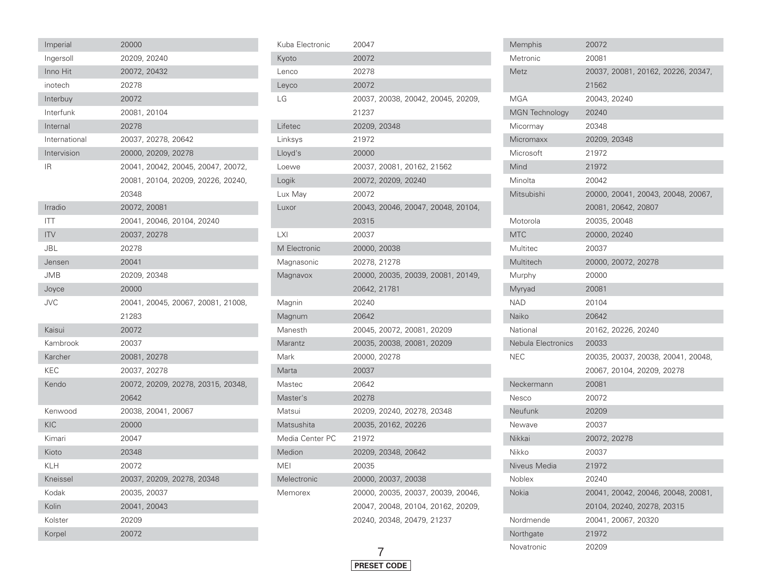| Brand | Code |
|---|---|
| Imperial | 20000 |
| Ingersoll | 20209, 20240 |
| Inno Hit | 20072, 20432 |
| inotech | 20278 |
| Interbuy | 20072 |
| Interfunk | 20081, 20104 |
| Internal | 20278 |
| International | 20037, 20278, 20642 |
| Intervision | 20000, 20209, 20278 |
| IR | 20041, 20042, 20045, 20047, 20072, 20081, 20104, 20209, 20226, 20240, 20348 |
| Irradio | 20072, 20081 |
| ITT | 20041, 20046, 20104, 20240 |
| ITV | 20037, 20278 |
| JBL | 20278 |
| Jensen | 20041 |
| JMB | 20209, 20348 |
| Joyce | 20000 |
| JVC | 20041, 20045, 20067, 20081, 21008, 21283 |
| Kaisui | 20072 |
| Kambrook | 20037 |
| Karcher | 20081, 20278 |
| KEC | 20037, 20278 |
| Kendo | 20072, 20209, 20278, 20315, 20348, 20642 |
| Kenwood | 20038, 20041, 20067 |
| KIC | 20000 |
| Kimari | 20047 |
| Kioto | 20348 |
| KLH | 20072 |
| Kneissel | 20037, 20209, 20278, 20348 |
| Kodak | 20035, 20037 |
| Kolin | 20041, 20043 |
| Kolster | 20209 |
| Korpel | 20072 |
| Kuba Electronic | 20047 |
| Kyoto | 20072 |
| Lenco | 20278 |
| Leyco | 20072 |
| LG | 20037, 20038, 20042, 20045, 20209, 21237 |
| Lifetec | 20209, 20348 |
| Linksys | 21972 |
| Lloyd's | 20000 |
| Loewe | 20037, 20081, 20162, 21562 |
| Logik | 20072, 20209, 20240 |
| Lux May | 20072 |
| Luxor | 20043, 20046, 20047, 20048, 20104, 20315 |
| LXI | 20037 |
| M Electronic | 20000, 20038 |
| Magnasonic | 20278, 21278 |
| Magnavox | 20000, 20035, 20039, 20081, 20149, 20642, 21781 |
| Magnin | 20240 |
| Magnum | 20642 |
| Manesth | 20045, 20072, 20081, 20209 |
| Marantz | 20035, 20038, 20081, 20209 |
| Mark | 20000, 20278 |
| Marta | 20037 |
| Mastec | 20642 |
| Master's | 20278 |
| Matsui | 20209, 20240, 20278, 20348 |
| Matsushita | 20035, 20162, 20226 |
| Media Center PC | 21972 |
| Medion | 20209, 20348, 20642 |
| MEI | 20035 |
| Melectronic | 20000, 20037, 20038 |
| Memorex | 20000, 20035, 20037, 20039, 20046, 20047, 20048, 20104, 20162, 20209, 20240, 20348, 20479, 21237 |
| Memphis | 20072 |
| Metronic | 20081 |
| Metz | 20037, 20081, 20162, 20226, 20347, 21562 |
| MGA | 20043, 20240 |
| MGN Technology | 20240 |
| Micormay | 20348 |
| Micromaxx | 20209, 20348 |
| Microsoft | 21972 |
| Mind | 21972 |
| Minolta | 20042 |
| Mitsubishi | 20000, 20041, 20043, 20048, 20067, 20081, 20642, 20807 |
| Motorola | 20035, 20048 |
| MTC | 20000, 20240 |
| Multitec | 20037 |
| Multitech | 20000, 20072, 20278 |
| Murphy | 20000 |
| Myryad | 20081 |
| NAD | 20104 |
| Naiko | 20642 |
| National | 20162, 20226, 20240 |
| Nebula Electronics | 20033 |
| NEC | 20035, 20037, 20038, 20041, 20048, 20067, 20104, 20209, 20278 |
| Neckermann | 20081 |
| Nesco | 20072 |
| Neufunk | 20209 |
| Newave | 20037 |
| Nikkai | 20072, 20278 |
| Nikko | 20037 |
| Niveus Media | 21972 |
| Noblex | 20240 |
| Nokia | 20041, 20042, 20046, 20048, 20081, 20104, 20240, 20278, 20315 |
| Nordmende | 20041, 20067, 20320 |
| Northgate | 21972 |
| Novatronic | 20209 |

PRESET CODE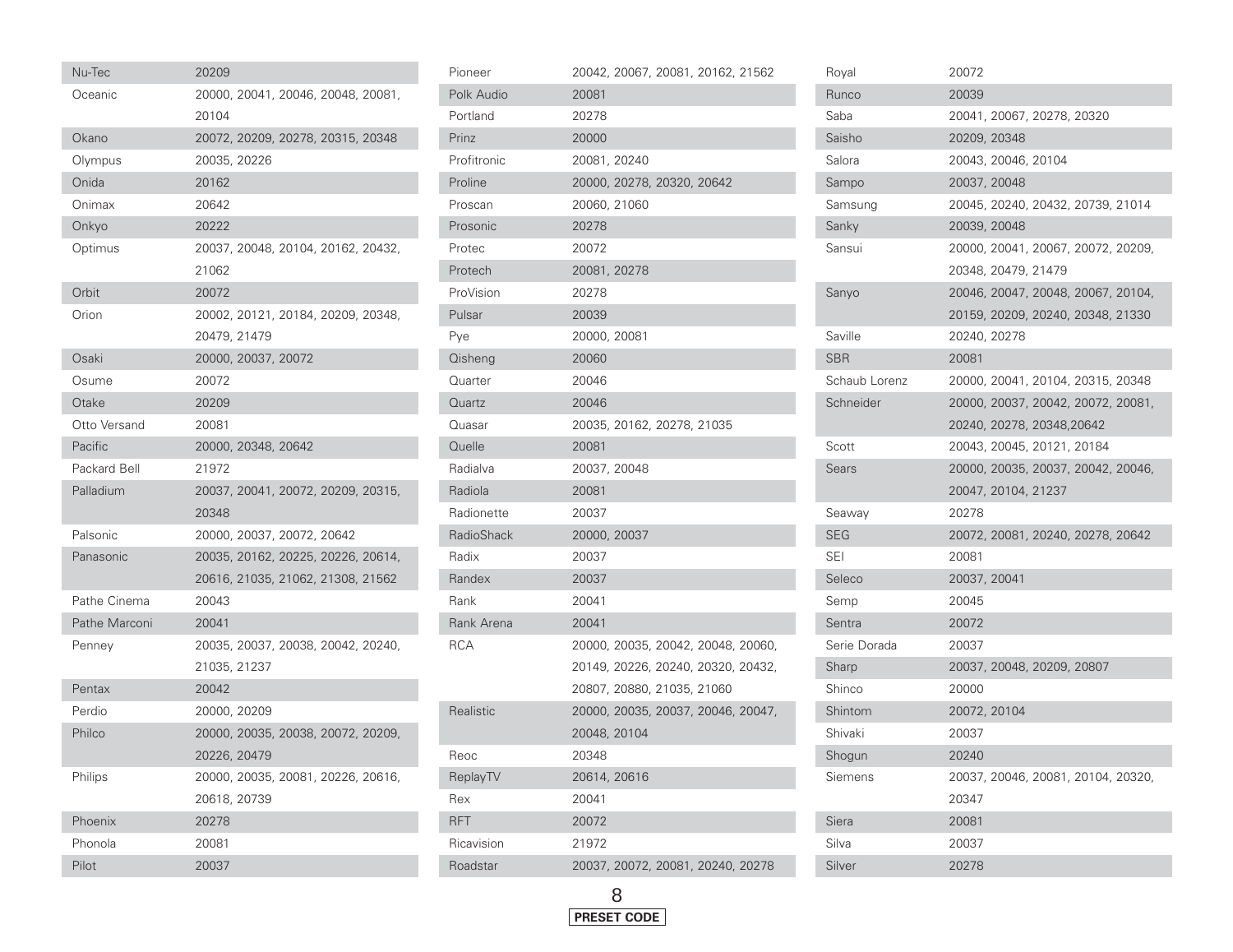| Brand | Codes |
|---|---|
| Nu-Tec | 20209 |
| Oceanic | 20000, 20041, 20046, 20048, 20081, 20104 |
| Okano | 20072, 20209, 20278, 20315, 20348 |
| Olympus | 20035, 20226 |
| Onida | 20162 |
| Onimax | 20642 |
| Onkyo | 20222 |
| Optimus | 20037, 20048, 20104, 20162, 20432, 21062 |
| Orbit | 20072 |
| Orion | 20002, 20121, 20184, 20209, 20348, 20479, 21479 |
| Osaki | 20000, 20037, 20072 |
| Osume | 20072 |
| Otake | 20209 |
| Otto Versand | 20081 |
| Pacific | 20000, 20348, 20642 |
| Packard Bell | 21972 |
| Palladium | 20037, 20041, 20072, 20209, 20315, 20348 |
| Palsonic | 20000, 20037, 20072, 20642 |
| Panasonic | 20035, 20162, 20225, 20226, 20614, 20616, 21035, 21062, 21308, 21562 |
| Pathe Cinema | 20043 |
| Pathe Marconi | 20041 |
| Penney | 20035, 20037, 20038, 20042, 20240, 21035, 21237 |
| Pentax | 20042 |
| Perdio | 20000, 20209 |
| Philco | 20000, 20035, 20038, 20072, 20209, 20226, 20479 |
| Philips | 20000, 20035, 20081, 20226, 20616, 20618, 20739 |
| Phoenix | 20278 |
| Phonola | 20081 |
| Pilot | 20037 |
| Pioneer | 20042, 20067, 20081, 20162, 21562 |
| Polk Audio | 20081 |
| Portland | 20278 |
| Prinz | 20000 |
| Profitronic | 20081, 20240 |
| Proline | 20000, 20278, 20320, 20642 |
| Proscan | 20060, 21060 |
| Prosonic | 20278 |
| Protec | 20072 |
| Protech | 20081, 20278 |
| ProVision | 20278 |
| Pulsar | 20039 |
| Pye | 20000, 20081 |
| Qisheng | 20060 |
| Quarter | 20046 |
| Quartz | 20046 |
| Quasar | 20035, 20162, 20278, 21035 |
| Quelle | 20081 |
| Radialva | 20037, 20048 |
| Radiola | 20081 |
| Radionette | 20037 |
| RadioShack | 20000, 20037 |
| Radix | 20037 |
| Randex | 20037 |
| Rank | 20041 |
| Rank Arena | 20041 |
| RCA | 20000, 20035, 20042, 20048, 20060, 20149, 20226, 20240, 20320, 20432, 20807, 20880, 21035, 21060 |
| Realistic | 20000, 20035, 20037, 20046, 20047, 20048, 20104 |
| Reoc | 20348 |
| ReplayTV | 20614, 20616 |
| Rex | 20041 |
| RFT | 20072 |
| Ricavision | 21972 |
| Roadstar | 20037, 20072, 20081, 20240, 20278 |
| Royal | 20072 |
| Runco | 20039 |
| Saba | 20041, 20067, 20278, 20320 |
| Saisho | 20209, 20348 |
| Salora | 20043, 20046, 20104 |
| Sampo | 20037, 20048 |
| Samsung | 20045, 20240, 20432, 20739, 21014 |
| Sanky | 20039, 20048 |
| Sansui | 20000, 20041, 20067, 20072, 20209, 20348, 20479, 21479 |
| Sanyo | 20046, 20047, 20048, 20067, 20104, 20159, 20209, 20240, 20348, 21330 |
| Saville | 20240, 20278 |
| SBR | 20081 |
| Schaub Lorenz | 20000, 20041, 20104, 20315, 20348 |
| Schneider | 20000, 20037, 20042, 20072, 20081, 20240, 20278, 20348,20642 |
| Scott | 20043, 20045, 20121, 20184 |
| Sears | 20000, 20035, 20037, 20042, 20046, 20047, 20104, 21237 |
| Seaway | 20278 |
| SEG | 20072, 20081, 20240, 20278, 20642 |
| SEI | 20081 |
| Seleco | 20037, 20041 |
| Semp | 20045 |
| Sentra | 20072 |
| Serie Dorada | 20037 |
| Sharp | 20037, 20048, 20209, 20807 |
| Shinco | 20000 |
| Shintom | 20072, 20104 |
| Shivaki | 20037 |
| Shogun | 20240 |
| Siemens | 20037, 20046, 20081, 20104, 20320, 20347 |
| Siera | 20081 |
| Silva | 20037 |
| Silver | 20278 |

**PRESET CODE**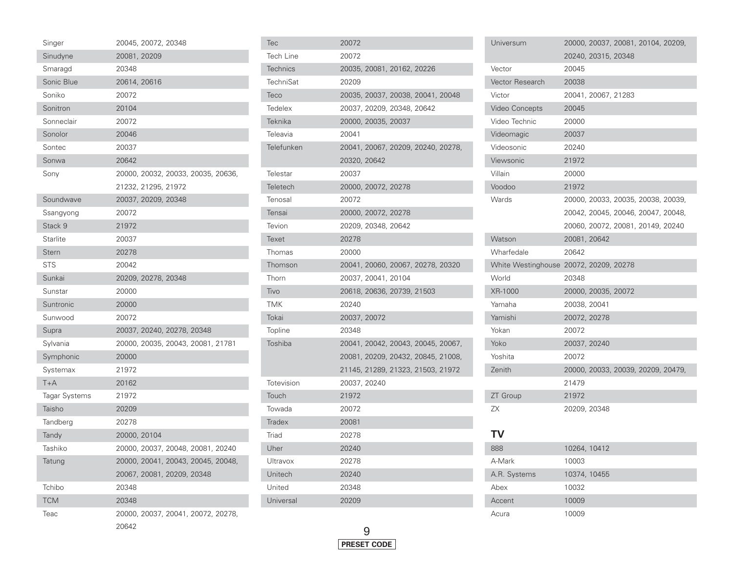| | |
|---|---|
| Singer | 20045, 20072, 20348 |
| Sinudyne | 20081, 20209 |
| Smaragd | 20348 |
| Sonic Blue | 20614, 20616 |
| Soniko | 20072 |
| Sonitron | 20104 |
| Sonneclair | 20072 |
| Sonolor | 20046 |
| Sontec | 20037 |
| Sonwa | 20642 |
| Sony | 20000, 20032, 20033, 20035, 20636, 21232, 21295, 21972 |
| Soundwave | 20037, 20209, 20348 |
| Ssangyong | 20072 |
| Stack 9 | 21972 |
| Starlite | 20037 |
| Stern | 20278 |
| STS | 20042 |
| Sunkai | 20209, 20278, 20348 |
| Sunstar | 20000 |
| Suntronic | 20000 |
| Sunwood | 20072 |
| Supra | 20037, 20240, 20278, 20348 |
| Sylvania | 20000, 20035, 20043, 20081, 21781 |
| Symphonic | 20000 |
| Systemax | 21972 |
| T+A | 20162 |
| Tagar Systems | 21972 |
| Taisho | 20209 |
| Tandberg | 20278 |
| Tandy | 20000, 20104 |
| Tashiko | 20000, 20037, 20048, 20081, 20240 |
| Tatung | 20000, 20041, 20043, 20045, 20048, 20067, 20081, 20209, 20348 |
| Tchibo | 20348 |
| TCM | 20348 |
| Teac | 20000, 20037, 20041, 20072, 20278, 20642 |
| Tec | 20072 |
| Tech Line | 20072 |
| Technics | 20035, 20081, 20162, 20226 |
| TechniSat | 20209 |
| Teco | 20035, 20037, 20038, 20041, 20048 |
| Tedelex | 20037, 20209, 20348, 20642 |
| Teknika | 20000, 20035, 20037 |
| Teleavia | 20041 |
| Telefunken | 20041, 20067, 20209, 20240, 20278, 20320, 20642 |
| Telestar | 20037 |
| Teletech | 20000, 20072, 20278 |
| Tenosal | 20072 |
| Tensai | 20000, 20072, 20278 |
| Tevion | 20209, 20348, 20642 |
| Texet | 20278 |
| Thomas | 20000 |
| Thomson | 20041, 20060, 20067, 20278, 20320 |
| Thorn | 20037, 20041, 20104 |
| Tivo | 20618, 20636, 20739, 21503 |
| TMK | 20240 |
| Tokai | 20037, 20072 |
| Topline | 20348 |
| Toshiba | 20041, 20042, 20043, 20045, 20067, 20081, 20209, 20432, 20845, 21008, 21145, 21289, 21323, 21503, 21972 |
| Totevision | 20037, 20240 |
| Touch | 21972 |
| Towada | 20072 |
| Tradex | 20081 |
| Triad | 20278 |
| Uher | 20240 |
| Ultravox | 20278 |
| Unitech | 20240 |
| United | 20348 |
| Universal | 20209 |
| Universum | 20000, 20037, 20081, 20104, 20209, 20240, 20315, 20348 |
| Vector | 20045 |
| Vector Research | 20038 |
| Victor | 20041, 20067, 21283 |
| Video Concepts | 20045 |
| Video Technic | 20000 |
| Videomagic | 20037 |
| Videosonic | 20240 |
| Viewsonic | 21972 |
| Villain | 20000 |
| Voodoo | 21972 |
| Wards | 20000, 20033, 20035, 20038, 20039, 20042, 20045, 20046, 20047, 20048, 20060, 20072, 20081, 20149, 20240 |
| Watson | 20081, 20642 |
| Wharfedale | 20642 |
| White Westinghouse | 20072, 20209, 20278 |
| World | 20348 |
| XR-1000 | 20000, 20035, 20072 |
| Yamaha | 20038, 20041 |
| Yamishi | 20072, 20278 |
| Yokan | 20072 |
| Yoko | 20037, 20240 |
| Yoshita | 20072 |
| Zenith | 20000, 20033, 20039, 20209, 20479, 21479 |
| ZT Group | 21972 |
| ZX | 20209, 20348 |

## TV

| | |
|---|---|
| 888 | 10264, 10412 |
| A-Mark | 10003 |
| A.R. Systems | 10374, 10455 |
| Abex | 10032 |
| Accent | 10009 |
| Acura | 10009 |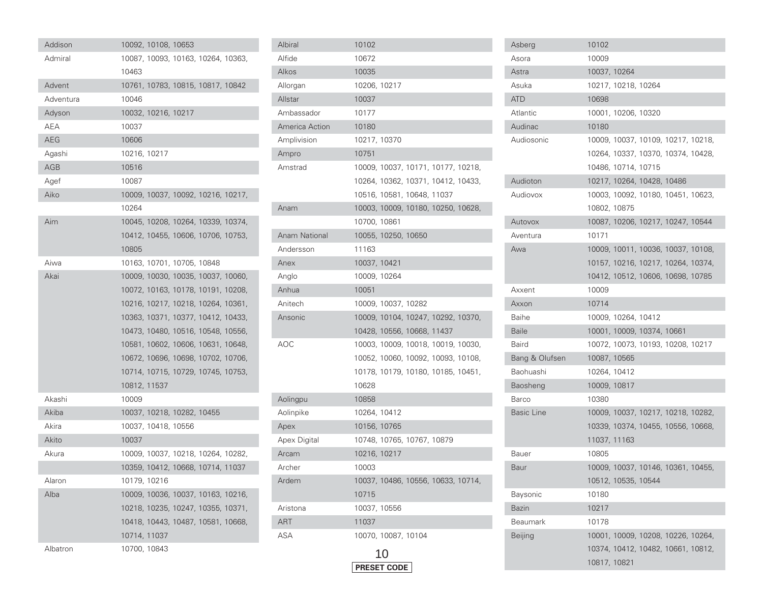| Brand | Code |
| --- | --- |
| Addison | 10092, 10108, 10653 |
| Admiral | 10087, 10093, 10163, 10264, 10363, 10463 |
| Advent | 10761, 10783, 10815, 10817, 10842 |
| Adventura | 10046 |
| Adyson | 10032, 10216, 10217 |
| AEA | 10037 |
| AEG | 10606 |
| Agashi | 10216, 10217 |
| AGB | 10516 |
| Agef | 10087 |
| Aiko | 10009, 10037, 10092, 10216, 10217, 10264 |
| Aim | 10045, 10208, 10264, 10339, 10374, 10412, 10455, 10606, 10706, 10753, 10805 |
| Aiwa | 10163, 10701, 10705, 10848 |
| Akai | 10009, 10030, 10035, 10037, 10060, 10072, 10163, 10178, 10191, 10208, 10216, 10217, 10218, 10264, 10361, 10363, 10371, 10377, 10412, 10433, 10473, 10480, 10516, 10548, 10556, 10581, 10602, 10606, 10631, 10648, 10672, 10696, 10698, 10702, 10706, 10714, 10715, 10729, 10745, 10753, 10812, 11537 |
| Akashi | 10009 |
| Akiba | 10037, 10218, 10282, 10455 |
| Akira | 10037, 10418, 10556 |
| Akito | 10037 |
| Akura | 10009, 10037, 10218, 10264, 10282, 10359, 10412, 10668, 10714, 11037 |
| Alaron | 10179, 10216 |
| Alba | 10009, 10036, 10037, 10163, 10216, 10218, 10235, 10247, 10355, 10371, 10418, 10443, 10487, 10581, 10668, 10714, 11037 |
| Albatron | 10700, 10843 |
| Albiral | 10102 |
| Alfide | 10672 |
| Alkos | 10035 |
| Allorgan | 10206, 10217 |
| Allstar | 10037 |
| Ambassador | 10177 |
| America Action | 10180 |
| Amplivision | 10217, 10370 |
| Ampro | 10751 |
| Amstrad | 10009, 10037, 10171, 10177, 10218, 10264, 10362, 10371, 10412, 10433, 10516, 10581, 10648, 11037 |
| Anam | 10003, 10009, 10180, 10250, 10628, 10700, 10861 |
| Anam National | 10055, 10250, 10650 |
| Andersson | 11163 |
| Anex | 10037, 10421 |
| Anglo | 10009, 10264 |
| Anhua | 10051 |
| Anitech | 10009, 10037, 10282 |
| Ansonic | 10009, 10104, 10247, 10292, 10370, 10428, 10556, 10668, 11437 |
| AOC | 10003, 10009, 10018, 10019, 10030, 10052, 10060, 10092, 10093, 10108, 10178, 10179, 10180, 10185, 10451, 10628 |
| Aolingpu | 10858 |
| Aolinpike | 10264, 10412 |
| Apex | 10156, 10765 |
| Apex Digital | 10748, 10765, 10767, 10879 |
| Arcam | 10216, 10217 |
| Archer | 10003 |
| Ardem | 10037, 10486, 10556, 10633, 10714, 10715 |
| Aristona | 10037, 10556 |
| ART | 11037 |
| ASA | 10070, 10087, 10104 |
| Asberg | 10102 |
| Asora | 10009 |
| Astra | 10037, 10264 |
| Asuka | 10217, 10218, 10264 |
| ATD | 10698 |
| Atlantic | 10001, 10206, 10320 |
| Audinac | 10180 |
| Audiosonic | 10009, 10037, 10109, 10217, 10218, 10264, 10337, 10370, 10374, 10428, 10486, 10714, 10715 |
| Audioton | 10217, 10264, 10428, 10486 |
| Audiovox | 10003, 10092, 10180, 10451, 10623, 10802, 10875 |
| Autovox | 10087, 10206, 10217, 10247, 10544 |
| Aventura | 10171 |
| Awa | 10009, 10011, 10036, 10037, 10108, 10157, 10216, 10217, 10264, 10374, 10412, 10512, 10606, 10698, 10785 |
| Axxent | 10009 |
| Axxon | 10714 |
| Baihe | 10009, 10264, 10412 |
| Baile | 10001, 10009, 10374, 10661 |
| Baird | 10072, 10073, 10193, 10208, 10217 |
| Bang & Olufsen | 10087, 10565 |
| Baohuashi | 10264, 10412 |
| Baosheng | 10009, 10817 |
| Barco | 10380 |
| Basic Line | 10009, 10037, 10217, 10218, 10282, 10339, 10374, 10455, 10556, 10668, 11037, 11163 |
| Bauer | 10805 |
| Baur | 10009, 10037, 10146, 10361, 10455, 10512, 10535, 10544 |
| Baysonic | 10180 |
| Bazin | 10217 |
| Beaumark | 10178 |
| Beijing | 10001, 10009, 10208, 10226, 10264, 10374, 10412, 10482, 10661, 10812, 10817, 10821 |

PRESET CODE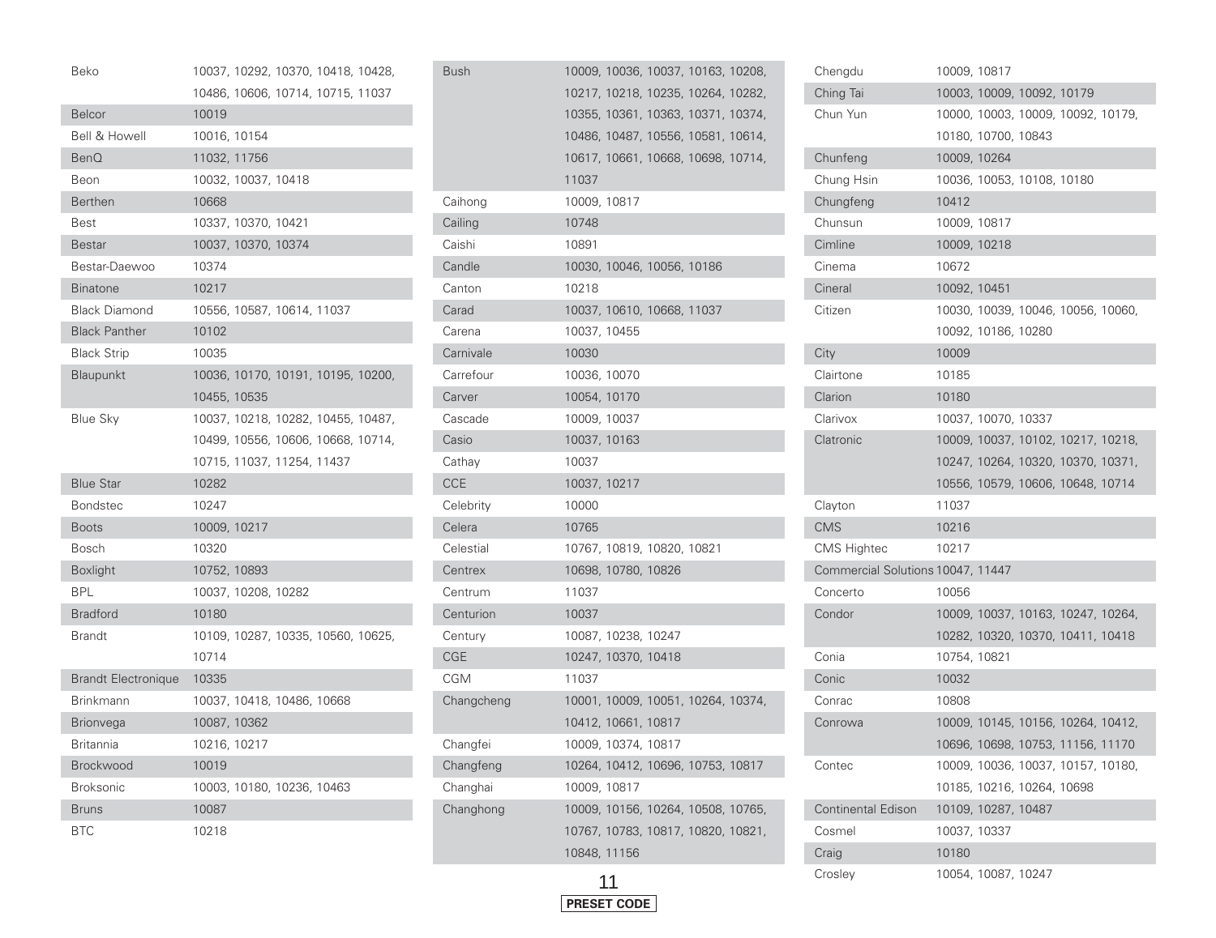| Brand | Code |
|---|---|
| Beko | 10037, 10292, 10370, 10418, 10428, 10486, 10606, 10714, 10715, 11037 |
| Belcor | 10019 |
| Bell & Howell | 10016, 10154 |
| BenQ | 11032, 11756 |
| Beon | 10032, 10037, 10418 |
| Berthen | 10668 |
| Best | 10337, 10370, 10421 |
| Bestar | 10037, 10370, 10374 |
| Bestar-Daewoo | 10374 |
| Binatone | 10217 |
| Black Diamond | 10556, 10587, 10614, 11037 |
| Black Panther | 10102 |
| Black Strip | 10035 |
| Blaupunkt | 10036, 10170, 10191, 10195, 10200, 10455, 10535 |
| Blue Sky | 10037, 10218, 10282, 10455, 10487, 10499, 10556, 10606, 10668, 10714, 10715, 11037, 11254, 11437 |
| Blue Star | 10282 |
| Bondstec | 10247 |
| Boots | 10009, 10217 |
| Bosch | 10320 |
| Boxlight | 10752, 10893 |
| BPL | 10037, 10208, 10282 |
| Bradford | 10180 |
| Brandt | 10109, 10287, 10335, 10560, 10625, 10714 |
| Brandt Electronique | 10335 |
| Brinkmann | 10037, 10418, 10486, 10668 |
| Brionvega | 10087, 10362 |
| Britannia | 10216, 10217 |
| Brockwood | 10019 |
| Broksonic | 10003, 10180, 10236, 10463 |
| Bruns | 10087 |
| BTC | 10218 |
| Bush | 10009, 10036, 10037, 10163, 10208, 10217, 10218, 10235, 10264, 10282, 10355, 10361, 10363, 10371, 10374, 10486, 10487, 10556, 10581, 10614, 10617, 10661, 10668, 10698, 10714, 11037 |
| Caihong | 10009, 10817 |
| Cailing | 10748 |
| Caishi | 10891 |
| Candle | 10030, 10046, 10056, 10186 |
| Canton | 10218 |
| Carad | 10037, 10610, 10668, 11037 |
| Carena | 10037, 10455 |
| Carnivale | 10030 |
| Carrefour | 10036, 10070 |
| Carver | 10054, 10170 |
| Cascade | 10009, 10037 |
| Casio | 10037, 10163 |
| Cathay | 10037 |
| CCE | 10037, 10217 |
| Celebrity | 10000 |
| Celera | 10765 |
| Celestial | 10767, 10819, 10820, 10821 |
| Centrex | 10698, 10780, 10826 |
| Centrum | 11037 |
| Centurion | 10037 |
| Century | 10087, 10238, 10247 |
| CGE | 10247, 10370, 10418 |
| CGM | 11037 |
| Changcheng | 10001, 10009, 10051, 10264, 10374, 10412, 10661, 10817 |
| Changfei | 10009, 10374, 10817 |
| Changfeng | 10264, 10412, 10696, 10753, 10817 |
| Changhai | 10009, 10817 |
| Changhong | 10009, 10156, 10264, 10508, 10765, 10767, 10783, 10817, 10820, 10821, 10848, 11156 |
| Chengdu | 10009, 10817 |
| Ching Tai | 10003, 10009, 10092, 10179 |
| Chun Yun | 10000, 10003, 10009, 10092, 10179, 10180, 10700, 10843 |
| Chunfeng | 10009, 10264 |
| Chung Hsin | 10036, 10053, 10108, 10180 |
| Chungfeng | 10412 |
| Chunsun | 10009, 10817 |
| Cimline | 10009, 10218 |
| Cinema | 10672 |
| Cineral | 10092, 10451 |
| Citizen | 10030, 10039, 10046, 10056, 10060, 10092, 10186, 10280 |
| City | 10009 |
| Clairtone | 10185 |
| Clarion | 10180 |
| Clarivox | 10037, 10070, 10337 |
| Clatronic | 10009, 10037, 10102, 10217, 10218, 10247, 10264, 10320, 10370, 10371, 10556, 10579, 10606, 10648, 10714 |
| Clayton | 11037 |
| CMS | 10216 |
| CMS Hightec | 10217 |
| Commercial Solutions | 10047, 11447 |
| Concerto | 10056 |
| Condor | 10009, 10037, 10163, 10247, 10264, 10282, 10320, 10370, 10411, 10418 |
| Conia | 10754, 10821 |
| Conic | 10032 |
| Conrac | 10808 |
| Conrowa | 10009, 10145, 10156, 10264, 10412, 10696, 10698, 10753, 11156, 11170 |
| Contec | 10009, 10036, 10037, 10157, 10180, 10185, 10216, 10264, 10698 |
| Continental Edison | 10109, 10287, 10487 |
| Cosmel | 10037, 10337 |
| Craig | 10180 |
| Crosley | 10054, 10087, 10247 |

PRESET CODE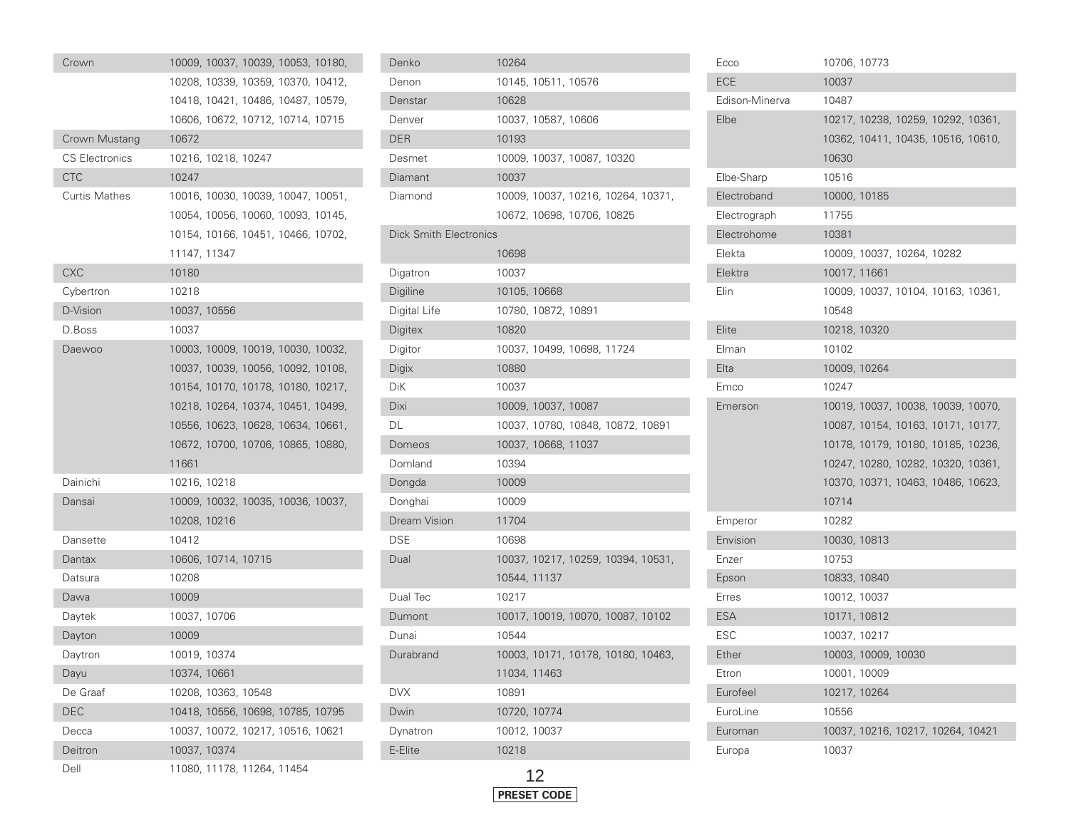| Brand | Codes |
|---|---|
| Crown | 10009, 10037, 10039, 10053, 10180, 10208, 10339, 10359, 10370, 10412, 10418, 10421, 10486, 10487, 10579, 10606, 10672, 10712, 10714, 10715 |
| Crown Mustang | 10672 |
| CS Electronics | 10216, 10218, 10247 |
| CTC | 10247 |
| Curtis Mathes | 10016, 10030, 10039, 10047, 10051, 10054, 10056, 10060, 10093, 10145, 10154, 10166, 10451, 10466, 10702, 11147, 11347 |
| CXC | 10180 |
| Cybertron | 10218 |
| D-Vision | 10037, 10556 |
| D.Boss | 10037 |
| Daewoo | 10003, 10009, 10019, 10030, 10032, 10037, 10039, 10056, 10092, 10108, 10154, 10170, 10178, 10180, 10217, 10218, 10264, 10374, 10451, 10499, 10556, 10623, 10628, 10634, 10661, 10672, 10700, 10706, 10865, 10880, 11661 |
| Dainichi | 10216, 10218 |
| Dansai | 10009, 10032, 10035, 10036, 10037, 10208, 10216 |
| Dansette | 10412 |
| Dantax | 10606, 10714, 10715 |
| Datsura | 10208 |
| Dawa | 10009 |
| Daytek | 10037, 10706 |
| Dayton | 10009 |
| Daytron | 10019, 10374 |
| Dayu | 10374, 10661 |
| De Graaf | 10208, 10363, 10548 |
| DEC | 10418, 10556, 10698, 10785, 10795 |
| Decca | 10037, 10072, 10217, 10516, 10621 |
| Deitron | 10037, 10374 |
| Dell | 11080, 11178, 11264, 11454 |
| Denko | 10264 |
| Denon | 10145, 10511, 10576 |
| Denstar | 10628 |
| Denver | 10037, 10587, 10606 |
| DER | 10193 |
| Desmet | 10009, 10037, 10087, 10320 |
| Diamant | 10037 |
| Diamond | 10009, 10037, 10216, 10264, 10371, 10672, 10698, 10706, 10825 |
| Dick Smith Electronics | 10698 |
| Digatron | 10037 |
| Digiline | 10105, 10668 |
| Digital Life | 10780, 10872, 10891 |
| Digitex | 10820 |
| Digitor | 10037, 10499, 10698, 11724 |
| Digix | 10880 |
| DiK | 10037 |
| Dixi | 10009, 10037, 10087 |
| DL | 10037, 10780, 10848, 10872, 10891 |
| Domeos | 10037, 10668, 11037 |
| Domland | 10394 |
| Dongda | 10009 |
| Donghai | 10009 |
| Dream Vision | 11704 |
| DSE | 10698 |
| Dual | 10037, 10217, 10259, 10394, 10531, 10544, 11137 |
| Dual Tec | 10217 |
| Dumont | 10017, 10019, 10070, 10087, 10102 |
| Dunai | 10544 |
| Durabrand | 10003, 10171, 10178, 10180, 10463, 11034, 11463 |
| DVX | 10891 |
| Dwin | 10720, 10774 |
| Dynatron | 10012, 10037 |
| E-Elite | 10218 |
| Ecco | 10706, 10773 |
| ECE | 10037 |
| Edison-Minerva | 10487 |
| Elbe | 10217, 10238, 10259, 10292, 10361, 10362, 10411, 10435, 10516, 10610, 10630 |
| Elbe-Sharp | 10516 |
| Electroband | 10000, 10185 |
| Electrograph | 11755 |
| Electrohome | 10381 |
| Elekta | 10009, 10037, 10264, 10282 |
| Elektra | 10017, 11661 |
| Elin | 10009, 10037, 10104, 10163, 10361, 10548 |
| Elite | 10218, 10320 |
| Elman | 10102 |
| Elta | 10009, 10264 |
| Emco | 10247 |
| Emerson | 10019, 10037, 10038, 10039, 10070, 10087, 10154, 10163, 10171, 10177, 10178, 10179, 10180, 10185, 10236, 10247, 10280, 10282, 10320, 10361, 10370, 10371, 10463, 10486, 10623, 10714 |
| Emperor | 10282 |
| Envision | 10030, 10813 |
| Enzer | 10753 |
| Epson | 10833, 10840 |
| Erres | 10012, 10037 |
| ESA | 10171, 10812 |
| ESC | 10037, 10217 |
| Ether | 10003, 10009, 10030 |
| Etron | 10001, 10009 |
| Eurofeel | 10217, 10264 |
| EuroLine | 10556 |
| Euroman | 10037, 10216, 10217, 10264, 10421 |
| Europa | 10037 |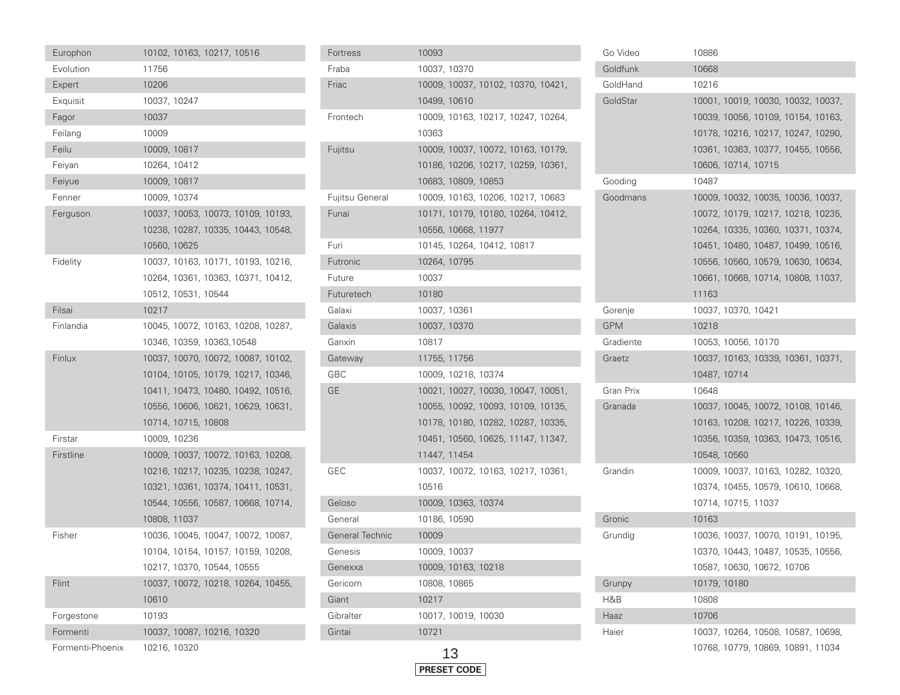| Brand | Code |
|---|---|
| Europhon | 10102, 10163, 10217, 10516 |
| Evolution | 11756 |
| Expert | 10206 |
| Exquisit | 10037, 10247 |
| Fagor | 10037 |
| Feilang | 10009 |
| Feilu | 10009, 10817 |
| Feiyan | 10264, 10412 |
| Feiyue | 10009, 10817 |
| Fenner | 10009, 10374 |
| Ferguson | 10037, 10053, 10073, 10109, 10193, 10238, 10287, 10335, 10443, 10548, 10560, 10625 |
| Fidelity | 10037, 10163, 10171, 10193, 10216, 10264, 10361, 10363, 10371, 10412, 10512, 10531, 10544 |
| Filsai | 10217 |
| Finlandia | 10045, 10072, 10163, 10208, 10287, 10346, 10359, 10363,10548 |
| Finlux | 10037, 10070, 10072, 10087, 10102, 10104, 10105, 10179, 10217, 10346, 10411, 10473, 10480, 10492, 10516, 10556, 10606, 10621, 10629, 10631, 10714, 10715, 10808 |
| Firstar | 10009, 10236 |
| Firstline | 10009, 10037, 10072, 10163, 10208, 10216, 10217, 10235, 10238, 10247, 10321, 10361, 10374, 10411, 10531, 10544, 10556, 10587, 10668, 10714, 10808, 11037 |
| Fisher | 10036, 10045, 10047, 10072, 10087, 10104, 10154, 10157, 10159, 10208, 10217, 10370, 10544, 10555 |
| Flint | 10037, 10072, 10218, 10264, 10455, 10610 |
| Forgestone | 10193 |
| Formenti | 10037, 10087, 10216, 10320 |
| Formenti-Phoenix | 10216, 10320 |
| Fortress | 10093 |
| Fraba | 10037, 10370 |
| Friac | 10009, 10037, 10102, 10370, 10421, 10499, 10610 |
| Frontech | 10009, 10163, 10217, 10247, 10264, 10363 |
| Fujitsu | 10009, 10037, 10072, 10163, 10179, 10186, 10206, 10217, 10259, 10361, 10683, 10809, 10853 |
| Fujitsu General | 10009, 10163, 10206, 10217, 10683 |
| Funai | 10171, 10179, 10180, 10264, 10412, 10556, 10668, 11977 |
| Furi | 10145, 10264, 10412, 10817 |
| Futronic | 10264, 10795 |
| Future | 10037 |
| Futuretech | 10180 |
| Galaxi | 10037, 10361 |
| Galaxis | 10037, 10370 |
| Ganxin | 10817 |
| Gateway | 11755, 11756 |
| GBC | 10009, 10218, 10374 |
| GE | 10021, 10027, 10030, 10047, 10051, 10055, 10092, 10093, 10109, 10135, 10178, 10180, 10282, 10287, 10335, 10451, 10560, 10625, 11147, 11347, 11447, 11454 |
| GEC | 10037, 10072, 10163, 10217, 10361, 10516 |
| Geloso | 10009, 10363, 10374 |
| General | 10186, 10590 |
| General Technic | 10009 |
| Genesis | 10009, 10037 |
| Genexxa | 10009, 10163, 10218 |
| Gericom | 10808, 10865 |
| Giant | 10217 |
| Gibralter | 10017, 10019, 10030 |
| Gintai | 10721 |
| Go Video | 10886 |
| Goldfunk | 10668 |
| GoldHand | 10216 |
| GoldStar | 10001, 10019, 10030, 10032, 10037, 10039, 10056, 10109, 10154, 10163, 10178, 10216, 10217, 10247, 10290, 10361, 10363, 10377, 10455, 10556, 10606, 10714, 10715 |
| Gooding | 10487 |
| Goodmans | 10009, 10032, 10035, 10036, 10037, 10072, 10179, 10217, 10218, 10235, 10264, 10335, 10360, 10371, 10374, 10451, 10480, 10487, 10499, 10516, 10556, 10560, 10579, 10630, 10634, 10661, 10668, 10714, 10808, 11037, 11163 |
| Gorenje | 10037, 10370, 10421 |
| GPM | 10218 |
| Gradiente | 10053, 10056, 10170 |
| Graetz | 10037, 10163, 10339, 10361, 10371, 10487, 10714 |
| Gran Prix | 10648 |
| Granada | 10037, 10045, 10072, 10108, 10146, 10163, 10208, 10217, 10226, 10339, 10356, 10359, 10363, 10473, 10516, 10548, 10560 |
| Grandin | 10009, 10037, 10163, 10282, 10320, 10374, 10455, 10579, 10610, 10668, 10714, 10715, 11037 |
| Gronic | 10163 |
| Grundig | 10036, 10037, 10070, 10191, 10195, 10370, 10443, 10487, 10535, 10556, 10587, 10630, 10672, 10706 |
| Grunpy | 10179, 10180 |
| H&B | 10808 |
| Haaz | 10706 |
| Haier | 10037, 10264, 10508, 10587, 10698, 10768, 10779, 10869, 10891, 11034 |

PRESET CODE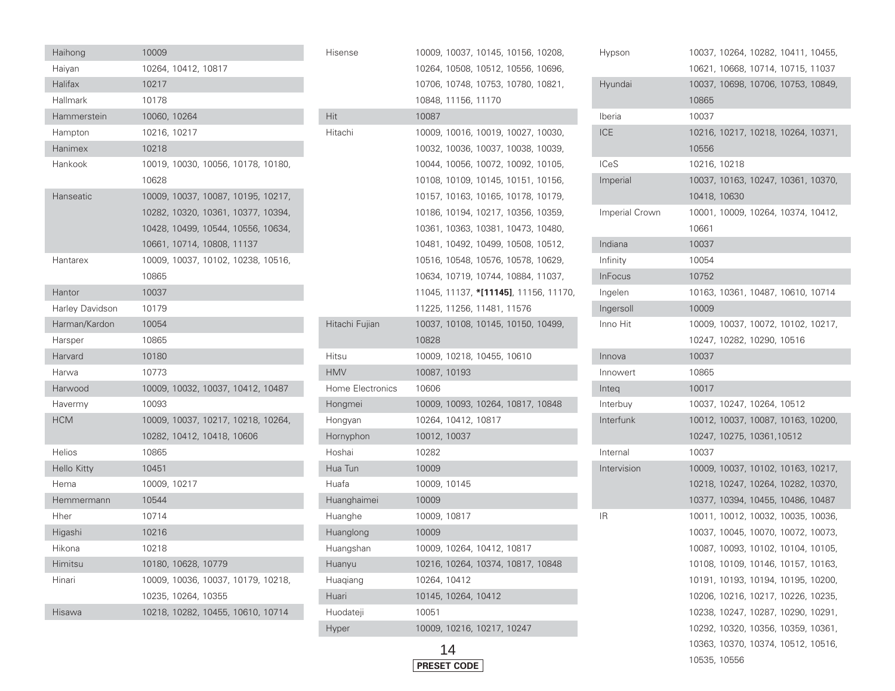| Brand | Code |
|---|---|
| Haihong | 10009 |
| Haiyan | 10264, 10412, 10817 |
| Halifax | 10217 |
| Hallmark | 10178 |
| Hammerstein | 10060, 10264 |
| Hampton | 10216, 10217 |
| Hanimex | 10218 |
| Hankook | 10019, 10030, 10056, 10178, 10180, 10628 |
| Hanseatic | 10009, 10037, 10087, 10195, 10217, 10282, 10320, 10361, 10377, 10394, 10428, 10499, 10544, 10556, 10634, 10661, 10714, 10808, 11137 |
| Hantarex | 10009, 10037, 10102, 10238, 10516, 10865 |
| Hantor | 10037 |
| Harley Davidson | 10179 |
| Harman/Kardon | 10054 |
| Harsper | 10865 |
| Harvard | 10180 |
| Harwa | 10773 |
| Harwood | 10009, 10032, 10037, 10412, 10487 |
| Havermy | 10093 |
| HCM | 10009, 10037, 10217, 10218, 10264, 10282, 10412, 10418, 10606 |
| Helios | 10865 |
| Hello Kitty | 10451 |
| Hema | 10009, 10217 |
| Hemmermann | 10544 |
| Hher | 10714 |
| Higashi | 10216 |
| Hikona | 10218 |
| Himitsu | 10180, 10628, 10779 |
| Hinari | 10009, 10036, 10037, 10179, 10218, 10235, 10264, 10355 |
| Hisawa | 10218, 10282, 10455, 10610, 10714 |
| Hisense | 10009, 10037, 10145, 10156, 10208, 10264, 10508, 10512, 10556, 10696, 10706, 10748, 10753, 10780, 10821, 10848, 11156, 11170 |
| Hit | 10087 |
| Hitachi | 10009, 10016, 10019, 10027, 10030, 10032, 10036, 10037, 10038, 10039, 10044, 10056, 10072, 10092, 10105, 10108, 10109, 10145, 10151, 10156, 10157, 10163, 10165, 10178, 10179, 10186, 10194, 10217, 10356, 10359, 10361, 10363, 10381, 10473, 10480, 10481, 10492, 10499, 10508, 10512, 10516, 10548, 10576, 10578, 10629, 10634, 10719, 10744, 10884, 11037, 11045, 11137, **\*[11145]**, 11156, 11170, 11225, 11256, 11481, 11576 |
| Hitachi Fujian | 10037, 10108, 10145, 10150, 10499, 10828 |
| Hitsu | 10009, 10218, 10455, 10610 |
| HMV | 10087, 10193 |
| Home Electronics | 10606 |
| Hongmei | 10009, 10093, 10264, 10817, 10848 |
| Hongyan | 10264, 10412, 10817 |
| Hornyphon | 10012, 10037 |
| Hoshai | 10282 |
| Hua Tun | 10009 |
| Huafa | 10009, 10145 |
| Huanghaimei | 10009 |
| Huanghe | 10009, 10817 |
| Huanglong | 10009 |
| Huangshan | 10009, 10264, 10412, 10817 |
| Huanyu | 10216, 10264, 10374, 10817, 10848 |
| Huaqiang | 10264, 10412 |
| Huari | 10145, 10264, 10412 |
| Huodateji | 10051 |
| Hyper | 10009, 10216, 10217, 10247 |
| Hypson | 10037, 10264, 10282, 10411, 10455, 10621, 10668, 10714, 10715, 11037 |
| Hyundai | 10037, 10698, 10706, 10753, 10849, 10865 |
| Iberia | 10037 |
| ICE | 10216, 10217, 10218, 10264, 10371, 10556 |
| ICeS | 10216, 10218 |
| Imperial | 10037, 10163, 10247, 10361, 10370, 10418, 10630 |
| Imperial Crown | 10001, 10009, 10264, 10374, 10412, 10661 |
| Indiana | 10037 |
| Infinity | 10054 |
| InFocus | 10752 |
| Ingelen | 10163, 10361, 10487, 10610, 10714 |
| Ingersoll | 10009 |
| Inno Hit | 10009, 10037, 10072, 10102, 10217, 10247, 10282, 10290, 10516 |
| Innova | 10037 |
| Innowert | 10865 |
| Inteq | 10017 |
| Interbuy | 10037, 10247, 10264, 10512 |
| Interfunk | 10012, 10037, 10087, 10163, 10200, 10247, 10275, 10361,10512 |
| Internal | 10037 |
| Intervision | 10009, 10037, 10102, 10163, 10217, 10218, 10247, 10264, 10282, 10370, 10377, 10394, 10455, 10486, 10487 |
| IR | 10011, 10012, 10032, 10035, 10036, 10037, 10045, 10070, 10072, 10073, 10087, 10093, 10102, 10104, 10105, 10108, 10109, 10146, 10157, 10163, 10191, 10193, 10194, 10195, 10200, 10206, 10216, 10217, 10226, 10235, 10238, 10247, 10287, 10290, 10291, 10292, 10320, 10356, 10359, 10361, 10363, 10370, 10374, 10512, 10516, 10535, 10556 |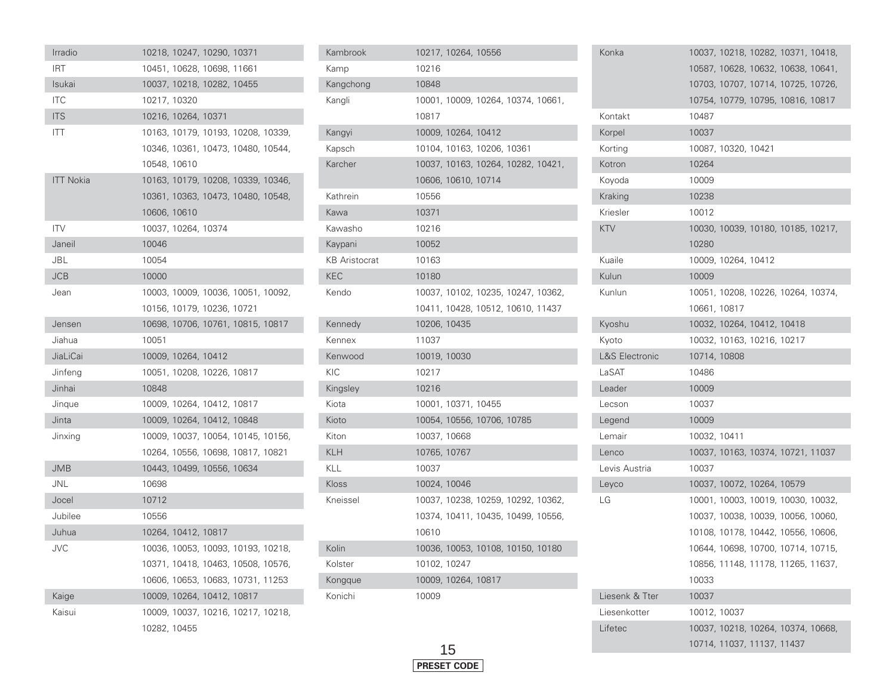| Brand | Code |
|---|---|
| Irradio | 10218, 10247, 10290, 10371 |
| IRT | 10451, 10628, 10698, 11661 |
| Isukai | 10037, 10218, 10282, 10455 |
| ITC | 10217, 10320 |
| ITS | 10216, 10264, 10371 |
| ITT | 10163, 10179, 10193, 10208, 10339, 10346, 10361, 10473, 10480, 10544, 10548, 10610 |
| ITT Nokia | 10163, 10179, 10208, 10339, 10346, 10361, 10363, 10473, 10480, 10548, 10606, 10610 |
| ITV | 10037, 10264, 10374 |
| Janeil | 10046 |
| JBL | 10054 |
| JCB | 10000 |
| Jean | 10003, 10009, 10036, 10051, 10092, 10156, 10179, 10236, 10721 |
| Jensen | 10698, 10706, 10761, 10815, 10817 |
| Jiahua | 10051 |
| JiaLiCai | 10009, 10264, 10412 |
| Jinfeng | 10051, 10208, 10226, 10817 |
| Jinhai | 10848 |
| Jinque | 10009, 10264, 10412, 10817 |
| Jinta | 10009, 10264, 10412, 10848 |
| Jinxing | 10009, 10037, 10054, 10145, 10156, 10264, 10556, 10698, 10817, 10821 |
| JMB | 10443, 10499, 10556, 10634 |
| JNL | 10698 |
| Jocel | 10712 |
| Jubilee | 10556 |
| Juhua | 10264, 10412, 10817 |
| JVC | 10036, 10053, 10093, 10193, 10218, 10371, 10418, 10463, 10508, 10576, 10606, 10653, 10683, 10731, 11253 |
| Kaige | 10009, 10264, 10412, 10817 |
| Kaisui | 10009, 10037, 10216, 10217, 10218, 10282, 10455 |
| Kambrook | 10217, 10264, 10556 |
| Kamp | 10216 |
| Kangchong | 10848 |
| Kangli | 10001, 10009, 10264, 10374, 10661, 10817 |
| Kangyi | 10009, 10264, 10412 |
| Kapsch | 10104, 10163, 10206, 10361 |
| Karcher | 10037, 10163, 10264, 10282, 10421, 10606, 10610, 10714 |
| Kathrein | 10556 |
| Kawa | 10371 |
| Kawasho | 10216 |
| Kaypani | 10052 |
| KB Aristocrat | 10163 |
| KEC | 10180 |
| Kendo | 10037, 10102, 10235, 10247, 10362, 10411, 10428, 10512, 10610, 11437 |
| Kennedy | 10206, 10435 |
| Kennex | 11037 |
| Kenwood | 10019, 10030 |
| KIC | 10217 |
| Kingsley | 10216 |
| Kiota | 10001, 10371, 10455 |
| Kioto | 10054, 10556, 10706, 10785 |
| Kiton | 10037, 10668 |
| KLH | 10765, 10767 |
| KLL | 10037 |
| Kloss | 10024, 10046 |
| Kneissel | 10037, 10238, 10259, 10292, 10362, 10374, 10411, 10435, 10499, 10556, 10610 |
| Kolin | 10036, 10053, 10108, 10150, 10180 |
| Kolster | 10102, 10247 |
| Kongque | 10009, 10264, 10817 |
| Konichi | 10009 |
| Konka | 10037, 10218, 10282, 10371, 10418, 10587, 10628, 10632, 10638, 10641, 10703, 10707, 10714, 10725, 10726, 10754, 10779, 10795, 10816, 10817 |
| Kontakt | 10487 |
| Korpel | 10037 |
| Korting | 10087, 10320, 10421 |
| Kotron | 10264 |
| Koyoda | 10009 |
| Kraking | 10238 |
| Kriesler | 10012 |
| KTV | 10030, 10039, 10180, 10185, 10217, 10280 |
| Kuaile | 10009, 10264, 10412 |
| Kulun | 10009 |
| Kunlun | 10051, 10208, 10226, 10264, 10374, 10661, 10817 |
| Kyoshu | 10032, 10264, 10412, 10418 |
| Kyoto | 10032, 10163, 10216, 10217 |
| L&S Electronic | 10714, 10808 |
| LaSAT | 10486 |
| Leader | 10009 |
| Lecson | 10037 |
| Legend | 10009 |
| Lemair | 10032, 10411 |
| Lenco | 10037, 10163, 10374, 10721, 11037 |
| Levis Austria | 10037 |
| Leyco | 10037, 10072, 10264, 10579 |
| LG | 10001, 10003, 10019, 10030, 10032, 10037, 10038, 10039, 10056, 10060, 10108, 10178, 10442, 10556, 10606, 10644, 10698, 10700, 10714, 10715, 10856, 11148, 11178, 11265, 11637, 10033 |
| Liesenk & Tter | 10037 |
| Liesenkotter | 10012, 10037 |
| Lifetec | 10037, 10218, 10264, 10374, 10668, 10714, 11037, 11137, 11437 |

PRESET CODE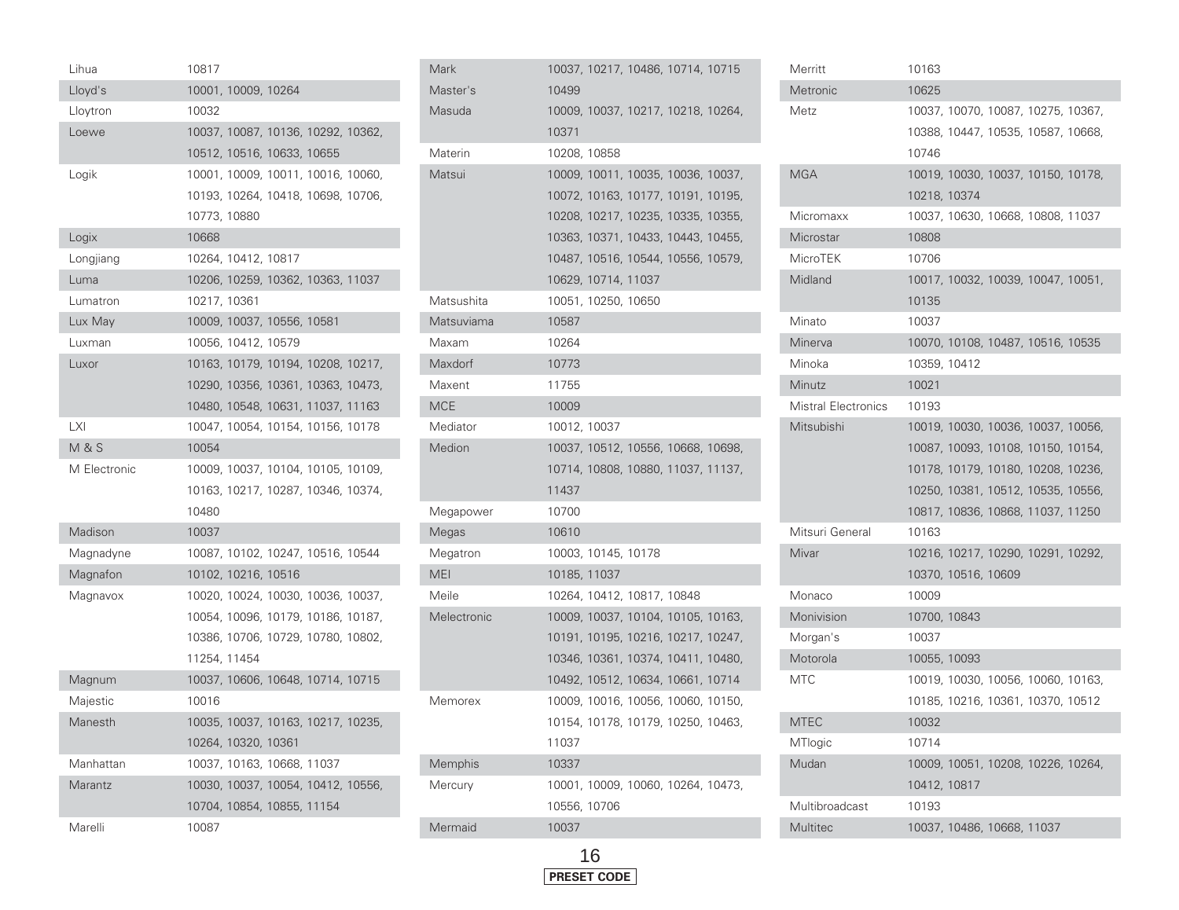| Brand | Code |
|---|---|
| Lihua | 10817 |
| Lloyd's | 10001, 10009, 10264 |
| Lloytron | 10032 |
| Loewe | 10037, 10087, 10136, 10292, 10362, 10512, 10516, 10633, 10655 |
| Logik | 10001, 10009, 10011, 10016, 10060, 10193, 10264, 10418, 10698, 10706, 10773, 10880 |
| Logix | 10668 |
| Longjiang | 10264, 10412, 10817 |
| Luma | 10206, 10259, 10362, 10363, 11037 |
| Lumatron | 10217, 10361 |
| Lux May | 10009, 10037, 10556, 10581 |
| Luxman | 10056, 10412, 10579 |
| Luxor | 10163, 10179, 10194, 10208, 10217, 10290, 10356, 10361, 10363, 10473, 10480, 10548, 10631, 11037, 11163 |
| LXI | 10047, 10054, 10154, 10156, 10178 |
| M & S | 10054 |
| M Electronic | 10009, 10037, 10104, 10105, 10109, 10163, 10217, 10287, 10346, 10374, 10480 |
| Madison | 10037 |
| Magnadyne | 10087, 10102, 10247, 10516, 10544 |
| Magnafon | 10102, 10216, 10516 |
| Magnavox | 10020, 10024, 10030, 10036, 10037, 10054, 10096, 10179, 10186, 10187, 10386, 10706, 10729, 10780, 10802, 11254, 11454 |
| Magnum | 10037, 10606, 10648, 10714, 10715 |
| Majestic | 10016 |
| Manesth | 10035, 10037, 10163, 10217, 10235, 10264, 10320, 10361 |
| Manhattan | 10037, 10163, 10668, 11037 |
| Marantz | 10030, 10037, 10054, 10412, 10556, 10704, 10854, 10855, 11154 |
| Marelli | 10087 |
| Mark | 10037, 10217, 10486, 10714, 10715 |
| Master's | 10499 |
| Masuda | 10009, 10037, 10217, 10218, 10264, 10371 |
| Materin | 10208, 10858 |
| Matsui | 10009, 10011, 10035, 10036, 10037, 10072, 10163, 10177, 10191, 10195, 10208, 10217, 10235, 10335, 10355, 10363, 10371, 10433, 10443, 10455, 10487, 10516, 10544, 10556, 10579, 10629, 10714, 11037 |
| Matsushita | 10051, 10250, 10650 |
| Matsuviama | 10587 |
| Maxam | 10264 |
| Maxdorf | 10773 |
| Maxent | 11755 |
| MCE | 10009 |
| Mediator | 10012, 10037 |
| Medion | 10037, 10512, 10556, 10668, 10698, 10714, 10808, 10880, 11037, 11137, 11437 |
| Megapower | 10700 |
| Megas | 10610 |
| Megatron | 10003, 10145, 10178 |
| MEI | 10185, 11037 |
| Meile | 10264, 10412, 10817, 10848 |
| Melectronic | 10009, 10037, 10104, 10105, 10163, 10191, 10195, 10216, 10217, 10247, 10346, 10361, 10374, 10411, 10480, 10492, 10512, 10634, 10661, 10714 |
| Memorex | 10009, 10016, 10056, 10060, 10150, 10154, 10178, 10179, 10250, 10463, 11037 |
| Memphis | 10337 |
| Mercury | 10001, 10009, 10060, 10264, 10473, 10556, 10706 |
| Mermaid | 10037 |
| Merritt | 10163 |
| Metronic | 10625 |
| Metz | 10037, 10070, 10087, 10275, 10367, 10388, 10447, 10535, 10587, 10668, 10746 |
| MGA | 10019, 10030, 10037, 10150, 10178, 10218, 10374 |
| Micromaxx | 10037, 10630, 10668, 10808, 11037 |
| Microstar | 10808 |
| MicroTEK | 10706 |
| Midland | 10017, 10032, 10039, 10047, 10051, 10135 |
| Minato | 10037 |
| Minerva | 10070, 10108, 10487, 10516, 10535 |
| Minoka | 10359, 10412 |
| Minutz | 10021 |
| Mistral Electronics | 10193 |
| Mitsubishi | 10019, 10030, 10036, 10037, 10056, 10087, 10093, 10108, 10150, 10154, 10178, 10179, 10180, 10208, 10236, 10250, 10381, 10512, 10535, 10556, 10817, 10836, 10868, 11037, 11250 |
| Mitsuri General | 10163 |
| Mivar | 10216, 10217, 10290, 10291, 10292, 10370, 10516, 10609 |
| Monaco | 10009 |
| Monivision | 10700, 10843 |
| Morgan's | 10037 |
| Motorola | 10055, 10093 |
| MTC | 10019, 10030, 10056, 10060, 10163, 10185, 10216, 10361, 10370, 10512 |
| MTEC | 10032 |
| MTlogic | 10714 |
| Mudan | 10009, 10051, 10208, 10226, 10264, 10412, 10817 |
| Multibroadcast | 10193 |
| Multitec | 10037, 10486, 10668, 11037 |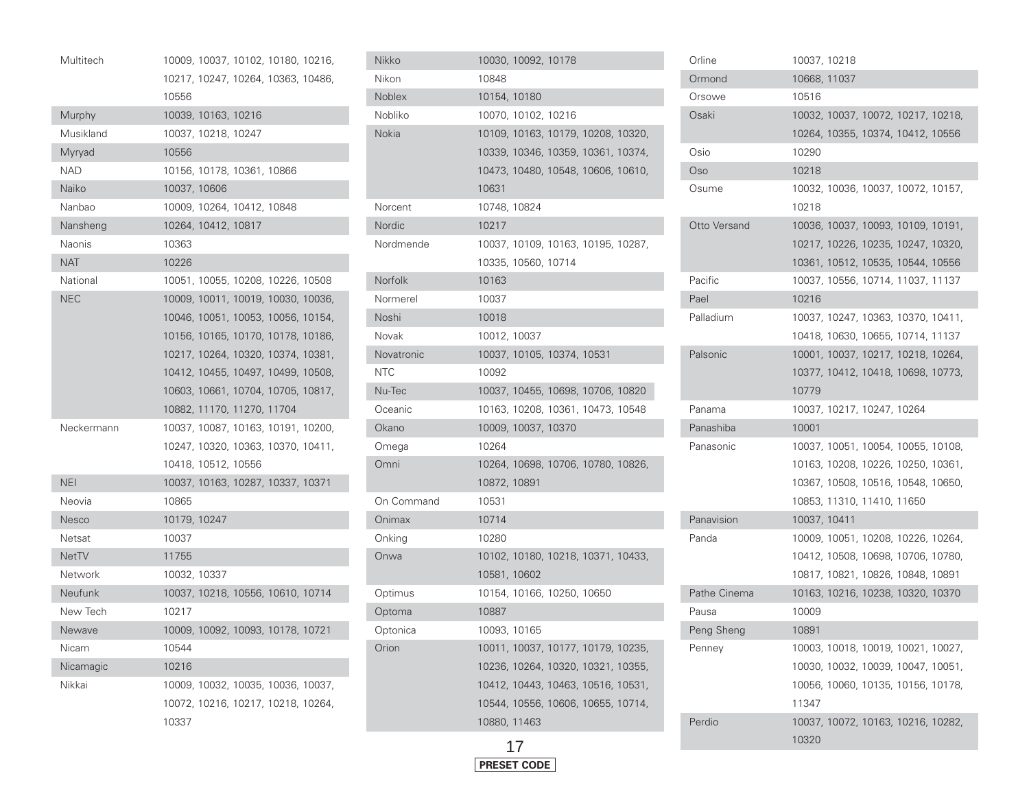| Brand | Codes |
|---|---|
| Multitech | 10009, 10037, 10102, 10180, 10216, 10217, 10247, 10264, 10363, 10486, 10556 |
| Murphy | 10039, 10163, 10216 |
| Musikland | 10037, 10218, 10247 |
| Myryad | 10556 |
| NAD | 10156, 10178, 10361, 10866 |
| Naiko | 10037, 10606 |
| Nanbao | 10009, 10264, 10412, 10848 |
| Nansheng | 10264, 10412, 10817 |
| Naonis | 10363 |
| NAT | 10226 |
| National | 10051, 10055, 10208, 10226, 10508 |
| NEC | 10009, 10011, 10019, 10030, 10036, 10046, 10051, 10053, 10056, 10154, 10156, 10165, 10170, 10178, 10186, 10217, 10264, 10320, 10374, 10381, 10412, 10455, 10497, 10499, 10508, 10603, 10661, 10704, 10705, 10817, 10882, 11170, 11270, 11704 |
| Neckermann | 10037, 10087, 10163, 10191, 10200, 10247, 10320, 10363, 10370, 10411, 10418, 10512, 10556 |
| NEI | 10037, 10163, 10287, 10337, 10371 |
| Neovia | 10865 |
| Nesco | 10179, 10247 |
| Netsat | 10037 |
| NetTV | 11755 |
| Network | 10032, 10337 |
| Neufunk | 10037, 10218, 10556, 10610, 10714 |
| New Tech | 10217 |
| Newave | 10009, 10092, 10093, 10178, 10721 |
| Nicam | 10544 |
| Nicamagic | 10216 |
| Nikkai | 10009, 10032, 10035, 10036, 10037, 10072, 10216, 10217, 10218, 10264, 10337 |
| Nikko | 10030, 10092, 10178 |
| Nikon | 10848 |
| Noblex | 10154, 10180 |
| Nobliko | 10070, 10102, 10216 |
| Nokia | 10109, 10163, 10179, 10208, 10320, 10339, 10346, 10359, 10361, 10374, 10473, 10480, 10548, 10606, 10610, 10631 |
| Norcent | 10748, 10824 |
| Nordic | 10217 |
| Nordmende | 10037, 10109, 10163, 10195, 10287, 10335, 10560, 10714 |
| Norfolk | 10163 |
| Normerel | 10037 |
| Noshi | 10018 |
| Novak | 10012, 10037 |
| Novatronic | 10037, 10105, 10374, 10531 |
| NTC | 10092 |
| Nu-Tec | 10037, 10455, 10698, 10706, 10820 |
| Oceanic | 10163, 10208, 10361, 10473, 10548 |
| Okano | 10009, 10037, 10370 |
| Omega | 10264 |
| Omni | 10264, 10698, 10706, 10780, 10826, 10872, 10891 |
| On Command | 10531 |
| Onimax | 10714 |
| Onking | 10280 |
| Onwa | 10102, 10180, 10218, 10371, 10433, 10581, 10602 |
| Optimus | 10154, 10166, 10250, 10650 |
| Optoma | 10887 |
| Optonica | 10093, 10165 |
| Orion | 10011, 10037, 10177, 10179, 10235, 10236, 10264, 10320, 10321, 10355, 10412, 10443, 10463, 10516, 10531, 10544, 10556, 10606, 10655, 10714, 10880, 11463 |
| Orline | 10037, 10218 |
| Ormond | 10668, 11037 |
| Orsowe | 10516 |
| Osaki | 10032, 10037, 10072, 10217, 10218, 10264, 10355, 10374, 10412, 10556 |
| Osio | 10290 |
| Oso | 10218 |
| Osume | 10032, 10036, 10037, 10072, 10157, 10218 |
| Otto Versand | 10036, 10037, 10093, 10109, 10191, 10217, 10226, 10235, 10247, 10320, 10361, 10512, 10535, 10544, 10556 |
| Pacific | 10037, 10556, 10714, 11037, 11137 |
| Pael | 10216 |
| Palladium | 10037, 10247, 10363, 10370, 10411, 10418, 10630, 10655, 10714, 11137 |
| Palsonic | 10001, 10037, 10217, 10218, 10264, 10377, 10412, 10418, 10698, 10773, 10779 |
| Panama | 10037, 10217, 10247, 10264 |
| Panashiba | 10001 |
| Panasonic | 10037, 10051, 10054, 10055, 10108, 10163, 10208, 10226, 10250, 10361, 10367, 10508, 10516, 10548, 10650, 10853, 11310, 11410, 11650 |
| Panavision | 10037, 10411 |
| Panda | 10009, 10051, 10208, 10226, 10264, 10412, 10508, 10698, 10706, 10780, 10817, 10821, 10826, 10848, 10891 |
| Pathe Cinema | 10163, 10216, 10238, 10320, 10370 |
| Pausa | 10009 |
| Peng Sheng | 10891 |
| Penney | 10003, 10018, 10019, 10021, 10027, 10030, 10032, 10039, 10047, 10051, 10056, 10060, 10135, 10156, 10178, 11347 |
| Perdio | 10037, 10072, 10163, 10216, 10282, 10320 |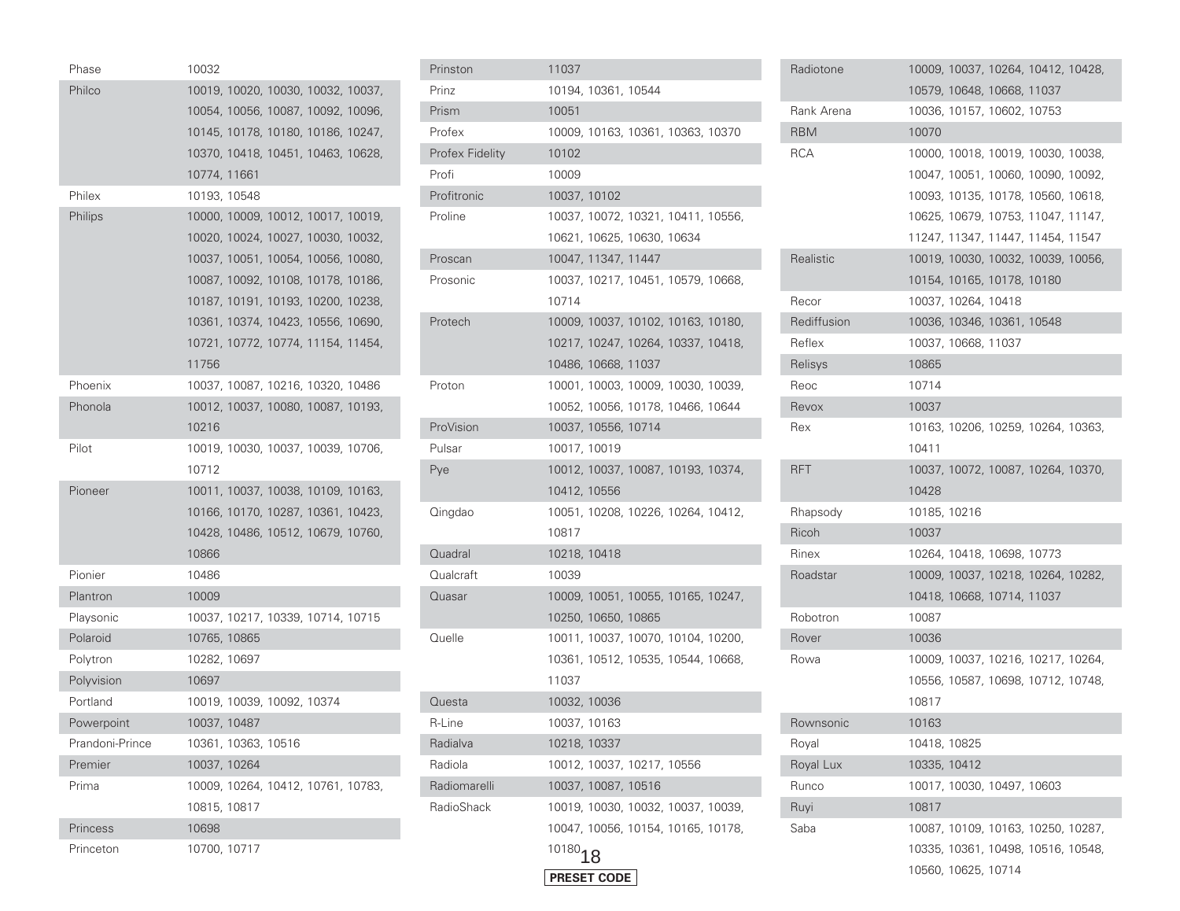| Brand | Codes |
|---|---|
| Phase | 10032 |
| Philco | 10019, 10020, 10030, 10032, 10037, 10054, 10056, 10087, 10092, 10096, 10145, 10178, 10180, 10186, 10247, 10370, 10418, 10451, 10463, 10628, 10774, 11661 |
| Philex | 10193, 10548 |
| Philips | 10000, 10009, 10012, 10017, 10019, 10020, 10024, 10027, 10030, 10032, 10037, 10051, 10054, 10056, 10080, 10087, 10092, 10108, 10178, 10186, 10187, 10191, 10193, 10200, 10238, 10361, 10374, 10423, 10556, 10690, 10721, 10772, 10774, 11154, 11454, 11756 |
| Phoenix | 10037, 10087, 10216, 10320, 10486 |
| Phonola | 10012, 10037, 10080, 10087, 10193, 10216 |
| Pilot | 10019, 10030, 10037, 10039, 10706, 10712 |
| Pioneer | 10011, 10037, 10038, 10109, 10163, 10166, 10170, 10287, 10361, 10423, 10428, 10486, 10512, 10679, 10760, 10866 |
| Pionier | 10486 |
| Plantron | 10009 |
| Playsonic | 10037, 10217, 10339, 10714, 10715 |
| Polaroid | 10765, 10865 |
| Polytron | 10282, 10697 |
| Polyvision | 10697 |
| Portland | 10019, 10039, 10092, 10374 |
| Powerpoint | 10037, 10487 |
| Prandoni-Prince | 10361, 10363, 10516 |
| Premier | 10037, 10264 |
| Prima | 10009, 10264, 10412, 10761, 10783, 10815, 10817 |
| Princess | 10698 |
| Princeton | 10700, 10717 |
| Prinston | 11037 |
| Prinz | 10194, 10361, 10544 |
| Prism | 10051 |
| Profex | 10009, 10163, 10361, 10363, 10370 |
| Profex Fidelity | 10102 |
| Profi | 10009 |
| Profitronic | 10037, 10102 |
| Proline | 10037, 10072, 10321, 10411, 10556, 10621, 10625, 10630, 10634 |
| Proscan | 10047, 11347, 11447 |
| Prosonic | 10037, 10217, 10451, 10579, 10668, 10714 |
| Protech | 10009, 10037, 10102, 10163, 10180, 10217, 10247, 10264, 10337, 10418, 10486, 10668, 11037 |
| Proton | 10001, 10003, 10009, 10030, 10039, 10052, 10056, 10178, 10466, 10644 |
| ProVision | 10037, 10556, 10714 |
| Pulsar | 10017, 10019 |
| Pye | 10012, 10037, 10087, 10193, 10374, 10412, 10556 |
| Qingdao | 10051, 10208, 10226, 10264, 10412, 10817 |
| Quadral | 10218, 10418 |
| Qualcraft | 10039 |
| Quasar | 10009, 10051, 10055, 10165, 10247, 10250, 10650, 10865 |
| Quelle | 10011, 10037, 10070, 10104, 10200, 10361, 10512, 10535, 10544, 10668, 11037 |
| Questa | 10032, 10036 |
| R-Line | 10037, 10163 |
| Radialva | 10218, 10337 |
| Radiola | 10012, 10037, 10217, 10556 |
| Radiomarelli | 10037, 10087, 10516 |
| RadioShack | 10019, 10030, 10032, 10037, 10039, 10047, 10056, 10154, 10165, 10178, 10180 |
| Radiotone | 10009, 10037, 10264, 10412, 10428, 10579, 10648, 10668, 11037 |
| Rank Arena | 10036, 10157, 10602, 10753 |
| RBM | 10070 |
| RCA | 10000, 10018, 10019, 10030, 10038, 10047, 10051, 10060, 10090, 10092, 10093, 10135, 10178, 10560, 10618, 10625, 10679, 10753, 11047, 11147, 11247, 11347, 11447, 11454, 11547 |
| Realistic | 10019, 10030, 10032, 10039, 10056, 10154, 10165, 10178, 10180 |
| Recor | 10037, 10264, 10418 |
| Rediffusion | 10036, 10346, 10361, 10548 |
| Reflex | 10037, 10668, 11037 |
| Relisys | 10865 |
| Reoc | 10714 |
| Revox | 10037 |
| Rex | 10163, 10206, 10259, 10264, 10363, 10411 |
| RFT | 10037, 10072, 10087, 10264, 10370, 10428 |
| Rhapsody | 10185, 10216 |
| Ricoh | 10037 |
| Rinex | 10264, 10418, 10698, 10773 |
| Roadstar | 10009, 10037, 10218, 10264, 10282, 10418, 10668, 10714, 11037 |
| Robotron | 10087 |
| Rover | 10036 |
| Rowa | 10009, 10037, 10216, 10217, 10264, 10556, 10587, 10698, 10712, 10748, 10817 |
| Rownsonic | 10163 |
| Royal | 10418, 10825 |
| Royal Lux | 10335, 10412 |
| Runco | 10017, 10030, 10497, 10603 |
| Ruyi | 10817 |
| Saba | 10087, 10109, 10163, 10250, 10287, 10335, 10361, 10498, 10516, 10548, 10560, 10625, 10714 |

**PRESET CODE**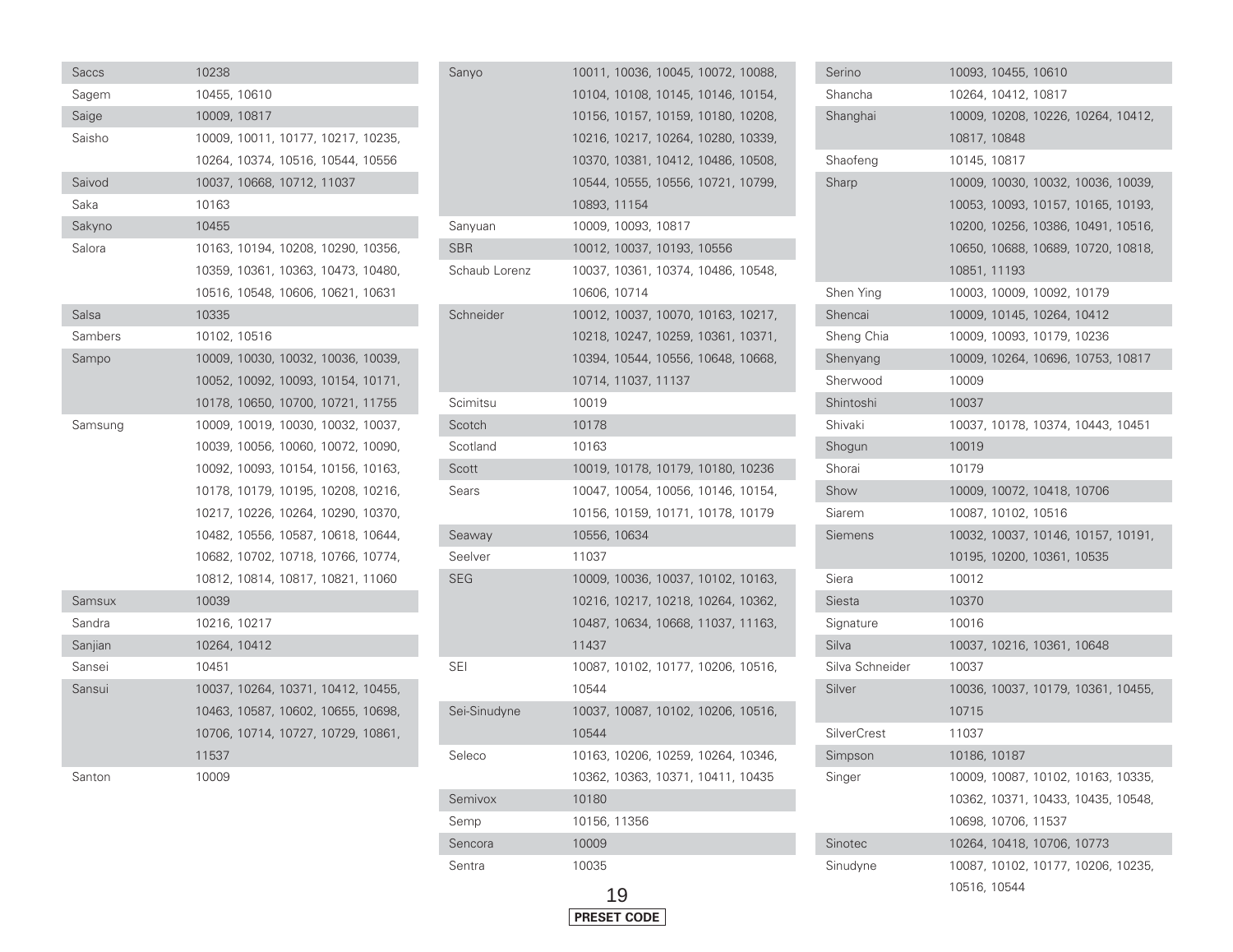| Brand | Codes |
|---|---|
| Saccs | 10238 |
| Sagem | 10455, 10610 |
| Saige | 10009, 10817 |
| Saisho | 10009, 10011, 10177, 10217, 10235, 10264, 10374, 10516, 10544, 10556 |
| Saivod | 10037, 10668, 10712, 11037 |
| Saka | 10163 |
| Sakyno | 10455 |
| Salora | 10163, 10194, 10208, 10290, 10356, 10359, 10361, 10363, 10473, 10480, 10516, 10548, 10606, 10621, 10631 |
| Salsa | 10335 |
| Sambers | 10102, 10516 |
| Sampo | 10009, 10030, 10032, 10036, 10039, 10052, 10092, 10093, 10154, 10171, 10178, 10650, 10700, 10721, 11755 |
| Samsung | 10009, 10019, 10030, 10032, 10037, 10039, 10056, 10060, 10072, 10090, 10092, 10093, 10154, 10156, 10163, 10178, 10179, 10195, 10208, 10216, 10217, 10226, 10264, 10290, 10370, 10482, 10556, 10587, 10618, 10644, 10682, 10702, 10718, 10766, 10774, 10812, 10814, 10817, 10821, 11060 |
| Samsux | 10039 |
| Sandra | 10216, 10217 |
| Sanjian | 10264, 10412 |
| Sansei | 10451 |
| Sansui | 10037, 10264, 10371, 10412, 10455, 10463, 10587, 10602, 10655, 10698, 10706, 10714, 10727, 10729, 10861, 11537 |
| Santon | 10009 |
| Sanyo | 10011, 10036, 10045, 10072, 10088, 10104, 10108, 10145, 10146, 10154, 10156, 10157, 10159, 10180, 10208, 10216, 10217, 10264, 10280, 10339, 10370, 10381, 10412, 10486, 10508, 10544, 10555, 10556, 10721, 10799, 10893, 11154 |
| Sanyuan | 10009, 10093, 10817 |
| SBR | 10012, 10037, 10193, 10556 |
| Schaub Lorenz | 10037, 10361, 10374, 10486, 10548, 10606, 10714 |
| Schneider | 10012, 10037, 10070, 10163, 10217, 10218, 10247, 10259, 10361, 10371, 10394, 10544, 10556, 10648, 10668, 10714, 11037, 11137 |
| Scimitsu | 10019 |
| Scotch | 10178 |
| Scotland | 10163 |
| Scott | 10019, 10178, 10179, 10180, 10236 |
| Sears | 10047, 10054, 10056, 10146, 10154, 10156, 10159, 10171, 10178, 10179 |
| Seaway | 10556, 10634 |
| Seelver | 11037 |
| SEG | 10009, 10036, 10037, 10102, 10163, 10216, 10217, 10218, 10264, 10362, 10487, 10634, 10668, 11037, 11163, 11437 |
| SEI | 10087, 10102, 10177, 10206, 10516, 10544 |
| Sei-Sinudyne | 10037, 10087, 10102, 10206, 10516, 10544 |
| Seleco | 10163, 10206, 10259, 10264, 10346, 10362, 10363, 10371, 10411, 10435 |
| Semivox | 10180 |
| Semp | 10156, 11356 |
| Sencora | 10009 |
| Sentra | 10035 |
| Serino | 10093, 10455, 10610 |
| Shancha | 10264, 10412, 10817 |
| Shanghai | 10009, 10208, 10226, 10264, 10412, 10817, 10848 |
| Shaofeng | 10145, 10817 |
| Sharp | 10009, 10030, 10032, 10036, 10039, 10053, 10093, 10157, 10165, 10193, 10200, 10256, 10386, 10491, 10516, 10650, 10688, 10689, 10720, 10818, 10851, 11193 |
| Shen Ying | 10003, 10009, 10092, 10179 |
| Shencai | 10009, 10145, 10264, 10412 |
| Sheng Chia | 10009, 10093, 10179, 10236 |
| Shenyang | 10009, 10264, 10696, 10753, 10817 |
| Sherwood | 10009 |
| Shintoshi | 10037 |
| Shivaki | 10037, 10178, 10374, 10443, 10451 |
| Shogun | 10019 |
| Shorai | 10179 |
| Show | 10009, 10072, 10418, 10706 |
| Siarem | 10087, 10102, 10516 |
| Siemens | 10032, 10037, 10146, 10157, 10191, 10195, 10200, 10361, 10535 |
| Siera | 10012 |
| Siesta | 10370 |
| Signature | 10016 |
| Silva | 10037, 10216, 10361, 10648 |
| Silva Schneider | 10037 |
| Silver | 10036, 10037, 10179, 10361, 10455, 10715 |
| SilverCrest | 11037 |
| Simpson | 10186, 10187 |
| Singer | 10009, 10087, 10102, 10163, 10335, 10362, 10371, 10433, 10435, 10548, 10698, 10706, 11537 |
| Sinotec | 10264, 10418, 10706, 10773 |
| Sinudyne | 10087, 10102, 10177, 10206, 10235, 10516, 10544 |

PRESET CODE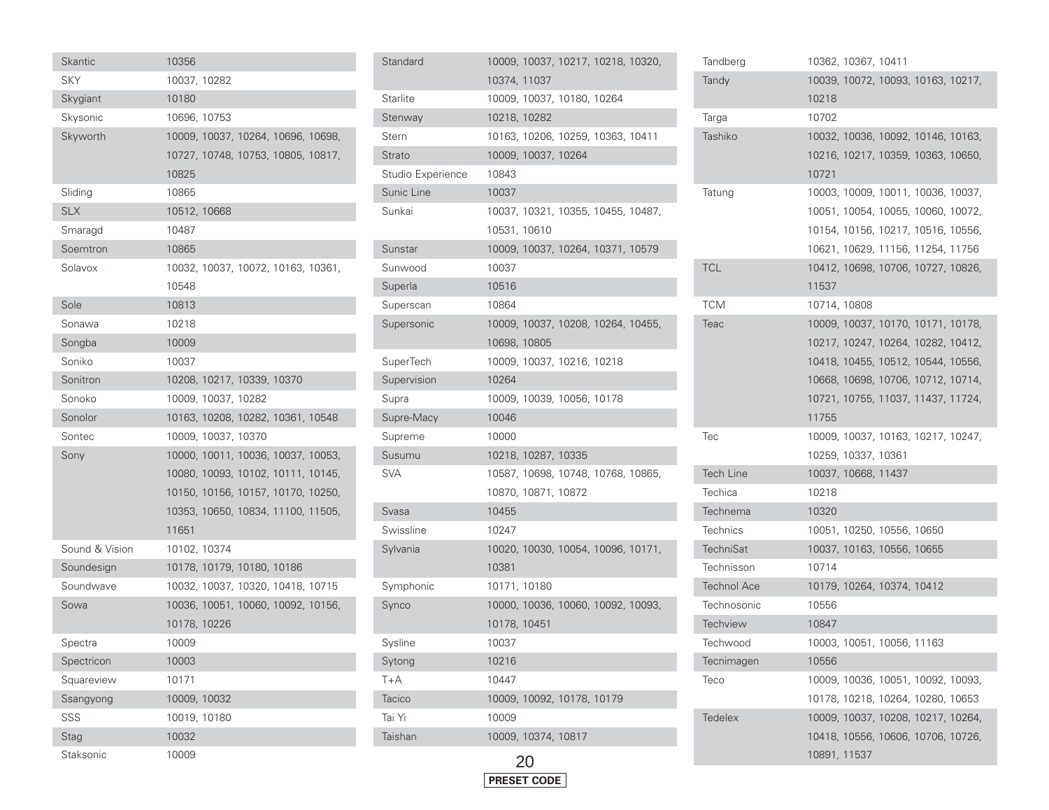| Brand | Code |
|---|---|
| Skantic | 10356 |
| SKY | 10037, 10282 |
| Skygiant | 10180 |
| Skysonic | 10696, 10753 |
| Skyworth | 10009, 10037, 10264, 10696, 10698, 10727, 10748, 10753, 10805, 10817, 10825 |
| Sliding | 10865 |
| SLX | 10512, 10668 |
| Smaragd | 10487 |
| Soemtron | 10865 |
| Solavox | 10032, 10037, 10072, 10163, 10361, 10548 |
| Sole | 10813 |
| Sonawa | 10218 |
| Songba | 10009 |
| Soniko | 10037 |
| Sonitron | 10208, 10217, 10339, 10370 |
| Sonoko | 10009, 10037, 10282 |
| Sonolor | 10163, 10208, 10282, 10361, 10548 |
| Sontec | 10009, 10037, 10370 |
| Sony | 10000, 10011, 10036, 10037, 10053, 10080, 10093, 10102, 10111, 10145, 10150, 10156, 10157, 10170, 10250, 10353, 10650, 10834, 11100, 11505, 11651 |
| Sound & Vision | 10102, 10374 |
| Soundesign | 10178, 10179, 10180, 10186 |
| Soundwave | 10032, 10037, 10320, 10418, 10715 |
| Sowa | 10036, 10051, 10060, 10092, 10156, 10178, 10226 |
| Spectra | 10009 |
| Spectricon | 10003 |
| Squareview | 10171 |
| Ssangyong | 10009, 10032 |
| SSS | 10019, 10180 |
| Stag | 10032 |
| Staksonic | 10009 |
| Standard | 10009, 10037, 10217, 10218, 10320, 10374, 11037 |
| Starlite | 10009, 10037, 10180, 10264 |
| Stenway | 10218, 10282 |
| Stern | 10163, 10206, 10259, 10363, 10411 |
| Strato | 10009, 10037, 10264 |
| Studio Experience | 10843 |
| Sunic Line | 10037 |
| Sunkai | 10037, 10321, 10355, 10455, 10487, 10531, 10610 |
| Sunstar | 10009, 10037, 10264, 10371, 10579 |
| Sunwood | 10037 |
| Superla | 10516 |
| Superscan | 10864 |
| Supersonic | 10009, 10037, 10208, 10264, 10455, 10698, 10805 |
| SuperTech | 10009, 10037, 10216, 10218 |
| Supervision | 10264 |
| Supra | 10009, 10039, 10056, 10178 |
| Supre-Macy | 10046 |
| Supreme | 10000 |
| Susumu | 10218, 10287, 10335 |
| SVA | 10587, 10698, 10748, 10768, 10865, 10870, 10871, 10872 |
| Svasa | 10455 |
| Swissline | 10247 |
| Sylvania | 10020, 10030, 10054, 10096, 10171, 10381 |
| Symphonic | 10171, 10180 |
| Synco | 10000, 10036, 10060, 10092, 10093, 10178, 10451 |
| Sysline | 10037 |
| Sytong | 10216 |
| T+A | 10447 |
| Tacico | 10009, 10092, 10178, 10179 |
| Tai Yi | 10009 |
| Taishan | 10009, 10374, 10817 |
| Tandberg | 10362, 10367, 10411 |
| Tandy | 10039, 10072, 10093, 10163, 10217, 10218 |
| Targa | 10702 |
| Tashiko | 10032, 10036, 10092, 10146, 10163, 10216, 10217, 10359, 10363, 10650, 10721 |
| Tatung | 10003, 10009, 10011, 10036, 10037, 10051, 10054, 10055, 10060, 10072, 10154, 10156, 10217, 10516, 10556, 10621, 10629, 11156, 11254, 11756 |
| TCL | 10412, 10698, 10706, 10727, 10826, 11537 |
| TCM | 10714, 10808 |
| Teac | 10009, 10037, 10170, 10171, 10178, 10217, 10247, 10264, 10282, 10412, 10418, 10455, 10512, 10544, 10556, 10668, 10698, 10706, 10712, 10714, 10721, 10755, 11037, 11437, 11724, 11755 |
| Tec | 10009, 10037, 10163, 10217, 10247, 10259, 10337, 10361 |
| Tech Line | 10037, 10668, 11437 |
| Techica | 10218 |
| Technema | 10320 |
| Technics | 10051, 10250, 10556, 10650 |
| TechniSat | 10037, 10163, 10556, 10655 |
| Technisson | 10714 |
| Technol Ace | 10179, 10264, 10374, 10412 |
| Technosonic | 10556 |
| Techview | 10847 |
| Techwood | 10003, 10051, 10056, 11163 |
| Tecnimagen | 10556 |
| Teco | 10009, 10036, 10051, 10092, 10093, 10178, 10218, 10264, 10280, 10653 |
| Tedelex | 10009, 10037, 10208, 10217, 10264, 10418, 10556, 10606, 10706, 10726, 10891, 11537 |

PRESET CODE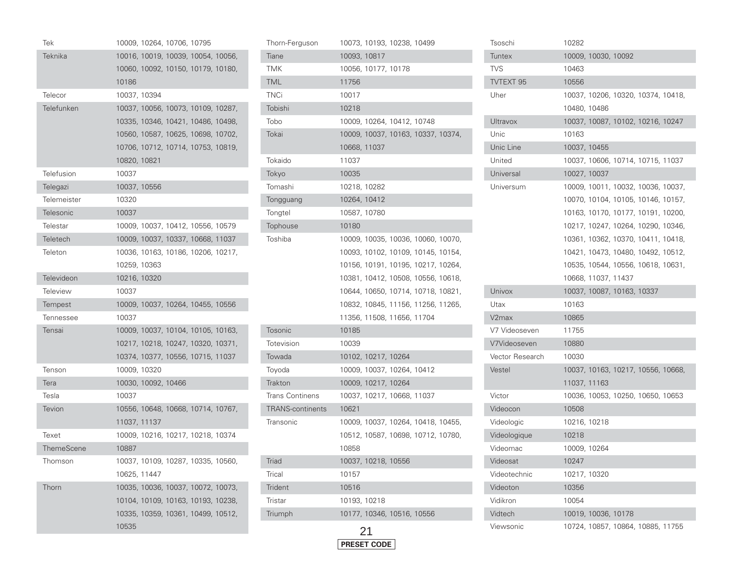| Brand | Code |
|---|---|
| Tek | 10009, 10264, 10706, 10795 |
| Teknika | 10016, 10019, 10039, 10054, 10056, 10060, 10092, 10150, 10179, 10180, 10186 |
| Telecor | 10037, 10394 |
| Telefunken | 10037, 10056, 10073, 10109, 10287, 10335, 10346, 10421, 10486, 10498, 10560, 10587, 10625, 10698, 10702, 10706, 10712, 10714, 10753, 10819, 10820, 10821 |
| Telefusion | 10037 |
| Telegazi | 10037, 10556 |
| Telemeister | 10320 |
| Telesonic | 10037 |
| Telestar | 10009, 10037, 10412, 10556, 10579 |
| Teletech | 10009, 10037, 10337, 10668, 11037 |
| Teleton | 10036, 10163, 10186, 10206, 10217, 10259, 10363 |
| Televideon | 10216, 10320 |
| Teleview | 10037 |
| Tempest | 10009, 10037, 10264, 10455, 10556 |
| Tennessee | 10037 |
| Tensai | 10009, 10037, 10104, 10105, 10163, 10217, 10218, 10247, 10320, 10371, 10374, 10377, 10556, 10715, 11037 |
| Tenson | 10009, 10320 |
| Tera | 10030, 10092, 10466 |
| Tesla | 10037 |
| Tevion | 10556, 10648, 10668, 10714, 10767, 11037, 11137 |
| Texet | 10009, 10216, 10217, 10218, 10374 |
| ThemeScene | 10887 |
| Thomson | 10037, 10109, 10287, 10335, 10560, 10625, 11447 |
| Thorn | 10035, 10036, 10037, 10072, 10073, 10104, 10109, 10163, 10193, 10238, 10335, 10359, 10361, 10499, 10512, 10535 |
| Thorn-Ferguson | 10073, 10193, 10238, 10499 |
| Tiane | 10093, 10817 |
| TMK | 10056, 10177, 10178 |
| TML | 11756 |
| TNCi | 10017 |
| Tobishi | 10218 |
| Tobo | 10009, 10264, 10412, 10748 |
| Tokai | 10009, 10037, 10163, 10337, 10374, 10668, 11037 |
| Tokaido | 11037 |
| Tokyo | 10035 |
| Tomashi | 10218, 10282 |
| Tongguang | 10264, 10412 |
| Tongtel | 10587, 10780 |
| Tophouse | 10180 |
| Toshiba | 10009, 10035, 10036, 10060, 10070, 10093, 10102, 10109, 10145, 10154, 10156, 10191, 10195, 10217, 10264, 10381, 10412, 10508, 10556, 10618, 10644, 10650, 10714, 10718, 10821, 10832, 10845, 11156, 11256, 11265, 11356, 11508, 11656, 11704 |
| Tosonic | 10185 |
| Totevision | 10039 |
| Towada | 10102, 10217, 10264 |
| Toyoda | 10009, 10037, 10264, 10412 |
| Trakton | 10009, 10217, 10264 |
| Trans Continens | 10037, 10217, 10668, 11037 |
| TRANS-continents | 10621 |
| Transonic | 10009, 10037, 10264, 10418, 10455, 10512, 10587, 10698, 10712, 10780, 10858 |
| Triad | 10037, 10218, 10556 |
| Trical | 10157 |
| Trident | 10516 |
| Tristar | 10193, 10218 |
| Triumph | 10177, 10346, 10516, 10556 |
| Tsoschi | 10282 |
| Tuntex | 10009, 10030, 10092 |
| TVS | 10463 |
| TVTEXT 95 | 10556 |
| Uher | 10037, 10206, 10320, 10374, 10418, 10480, 10486 |
| Ultravox | 10037, 10087, 10102, 10216, 10247 |
| Unic | 10163 |
| Unic Line | 10037, 10455 |
| United | 10037, 10606, 10714, 10715, 11037 |
| Universal | 10027, 10037 |
| Universum | 10009, 10011, 10032, 10036, 10037, 10070, 10104, 10105, 10146, 10157, 10163, 10170, 10177, 10191, 10200, 10217, 10247, 10264, 10290, 10346, 10361, 10362, 10370, 10411, 10418, 10421, 10473, 10480, 10492, 10512, 10535, 10544, 10556, 10618, 10631, 10668, 11037, 11437 |
| Univox | 10037, 10087, 10163, 10337 |
| Utax | 10163 |
| V2max | 10865 |
| V7 Videoseven | 11755 |
| V7Videoseven | 10880 |
| Vector Research | 10030 |
| Vestel | 10037, 10163, 10217, 10556, 10668, 11037, 11163 |
| Victor | 10036, 10053, 10250, 10650, 10653 |
| Videocon | 10508 |
| Videologic | 10216, 10218 |
| Videologique | 10218 |
| Videomac | 10009, 10264 |
| Videosat | 10247 |
| Videotechnic | 10217, 10320 |
| Videoton | 10356 |
| Vidikron | 10054 |
| Vidtech | 10019, 10036, 10178 |
| Viewsonic | 10724, 10857, 10864, 10885, 11755 |

**PRESET CODE**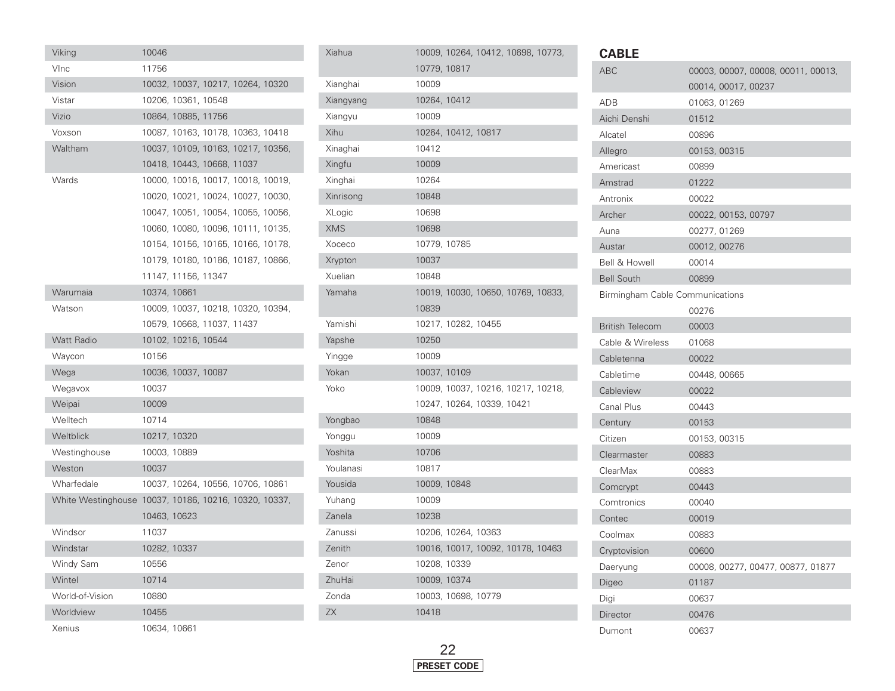| | |
|---|---|
| Viking | 10046 |
| VInc | 11756 |
| Vision | 10032, 10037, 10217, 10264, 10320 |
| Vistar | 10206, 10361, 10548 |
| Vizio | 10864, 10885, 11756 |
| Voxson | 10087, 10163, 10178, 10363, 10418 |
| Waltham | 10037, 10109, 10163, 10217, 10356, 10418, 10443, 10668, 11037 |
| Wards | 10000, 10016, 10017, 10018, 10019, 10020, 10021, 10024, 10027, 10030, 10047, 10051, 10054, 10055, 10056, 10060, 10080, 10096, 10111, 10135, 10154, 10156, 10165, 10166, 10178, 10179, 10180, 10186, 10187, 10866, 11147, 11156, 11347 |
| Warumaia | 10374, 10661 |
| Watson | 10009, 10037, 10218, 10320, 10394, 10579, 10668, 11037, 11437 |
| Watt Radio | 10102, 10216, 10544 |
| Waycon | 10156 |
| Wega | 10036, 10037, 10087 |
| Wegavox | 10037 |
| Weipai | 10009 |
| Welltech | 10714 |
| Weltblick | 10217, 10320 |
| Westinghouse | 10003, 10889 |
| Weston | 10037 |
| Wharfedale | 10037, 10264, 10556, 10706, 10861 |
| White Westinghouse | 10037, 10186, 10216, 10320, 10337, 10463, 10623 |
| Windsor | 11037 |
| Windstar | 10282, 10337 |
| Windy Sam | 10556 |
| Wintel | 10714 |
| World-of-Vision | 10880 |
| Worldview | 10455 |
| Xenius | 10634, 10661 |
| Xiahua | 10009, 10264, 10412, 10698, 10773, 10779, 10817 |
| Xianghai | 10009 |
| Xiangyang | 10264, 10412 |
| Xiangyu | 10009 |
| Xihu | 10264, 10412, 10817 |
| Xinaghai | 10412 |
| Xingfu | 10009 |
| Xinghai | 10264 |
| Xinrisong | 10848 |
| XLogic | 10698 |
| XMS | 10698 |
| Xoceco | 10779, 10785 |
| Xrypton | 10037 |
| Xuelian | 10848 |
| Yamaha | 10019, 10030, 10650, 10769, 10833, 10839 |
| Yamishi | 10217, 10282, 10455 |
| Yapshe | 10250 |
| Yingge | 10009 |
| Yokan | 10037, 10109 |
| Yoko | 10009, 10037, 10216, 10217, 10218, 10247, 10264, 10339, 10421 |
| Yongbao | 10848 |
| Yonggu | 10009 |
| Yoshita | 10706 |
| Youlanasi | 10817 |
| Yousida | 10009, 10848 |
| Yuhang | 10009 |
| Zanela | 10238 |
| Zanussi | 10206, 10264, 10363 |
| Zenith | 10016, 10017, 10092, 10178, 10463 |
| Zenor | 10208, 10339 |
| ZhuHai | 10009, 10374 |
| Zonda | 10003, 10698, 10779 |
| ZX | 10418 |

## CABLE

| | |
|---|---|
| ABC | 00003, 00007, 00008, 00011, 00013, 00014, 00017, 00237 |
| ADB | 01063, 01269 |
| Aichi Denshi | 01512 |
| Alcatel | 00896 |
| Allegro | 00153, 00315 |
| Americast | 00899 |
| Amstrad | 01222 |
| Antronix | 00022 |
| Archer | 00022, 00153, 00797 |
| Auna | 00277, 01269 |
| Austar | 00012, 00276 |
| Bell & Howell | 00014 |
| Bell South | 00899 |
| Birmingham Cable Communications | 00276 |
| British Telecom | 00003 |
| Cable & Wireless | 01068 |
| Cabletenna | 00022 |
| Cabletime | 00448, 00665 |
| Cableview | 00022 |
| Canal Plus | 00443 |
| Century | 00153 |
| Citizen | 00153, 00315 |
| Clearmaster | 00883 |
| ClearMax | 00883 |
| Comcrypt | 00443 |
| Comtronics | 00040 |
| Contec | 00019 |
| Coolmax | 00883 |
| Cryptovision | 00600 |
| Daeryung | 00008, 00277, 00477, 00877, 01877 |
| Digeo | 01187 |
| Digi | 00637 |
| Director | 00476 |
| Dumont | 00637 |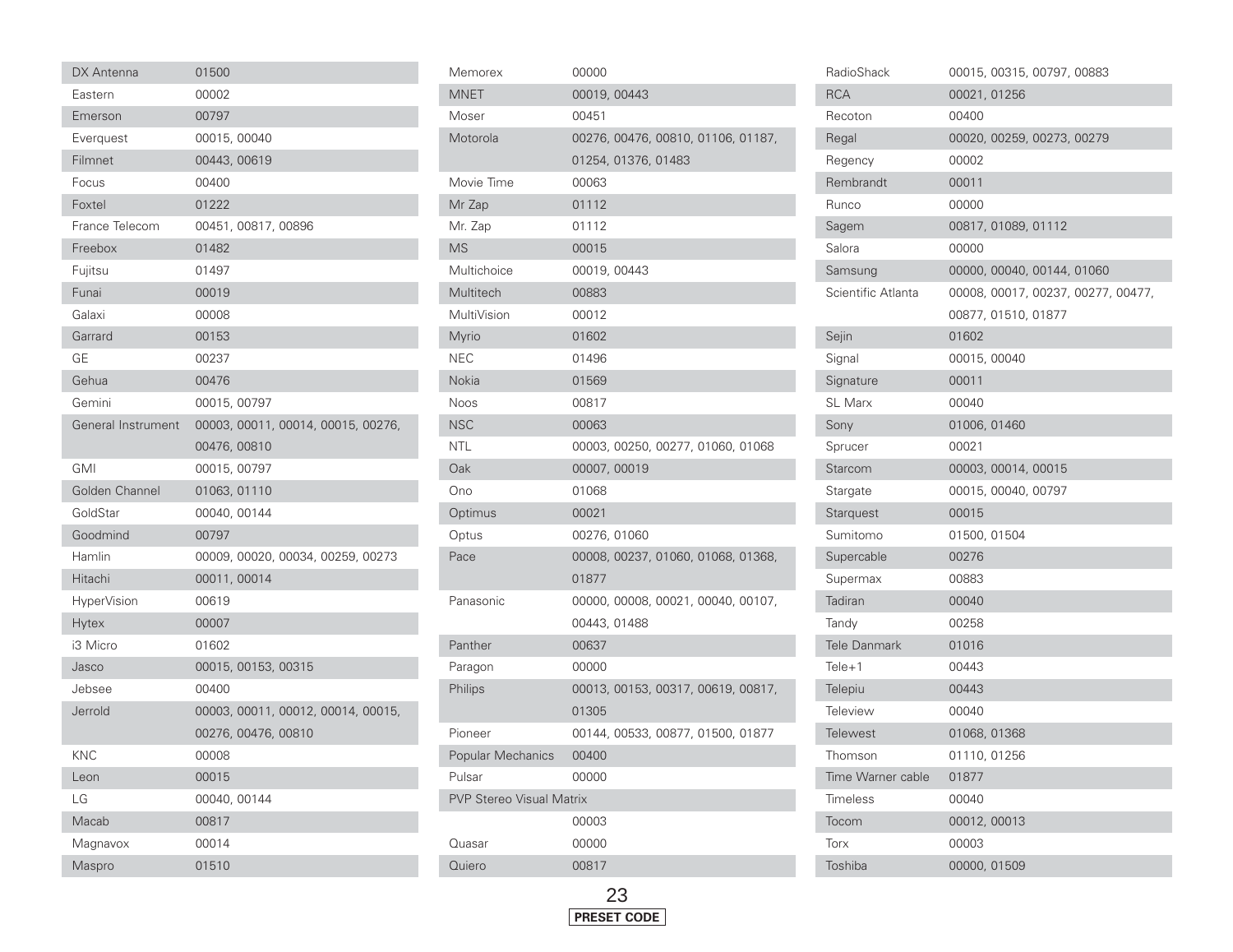| Brand | Code |
|---|---|
| DX Antenna | 01500 |
| Eastern | 00002 |
| Emerson | 00797 |
| Everquest | 00015, 00040 |
| Filmnet | 00443, 00619 |
| Focus | 00400 |
| Foxtel | 01222 |
| France Telecom | 00451, 00817, 00896 |
| Freebox | 01482 |
| Fujitsu | 01497 |
| Funai | 00019 |
| Galaxi | 00008 |
| Garrard | 00153 |
| GE | 00237 |
| Gehua | 00476 |
| Gemini | 00015, 00797 |
| General Instrument | 00003, 00011, 00014, 00015, 00276, 00476, 00810 |
| GMI | 00015, 00797 |
| Golden Channel | 01063, 01110 |
| GoldStar | 00040, 00144 |
| Goodmind | 00797 |
| Hamlin | 00009, 00020, 00034, 00259, 00273 |
| Hitachi | 00011, 00014 |
| HyperVision | 00619 |
| Hytex | 00007 |
| i3 Micro | 01602 |
| Jasco | 00015, 00153, 00315 |
| Jebsee | 00400 |
| Jerrold | 00003, 00011, 00012, 00014, 00015, 00276, 00476, 00810 |
| KNC | 00008 |
| Leon | 00015 |
| LG | 00040, 00144 |
| Macab | 00817 |
| Magnavox | 00014 |
| Maspro | 01510 |
| Memorex | 00000 |
| MNET | 00019, 00443 |
| Moser | 00451 |
| Motorola | 00276, 00476, 00810, 01106, 01187, 01254, 01376, 01483 |
| Movie Time | 00063 |
| Mr Zap | 01112 |
| Mr. Zap | 01112 |
| MS | 00015 |
| Multichoice | 00019, 00443 |
| Multitech | 00883 |
| MultiVision | 00012 |
| Myrio | 01602 |
| NEC | 01496 |
| Nokia | 01569 |
| Noos | 00817 |
| NSC | 00063 |
| NTL | 00003, 00250, 00277, 01060, 01068 |
| Oak | 00007, 00019 |
| Ono | 01068 |
| Optimus | 00021 |
| Optus | 00276, 01060 |
| Pace | 00008, 00237, 01060, 01068, 01368, 01877 |
| Panasonic | 00000, 00008, 00021, 00040, 00107, 00443, 01488 |
| Panther | 00637 |
| Paragon | 00000 |
| Philips | 00013, 00153, 00317, 00619, 00817, 01305 |
| Pioneer | 00144, 00533, 00877, 01500, 01877 |
| Popular Mechanics | 00400 |
| Pulsar | 00000 |
| PVP Stereo Visual Matrix | 00003 |
| Quasar | 00000 |
| Quiero | 00817 |
| RadioShack | 00015, 00315, 00797, 00883 |
| RCA | 00021, 01256 |
| Recoton | 00400 |
| Regal | 00020, 00259, 00273, 00279 |
| Regency | 00002 |
| Rembrandt | 00011 |
| Runco | 00000 |
| Sagem | 00817, 01089, 01112 |
| Salora | 00000 |
| Samsung | 00000, 00040, 00144, 01060 |
| Scientific Atlanta | 00008, 00017, 00237, 00277, 00477, 00877, 01510, 01877 |
| Sejin | 01602 |
| Signal | 00015, 00040 |
| Signature | 00011 |
| SL Marx | 00040 |
| Sony | 01006, 01460 |
| Sprucer | 00021 |
| Starcom | 00003, 00014, 00015 |
| Stargate | 00015, 00040, 00797 |
| Starquest | 00015 |
| Sumitomo | 01500, 01504 |
| Supercable | 00276 |
| Supermax | 00883 |
| Tadiran | 00040 |
| Tandy | 00258 |
| Tele Danmark | 01016 |
| Tele+1 | 00443 |
| Telepiu | 00443 |
| Teleview | 00040 |
| Telewest | 01068, 01368 |
| Thomson | 01110, 01256 |
| Time Warner cable | 01877 |
| Timeless | 00040 |
| Tocom | 00012, 00013 |
| Torx | 00003 |
| Toshiba | 00000, 01509 |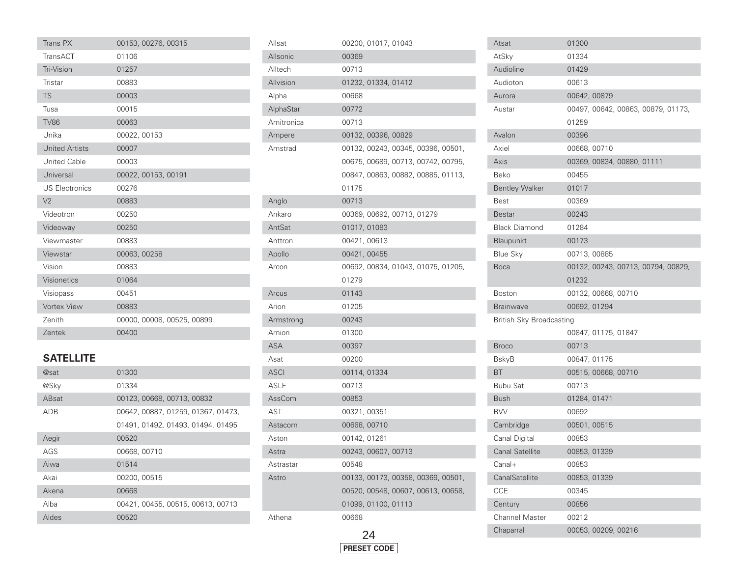| | |
|---|---|
| Trans PX | 00153, 00276, 00315 |
| TransACT | 01106 |
| Tri-Vision | 01257 |
| Tristar | 00883 |
| TS | 00003 |
| Tusa | 00015 |
| TV86 | 00063 |
| Unika | 00022, 00153 |
| United Artists | 00007 |
| United Cable | 00003 |
| Universal | 00022, 00153, 00191 |
| US Electronics | 00276 |
| V2 | 00883 |
| Videotron | 00250 |
| Videoway | 00250 |
| Viewmaster | 00883 |
| Viewstar | 00063, 00258 |
| Vision | 00883 |
| Visionetics | 01064 |
| Visiopass | 00451 |
| Vortex View | 00883 |
| Zenith | 00000, 00008, 00525, 00899 |
| Zentek | 00400 |

## SATELLITE

| | |
|---|---|
| @sat | 01300 |
| @Sky | 01334 |
| ABsat | 00123, 00668, 00713, 00832 |
| ADB | 00642, 00887, 01259, 01367, 01473, 01491, 01492, 01493, 01494, 01495 |
| Aegir | 00520 |
| AGS | 00668, 00710 |
| Aiwa | 01514 |
| Akai | 00200, 00515 |
| Akena | 00668 |
| Alba | 00421, 00455, 00515, 00613, 00713 |
| Aldes | 00520 |
| Allsat | 00200, 01017, 01043 |
| Allsonic | 00369 |
| Alltech | 00713 |
| Allvision | 01232, 01334, 01412 |
| Alpha | 00668 |
| AlphaStar | 00772 |
| Amitronica | 00713 |
| Ampere | 00132, 00396, 00829 |
| Amstrad | 00132, 00243, 00345, 00396, 00501, 00675, 00689, 00713, 00742, 00795, 00847, 00863, 00882, 00885, 01113, 01175 |
| Anglo | 00713 |
| Ankaro | 00369, 00692, 00713, 01279 |
| AntSat | 01017, 01083 |
| Anttron | 00421, 00613 |
| Apollo | 00421, 00455 |
| Arcon | 00692, 00834, 01043, 01075, 01205, 01279 |
| Arcus | 01143 |
| Arion | 01205 |
| Armstrong | 00243 |
| Arnion | 01300 |
| ASA | 00397 |
| Asat | 00200 |
| ASCI | 00114, 01334 |
| ASLF | 00713 |
| AssCom | 00853 |
| AST | 00321, 00351 |
| Astacom | 00668, 00710 |
| Aston | 00142, 01261 |
| Astra | 00243, 00607, 00713 |
| Astrastar | 00548 |
| Astro | 00133, 00173, 00358, 00369, 00501, 00520, 00548, 00607, 00613, 00658, 01099, 01100, 01113 |
| Athena | 00668 |
| Atsat | 01300 |
| AtSky | 01334 |
| Audioline | 01429 |
| Audioton | 00613 |
| Aurora | 00642, 00879 |
| Austar | 00497, 00642, 00863, 00879, 01173, 01259 |
| Avalon | 00396 |
| Axiel | 00668, 00710 |
| Axis | 00369, 00834, 00880, 01111 |
| Beko | 00455 |
| Bentley Walker | 01017 |
| Best | 00369 |
| Bestar | 00243 |
| Black Diamond | 01284 |
| Blaupunkt | 00173 |
| Blue Sky | 00713, 00885 |
| Boca | 00132, 00243, 00713, 00794, 00829, 01232 |
| Boston | 00132, 00668, 00710 |
| Brainwave | 00692, 01294 |
| British Sky Broadcasting | 00847, 01175, 01847 |
| Broco | 00713 |
| BskyB | 00847, 01175 |
| BT | 00515, 00668, 00710 |
| Bubu Sat | 00713 |
| Bush | 01284, 01471 |
| BVV | 00692 |
| Cambridge | 00501, 00515 |
| Canal Digital | 00853 |
| Canal Satellite | 00853, 01339 |
| Canal+ | 00853 |
| CanalSatellite | 00853, 01339 |
| CCE | 00345 |
| Century | 00856 |
| Channel Master | 00212 |
| Chaparral | 00053, 00209, 00216 |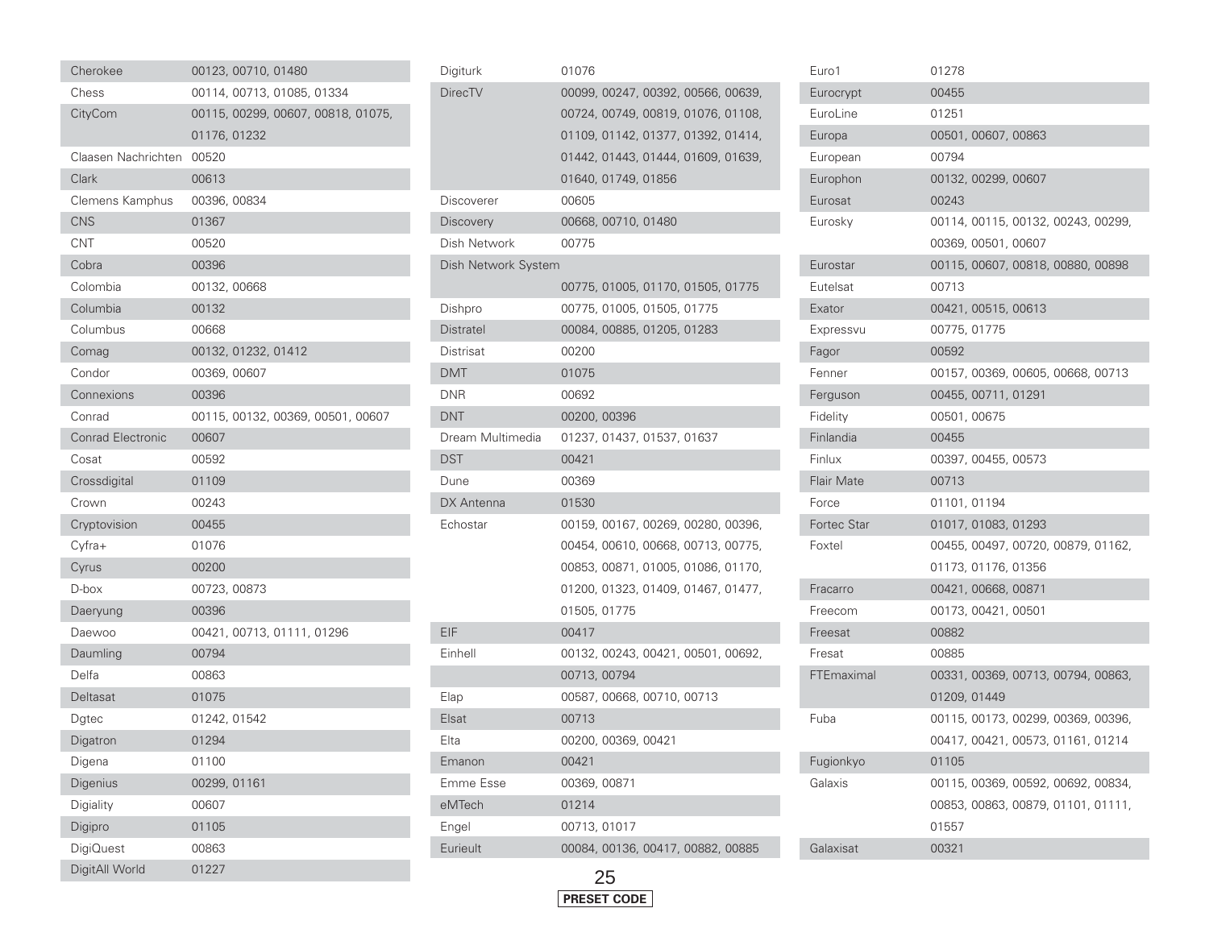| | |
|---|---|
| Cherokee | 00123, 00710, 01480 |
| Chess | 00114, 00713, 01085, 01334 |
| CityCom | 00115, 00299, 00607, 00818, 01075, 01176, 01232 |
| Claasen Nachrichten | 00520 |
| Clark | 00613 |
| Clemens Kamphus | 00396, 00834 |
| CNS | 01367 |
| CNT | 00520 |
| Cobra | 00396 |
| Colombia | 00132, 00668 |
| Columbia | 00132 |
| Columbus | 00668 |
| Comag | 00132, 01232, 01412 |
| Condor | 00369, 00607 |
| Connexions | 00396 |
| Conrad | 00115, 00132, 00369, 00501, 00607 |
| Conrad Electronic | 00607 |
| Cosat | 00592 |
| Crossdigital | 01109 |
| Crown | 00243 |
| Cryptovision | 00455 |
| Cyfra+ | 01076 |
| Cyrus | 00200 |
| D-box | 00723, 00873 |
| Daeryung | 00396 |
| Daewoo | 00421, 00713, 01111, 01296 |
| Daumling | 00794 |
| Delfa | 00863 |
| Deltasat | 01075 |
| Dgtec | 01242, 01542 |
| Digatron | 01294 |
| Digena | 01100 |
| Digenius | 00299, 01161 |
| Digiality | 00607 |
| Digipro | 01105 |
| DigiQuest | 00863 |
| DigitAll World | 01227 |
| Digiturk | 01076 |
| DirecTV | 00099, 00247, 00392, 00566, 00639, 00724, 00749, 00819, 01076, 01108, 01109, 01142, 01377, 01392, 01414, 01442, 01443, 01444, 01609, 01639, 01640, 01749, 01856 |
| Discoverer | 00605 |
| Discovery | 00668, 00710, 01480 |
| Dish Network | 00775 |
| Dish Network System | 00775, 01005, 01170, 01505, 01775 |
| Dishpro | 00775, 01005, 01505, 01775 |
| Distratel | 00084, 00885, 01205, 01283 |
| Distrisat | 00200 |
| DMT | 01075 |
| DNR | 00692 |
| DNT | 00200, 00396 |
| Dream Multimedia | 01237, 01437, 01537, 01637 |
| DST | 00421 |
| Dune | 00369 |
| DX Antenna | 01530 |
| Echostar | 00159, 00167, 00269, 00280, 00396, 00454, 00610, 00668, 00713, 00775, 00853, 00871, 01005, 01086, 01170, 01200, 01323, 01409, 01467, 01477, 01505, 01775 |
| EIF | 00417 |
| Einhell | 00132, 00243, 00421, 00501, 00692, 00713, 00794 |
| Elap | 00587, 00668, 00710, 00713 |
| Elsat | 00713 |
| Elta | 00200, 00369, 00421 |
| Emanon | 00421 |
| Emme Esse | 00369, 00871 |
| eMTech | 01214 |
| Engel | 00713, 01017 |
| Eurieult | 00084, 00136, 00417, 00882, 00885 |
| Euro1 | 01278 |
| Eurocrypt | 00455 |
| EuroLine | 01251 |
| Europa | 00501, 00607, 00863 |
| European | 00794 |
| Europhon | 00132, 00299, 00607 |
| Eurosat | 00243 |
| Eurosky | 00114, 00115, 00132, 00243, 00299, 00369, 00501, 00607 |
| Eurostar | 00115, 00607, 00818, 00880, 00898 |
| Eutelsat | 00713 |
| Exator | 00421, 00515, 00613 |
| Expressvu | 00775, 01775 |
| Fagor | 00592 |
| Fenner | 00157, 00369, 00605, 00668, 00713 |
| Ferguson | 00455, 00711, 01291 |
| Fidelity | 00501, 00675 |
| Finlandia | 00455 |
| Finlux | 00397, 00455, 00573 |
| Flair Mate | 00713 |
| Force | 01101, 01194 |
| Fortec Star | 01017, 01083, 01293 |
| Foxtel | 00455, 00497, 00720, 00879, 01162, 01173, 01176, 01356 |
| Fracarro | 00421, 00668, 00871 |
| Freecom | 00173, 00421, 00501 |
| Freesat | 00882 |
| Fresat | 00885 |
| FTEmaximal | 00331, 00369, 00713, 00794, 00863, 01209, 01449 |
| Fuba | 00115, 00173, 00299, 00369, 00396, 00417, 00421, 00573, 01161, 01214 |
| Fugionkyo | 01105 |
| Galaxis | 00115, 00369, 00592, 00692, 00834, 00853, 00863, 00879, 01101, 01111, 01557 |
| Galaxisat | 00321 |

PRESET CODE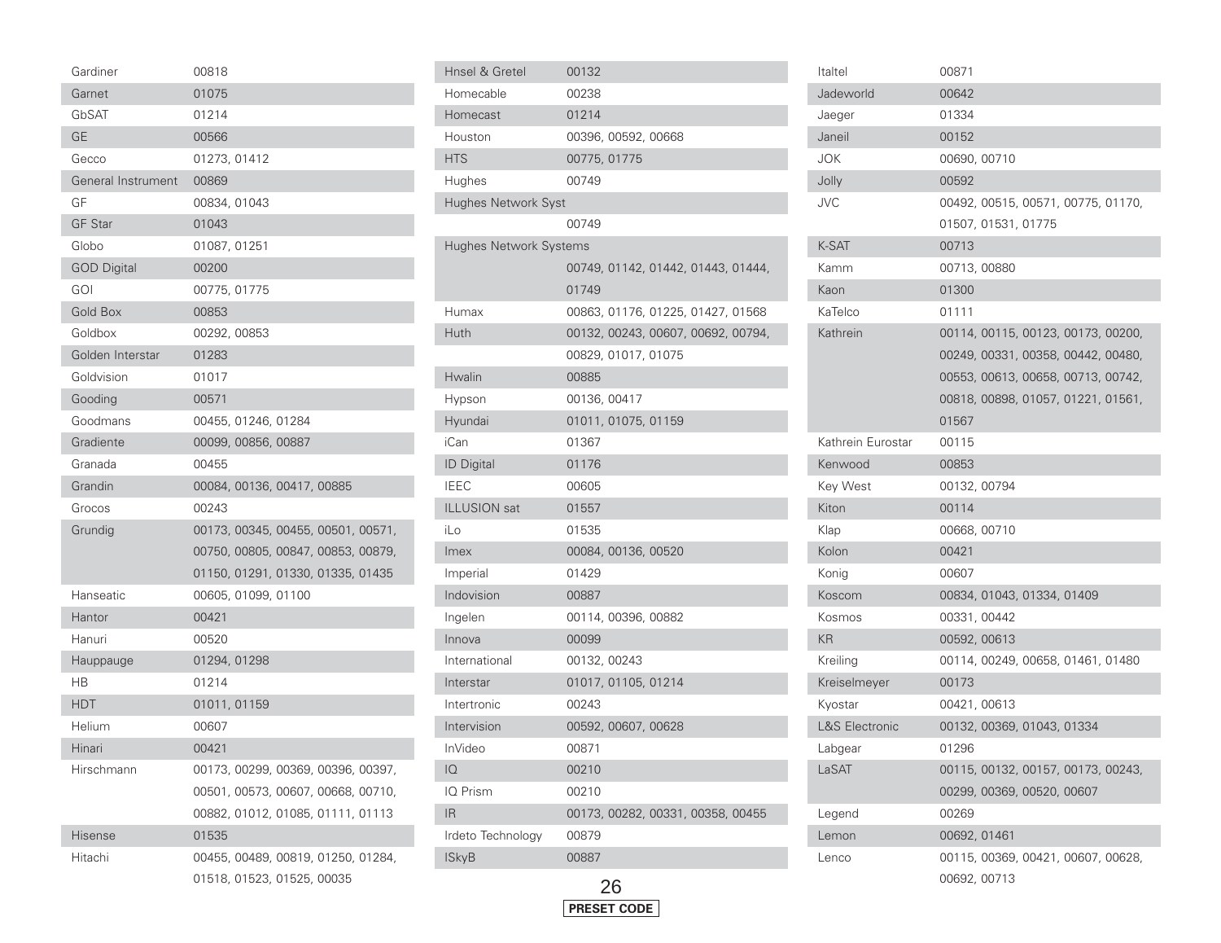| Brand | Code |
|---|---|
| Gardiner | 00818 |
| Garnet | 01075 |
| GbSAT | 01214 |
| GE | 00566 |
| Gecco | 01273, 01412 |
| General Instrument | 00869 |
| GF | 00834, 01043 |
| GF Star | 01043 |
| Globo | 01087, 01251 |
| GOD Digital | 00200 |
| GOI | 00775, 01775 |
| Gold Box | 00853 |
| Goldbox | 00292, 00853 |
| Golden Interstar | 01283 |
| Goldvision | 01017 |
| Gooding | 00571 |
| Goodmans | 00455, 01246, 01284 |
| Gradiente | 00099, 00856, 00887 |
| Granada | 00455 |
| Grandin | 00084, 00136, 00417, 00885 |
| Grocos | 00243 |
| Grundig | 00173, 00345, 00455, 00501, 00571, 00750, 00805, 00847, 00853, 00879, 01150, 01291, 01330, 01335, 01435 |
| Hanseatic | 00605, 01099, 01100 |
| Hantor | 00421 |
| Hanuri | 00520 |
| Hauppauge | 01294, 01298 |
| HB | 01214 |
| HDT | 01011, 01159 |
| Helium | 00607 |
| Hinari | 00421 |
| Hirschmann | 00173, 00299, 00369, 00396, 00397, 00501, 00573, 00607, 00668, 00710, 00882, 01012, 01085, 01111, 01113 |
| Hisense | 01535 |
| Hitachi | 00455, 00489, 00819, 01250, 01284, 01518, 01523, 01525, 00035 |
| Hnsel & Gretel | 00132 |
| Homecable | 00238 |
| Homecast | 01214 |
| Houston | 00396, 00592, 00668 |
| HTS | 00775, 01775 |
| Hughes | 00749 |
| Hughes Network Syst | 00749 |
| Hughes Network Systems | 00749, 01142, 01442, 01443, 01444, 01749 |
| Humax | 00863, 01176, 01225, 01427, 01568 |
| Huth | 00132, 00243, 00607, 00692, 00794, 00829, 01017, 01075 |
| Hwalin | 00885 |
| Hypson | 00136, 00417 |
| Hyundai | 01011, 01075, 01159 |
| iCan | 01367 |
| ID Digital | 01176 |
| IEEC | 00605 |
| ILLUSION sat | 01557 |
| iLo | 01535 |
| Imex | 00084, 00136, 00520 |
| Imperial | 01429 |
| Indovision | 00887 |
| Ingelen | 00114, 00396, 00882 |
| Innova | 00099 |
| International | 00132, 00243 |
| Interstar | 01017, 01105, 01214 |
| Intertronic | 00243 |
| Intervision | 00592, 00607, 00628 |
| InVideo | 00871 |
| IQ | 00210 |
| IQ Prism | 00210 |
| IR | 00173, 00282, 00331, 00358, 00455 |
| Irdeto Technology | 00879 |
| ISkyB | 00887 |
| Italtel | 00871 |
| Jadeworld | 00642 |
| Jaeger | 01334 |
| Janeil | 00152 |
| JOK | 00690, 00710 |
| Jolly | 00592 |
| JVC | 00492, 00515, 00571, 00775, 01170, 01507, 01531, 01775 |
| K-SAT | 00713 |
| Kamm | 00713, 00880 |
| Kaon | 01300 |
| KaTelco | 01111 |
| Kathrein | 00114, 00115, 00123, 00173, 00200, 00249, 00331, 00358, 00442, 00480, 00553, 00613, 00658, 00713, 00742, 00818, 00898, 01057, 01221, 01561, 01567 |
| Kathrein Eurostar | 00115 |
| Kenwood | 00853 |
| Key West | 00132, 00794 |
| Kiton | 00114 |
| Klap | 00668, 00710 |
| Kolon | 00421 |
| Konig | 00607 |
| Koscom | 00834, 01043, 01334, 01409 |
| Kosmos | 00331, 00442 |
| KR | 00592, 00613 |
| Kreiling | 00114, 00249, 00658, 01461, 01480 |
| Kreiselmeyer | 00173 |
| Kyostar | 00421, 00613 |
| L&S Electronic | 00132, 00369, 01043, 01334 |
| Labgear | 01296 |
| LaSAT | 00115, 00132, 00157, 00173, 00243, 00299, 00369, 00520, 00607 |
| Legend | 00269 |
| Lemon | 00692, 01461 |
| Lenco | 00115, 00369, 00421, 00607, 00628, 00692, 00713 |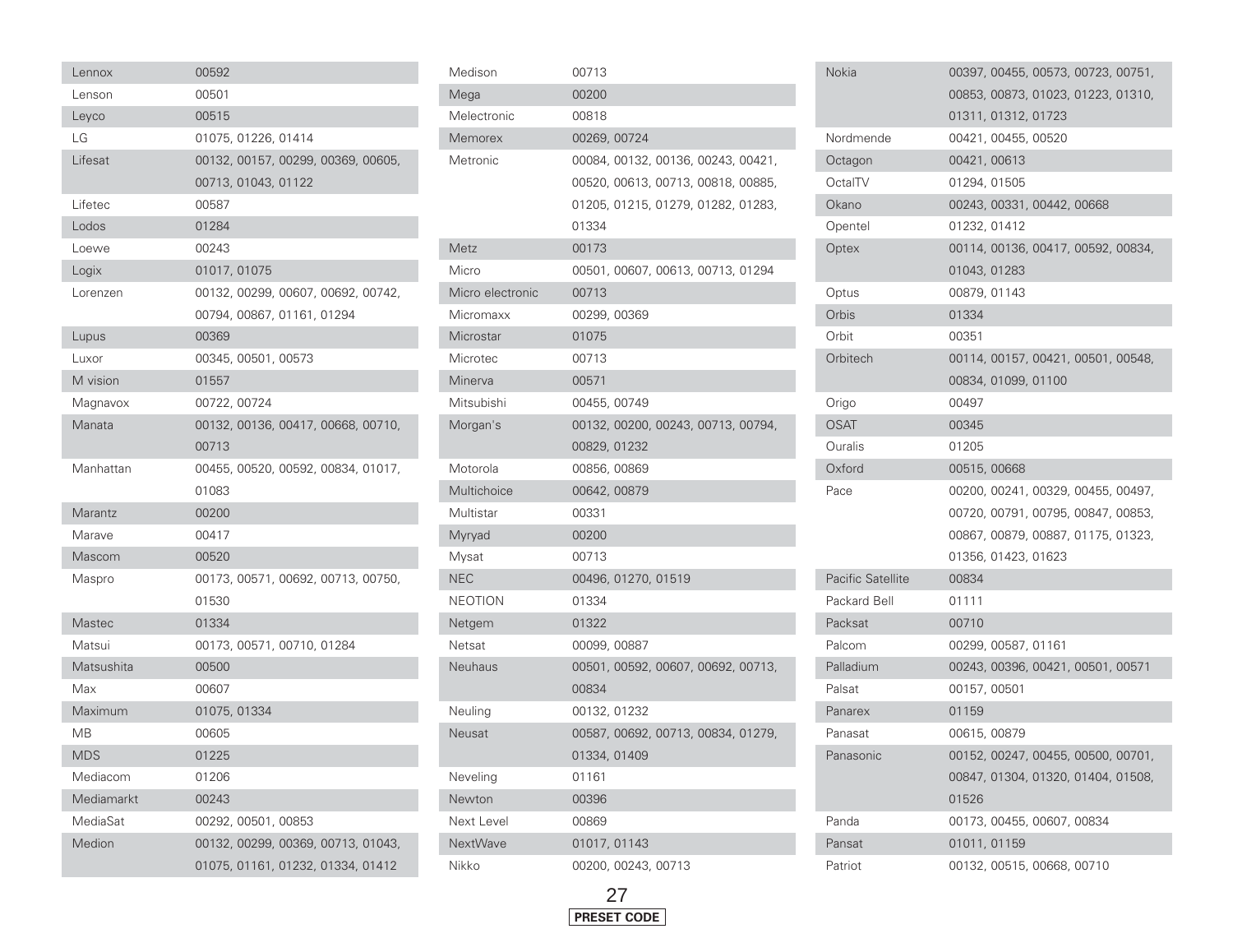| Brand | Code |
|---|---|
| Lennox | 00592 |
| Lenson | 00501 |
| Leyco | 00515 |
| LG | 01075, 01226, 01414 |
| Lifesat | 00132, 00157, 00299, 00369, 00605, 00713, 01043, 01122 |
| Lifetec | 00587 |
| Lodos | 01284 |
| Loewe | 00243 |
| Logix | 01017, 01075 |
| Lorenzen | 00132, 00299, 00607, 00692, 00742, 00794, 00867, 01161, 01294 |
| Lupus | 00369 |
| Luxor | 00345, 00501, 00573 |
| M vision | 01557 |
| Magnavox | 00722, 00724 |
| Manata | 00132, 00136, 00417, 00668, 00710, 00713 |
| Manhattan | 00455, 00520, 00592, 00834, 01017, 01083 |
| Marantz | 00200 |
| Marave | 00417 |
| Mascom | 00520 |
| Maspro | 00173, 00571, 00692, 00713, 00750, 01530 |
| Mastec | 01334 |
| Matsui | 00173, 00571, 00710, 01284 |
| Matsushita | 00500 |
| Max | 00607 |
| Maximum | 01075, 01334 |
| MB | 00605 |
| MDS | 01225 |
| Mediacom | 01206 |
| Mediamarkt | 00243 |
| MediaSat | 00292, 00501, 00853 |
| Medion | 00132, 00299, 00369, 00713, 01043, 01075, 01161, 01232, 01334, 01412 |
| Medison | 00713 |
| Mega | 00200 |
| Melectronic | 00818 |
| Memorex | 00269, 00724 |
| Metronic | 00084, 00132, 00136, 00243, 00421, 00520, 00613, 00713, 00818, 00885, 01205, 01215, 01279, 01282, 01283, 01334 |
| Metz | 00173 |
| Micro | 00501, 00607, 00613, 00713, 01294 |
| Micro electronic | 00713 |
| Micromaxx | 00299, 00369 |
| Microstar | 01075 |
| Microtec | 00713 |
| Minerva | 00571 |
| Mitsubishi | 00455, 00749 |
| Morgan's | 00132, 00200, 00243, 00713, 00794, 00829, 01232 |
| Motorola | 00856, 00869 |
| Multichoice | 00642, 00879 |
| Multistar | 00331 |
| Myryad | 00200 |
| Mysat | 00713 |
| NEC | 00496, 01270, 01519 |
| NEOTION | 01334 |
| Netgem | 01322 |
| Netsat | 00099, 00887 |
| Neuhaus | 00501, 00592, 00607, 00692, 00713, 00834 |
| Neuling | 00132, 01232 |
| Neusat | 00587, 00692, 00713, 00834, 01279, 01334, 01409 |
| Neveling | 01161 |
| Newton | 00396 |
| Next Level | 00869 |
| NextWave | 01017, 01143 |
| Nikko | 00200, 00243, 00713 |
| Nokia | 00397, 00455, 00573, 00723, 00751, 00853, 00873, 01023, 01223, 01310, 01311, 01312, 01723 |
| Nordmende | 00421, 00455, 00520 |
| Octagon | 00421, 00613 |
| OctalTV | 01294, 01505 |
| Okano | 00243, 00331, 00442, 00668 |
| Opentel | 01232, 01412 |
| Optex | 00114, 00136, 00417, 00592, 00834, 01043, 01283 |
| Optus | 00879, 01143 |
| Orbis | 01334 |
| Orbit | 00351 |
| Orbitech | 00114, 00157, 00421, 00501, 00548, 00834, 01099, 01100 |
| Origo | 00497 |
| OSAT | 00345 |
| Ouralis | 01205 |
| Oxford | 00515, 00668 |
| Pace | 00200, 00241, 00329, 00455, 00497, 00720, 00791, 00795, 00847, 00853, 00867, 00879, 00887, 01175, 01323, 01356, 01423, 01623 |
| Pacific Satellite | 00834 |
| Packard Bell | 01111 |
| Packsat | 00710 |
| Palcom | 00299, 00587, 01161 |
| Palladium | 00243, 00396, 00421, 00501, 00571 |
| Palsat | 00157, 00501 |
| Panarex | 01159 |
| Panasat | 00615, 00879 |
| Panasonic | 00152, 00247, 00455, 00500, 00701, 00847, 01304, 01320, 01404, 01508, 01526 |
| Panda | 00173, 00455, 00607, 00834 |
| Pansat | 01011, 01159 |
| Patriot | 00132, 00515, 00668, 00710 |

PRESET CODE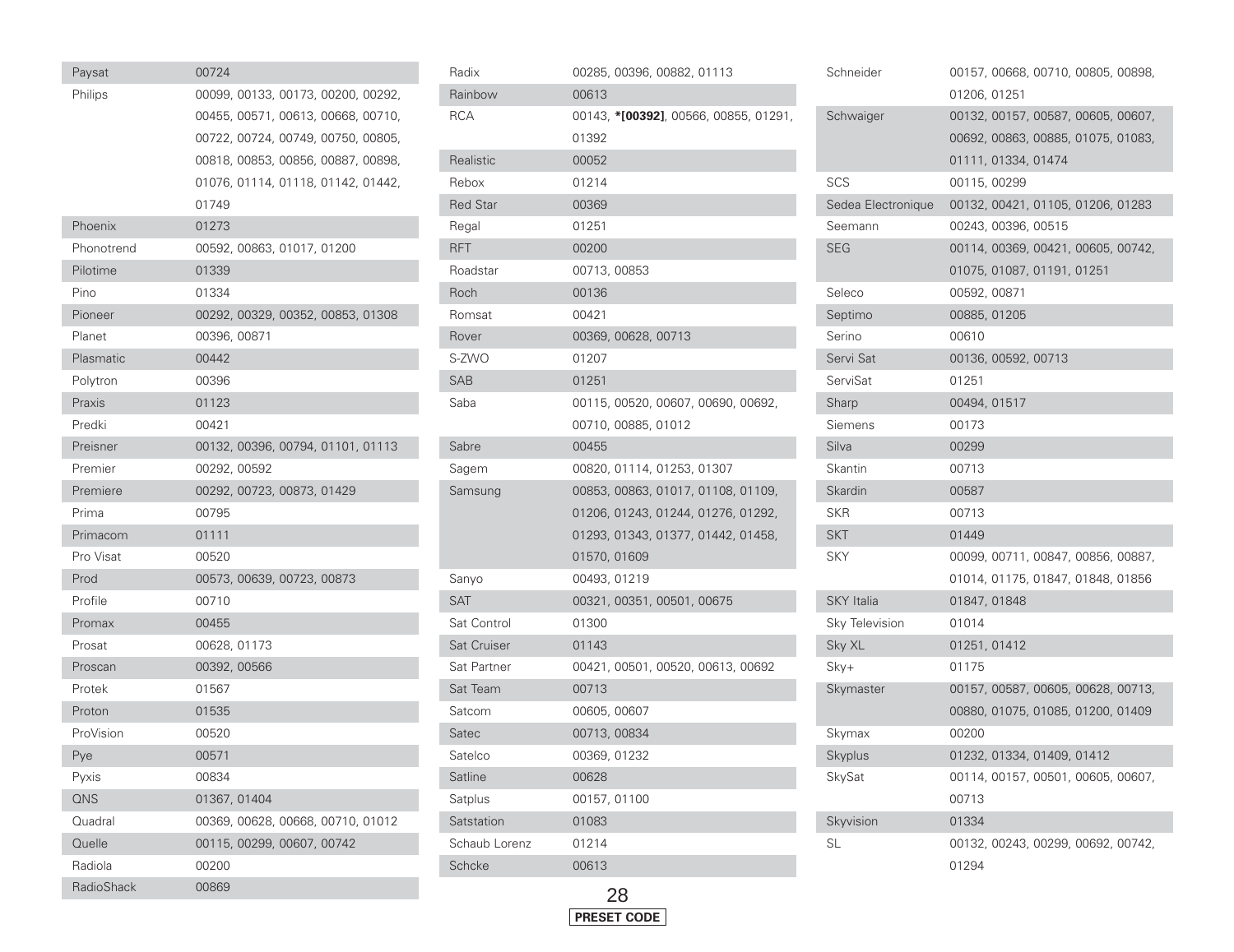| Brand | Code |
|---|---|
| Paysat | 00724 |
| Philips | 00099, 00133, 00173, 00200, 00292, 00455, 00571, 00613, 00668, 00710, 00722, 00724, 00749, 00750, 00805, 00818, 00853, 00856, 00887, 00898, 01076, 01114, 01118, 01142, 01442, 01749 |
| Phoenix | 01273 |
| Phonotrend | 00592, 00863, 01017, 01200 |
| Pilotime | 01339 |
| Pino | 01334 |
| Pioneer | 00292, 00329, 00352, 00853, 01308 |
| Planet | 00396, 00871 |
| Plasmatic | 00442 |
| Polytron | 00396 |
| Praxis | 01123 |
| Predki | 00421 |
| Preisner | 00132, 00396, 00794, 01101, 01113 |
| Premier | 00292, 00592 |
| Premiere | 00292, 00723, 00873, 01429 |
| Prima | 00795 |
| Primacom | 01111 |
| Pro Visat | 00520 |
| Prod | 00573, 00639, 00723, 00873 |
| Profile | 00710 |
| Promax | 00455 |
| Prosat | 00628, 01173 |
| Proscan | 00392, 00566 |
| Protek | 01567 |
| Proton | 01535 |
| ProVision | 00520 |
| Pye | 00571 |
| Pyxis | 00834 |
| QNS | 01367, 01404 |
| Quadral | 00369, 00628, 00668, 00710, 01012 |
| Quelle | 00115, 00299, 00607, 00742 |
| Radiola | 00200 |
| RadioShack | 00869 |
| Radix | 00285, 00396, 00882, 01113 |
| Rainbow | 00613 |
| RCA | 00143, **\*[00392]**, 00566, 00855, 01291, 01392 |
| Realistic | 00052 |
| Rebox | 01214 |
| Red Star | 00369 |
| Regal | 01251 |
| RFT | 00200 |
| Roadstar | 00713, 00853 |
| Roch | 00136 |
| Romsat | 00421 |
| Rover | 00369, 00628, 00713 |
| S-ZWO | 01207 |
| SAB | 01251 |
| Saba | 00115, 00520, 00607, 00690, 00692, 00710, 00885, 01012 |
| Sabre | 00455 |
| Sagem | 00820, 01114, 01253, 01307 |
| Samsung | 00853, 00863, 01017, 01108, 01109, 01206, 01243, 01244, 01276, 01292, 01293, 01343, 01377, 01442, 01458, 01570, 01609 |
| Sanyo | 00493, 01219 |
| SAT | 00321, 00351, 00501, 00675 |
| Sat Control | 01300 |
| Sat Cruiser | 01143 |
| Sat Partner | 00421, 00501, 00520, 00613, 00692 |
| Sat Team | 00713 |
| Satcom | 00605, 00607 |
| Satec | 00713, 00834 |
| Satelco | 00369, 01232 |
| Satline | 00628 |
| Satplus | 00157, 01100 |
| Satstation | 01083 |
| Schaub Lorenz | 01214 |
| Schcke | 00613 |
| Schneider | 00157, 00668, 00710, 00805, 00898, 01206, 01251 |
| Schwaiger | 00132, 00157, 00587, 00605, 00607, 00692, 00863, 00885, 01075, 01083, 01111, 01334, 01474 |
| SCS | 00115, 00299 |
| Sedea Electronique | 00132, 00421, 01105, 01206, 01283 |
| Seemann | 00243, 00396, 00515 |
| SEG | 00114, 00369, 00421, 00605, 00742, 01075, 01087, 01191, 01251 |
| Seleco | 00592, 00871 |
| Septimo | 00885, 01205 |
| Serino | 00610 |
| Servi Sat | 00136, 00592, 00713 |
| ServiSat | 01251 |
| Sharp | 00494, 01517 |
| Siemens | 00173 |
| Silva | 00299 |
| Skantin | 00713 |
| Skardin | 00587 |
| SKR | 00713 |
| SKT | 01449 |
| SKY | 00099, 00711, 00847, 00856, 00887, 01014, 01175, 01847, 01848, 01856 |
| SKY Italia | 01847, 01848 |
| Sky Television | 01014 |
| Sky XL | 01251, 01412 |
| Sky+ | 01175 |
| Skymaster | 00157, 00587, 00605, 00628, 00713, 00880, 01075, 01085, 01200, 01409 |
| Skymax | 00200 |
| Skyplus | 01232, 01334, 01409, 01412 |
| SkySat | 00114, 00157, 00501, 00605, 00607, 00713 |
| Skyvision | 01334 |
| SL | 00132, 00243, 00299, 00692, 00742, 01294 |

PRESET CODE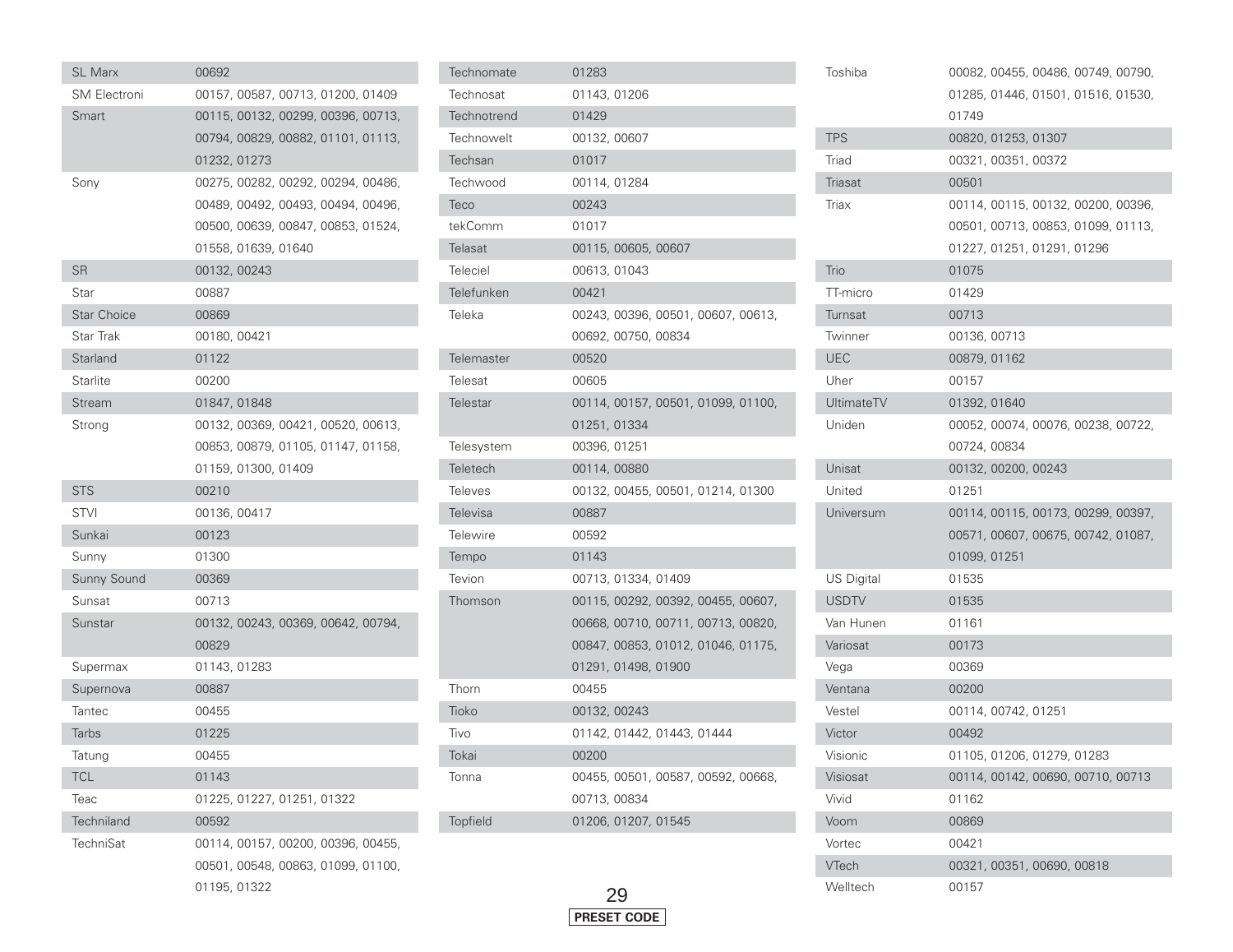| | |
|---|---|
| SL Marx | 00692 |
| SM Electroni | 00157, 00587, 00713, 01200, 01409 |
| Smart | 00115, 00132, 00299, 00396, 00713, 00794, 00829, 00882, 01101, 01113, 01232, 01273 |
| Sony | 00275, 00282, 00292, 00294, 00486, 00489, 00492, 00493, 00494, 00496, 00500, 00639, 00847, 00853, 01524, 01558, 01639, 01640 |
| SR | 00132, 00243 |
| Star | 00887 |
| Star Choice | 00869 |
| Star Trak | 00180, 00421 |
| Starland | 01122 |
| Starlite | 00200 |
| Stream | 01847, 01848 |
| Strong | 00132, 00369, 00421, 00520, 00613, 00853, 00879, 01105, 01147, 01158, 01159, 01300, 01409 |
| STS | 00210 |
| STVI | 00136, 00417 |
| Sunkai | 00123 |
| Sunny | 01300 |
| Sunny Sound | 00369 |
| Sunsat | 00713 |
| Sunstar | 00132, 00243, 00369, 00642, 00794, 00829 |
| Supermax | 01143, 01283 |
| Supernova | 00887 |
| Tantec | 00455 |
| Tarbs | 01225 |
| Tatung | 00455 |
| TCL | 01143 |
| Teac | 01225, 01227, 01251, 01322 |
| Techniland | 00592 |
| TechniSat | 00114, 00157, 00200, 00396, 00455, 00501, 00548, 00863, 01099, 01100, 01195, 01322 |
| Technomate | 01283 |
| Technosat | 01143, 01206 |
| Technotrend | 01429 |
| Technowelt | 00132, 00607 |
| Techsan | 01017 |
| Techwood | 00114, 01284 |
| Teco | 00243 |
| tekComm | 01017 |
| Telasat | 00115, 00605, 00607 |
| Teleciel | 00613, 01043 |
| Telefunken | 00421 |
| Teleka | 00243, 00396, 00501, 00607, 00613, 00692, 00750, 00834 |
| Telemaster | 00520 |
| Telesat | 00605 |
| Telestar | 00114, 00157, 00501, 01099, 01100, 01251, 01334 |
| Telesystem | 00396, 01251 |
| Teletech | 00114, 00880 |
| Televes | 00132, 00455, 00501, 01214, 01300 |
| Televisa | 00887 |
| Telewire | 00592 |
| Tempo | 01143 |
| Tevion | 00713, 01334, 01409 |
| Thomson | 00115, 00292, 00392, 00455, 00607, 00668, 00710, 00711, 00713, 00820, 00847, 00853, 01012, 01046, 01175, 01291, 01498, 01900 |
| Thorn | 00455 |
| Tioko | 00132, 00243 |
| Tivo | 01142, 01442, 01443, 01444 |
| Tokai | 00200 |
| Tonna | 00455, 00501, 00587, 00592, 00668, 00713, 00834 |
| Topfield | 01206, 01207, 01545 |
| Toshiba | 00082, 00455, 00486, 00749, 00790, 01285, 01446, 01501, 01516, 01530, 01749 |
| TPS | 00820, 01253, 01307 |
| Triad | 00321, 00351, 00372 |
| Triasat | 00501 |
| Triax | 00114, 00115, 00132, 00200, 00396, 00501, 00713, 00853, 01099, 01113, 01227, 01251, 01291, 01296 |
| Trio | 01075 |
| TT-micro | 01429 |
| Turnsat | 00713 |
| Twinner | 00136, 00713 |
| UEC | 00879, 01162 |
| Uher | 00157 |
| UltimateTV | 01392, 01640 |
| Uniden | 00052, 00074, 00076, 00238, 00722, 00724, 00834 |
| Unisat | 00132, 00200, 00243 |
| United | 01251 |
| Universum | 00114, 00115, 00173, 00299, 00397, 00571, 00607, 00675, 00742, 01087, 01099, 01251 |
| US Digital | 01535 |
| USDTV | 01535 |
| Van Hunen | 01161 |
| Variosat | 00173 |
| Vega | 00369 |
| Ventana | 00200 |
| Vestel | 00114, 00742, 01251 |
| Victor | 00492 |
| Visionic | 01105, 01206, 01279, 01283 |
| Visiosat | 00114, 00142, 00690, 00710, 00713 |
| Vivid | 01162 |
| Voom | 00869 |
| Vortec | 00421 |
| VTech | 00321, 00351, 00690, 00818 |
| Welltech | 00157 |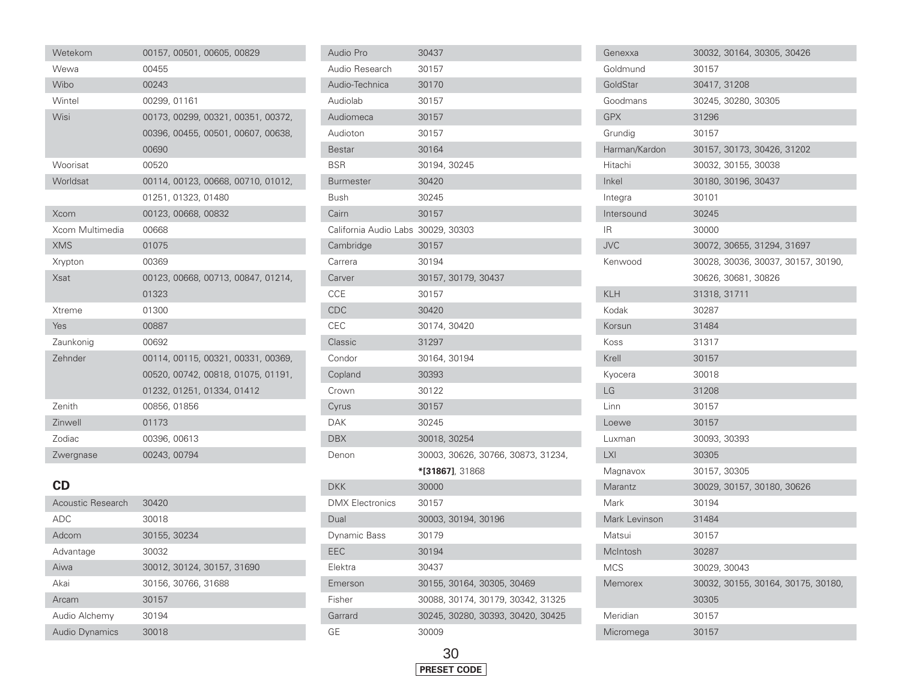| | |
|---|---|
| Wetekom | 00157, 00501, 00605, 00829 |
| Wewa | 00455 |
| Wibo | 00243 |
| Wintel | 00299, 01161 |
| Wisi | 00173, 00299, 00321, 00351, 00372, 00396, 00455, 00501, 00607, 00638, 00690 |
| Woorisat | 00520 |
| Worldsat | 00114, 00123, 00668, 00710, 01012, 01251, 01323, 01480 |
| Xcom | 00123, 00668, 00832 |
| Xcom Multimedia | 00668 |
| XMS | 01075 |
| Xrypton | 00369 |
| Xsat | 00123, 00668, 00713, 00847, 01214, 01323 |
| Xtreme | 01300 |
| Yes | 00887 |
| Zaunkonig | 00692 |
| Zehnder | 00114, 00115, 00321, 00331, 00369, 00520, 00742, 00818, 01075, 01191, 01232, 01251, 01334, 01412 |
| Zenith | 00856, 01856 |
| Zinwell | 01173 |
| Zodiac | 00396, 00613 |
| Zwergnase | 00243, 00794 |

## CD

| | |
|---|---|
| Acoustic Research | 30420 |
| ADC | 30018 |
| Adcom | 30155, 30234 |
| Advantage | 30032 |
| Aiwa | 30012, 30124, 30157, 31690 |
| Akai | 30156, 30766, 31688 |
| Arcam | 30157 |
| Audio Alchemy | 30194 |
| Audio Dynamics | 30018 |
| Audio Pro | 30437 |
| Audio Research | 30157 |
| Audio-Technica | 30170 |
| Audiolab | 30157 |
| Audiomeca | 30157 |
| Audioton | 30157 |
| Bestar | 30164 |
| BSR | 30194, 30245 |
| Burmester | 30420 |
| Bush | 30245 |
| Cairn | 30157 |
| California Audio Labs | 30029, 30303 |
| Cambridge | 30157 |
| Carrera | 30194 |
| Carver | 30157, 30179, 30437 |
| CCE | 30157 |
| CDC | 30420 |
| CEC | 30174, 30420 |
| Classic | 31297 |
| Condor | 30164, 30194 |
| Copland | 30393 |
| Crown | 30122 |
| Cyrus | 30157 |
| DAK | 30245 |
| DBX | 30018, 30254 |
| Denon | 30003, 30626, 30766, 30873, 31234, **\*[31867]**, 31868 |
| DKK | 30000 |
| DMX Electronics | 30157 |
| Dual | 30003, 30194, 30196 |
| Dynamic Bass | 30179 |
| EEC | 30194 |
| Elektra | 30437 |
| Emerson | 30155, 30164, 30305, 30469 |
| Fisher | 30088, 30174, 30179, 30342, 31325 |
| Garrard | 30245, 30280, 30393, 30420, 30425 |
| GE | 30009 |
| Genexxa | 30032, 30164, 30305, 30426 |
| Goldmund | 30157 |
| GoldStar | 30417, 31208 |
| Goodmans | 30245, 30280, 30305 |
| GPX | 31296 |
| Grundig | 30157 |
| Harman/Kardon | 30157, 30173, 30426, 31202 |
| Hitachi | 30032, 30155, 30038 |
| Inkel | 30180, 30196, 30437 |
| Integra | 30101 |
| Intersound | 30245 |
| IR | 30000 |
| JVC | 30072, 30655, 31294, 31697 |
| Kenwood | 30028, 30036, 30037, 30157, 30190, 30626, 30681, 30826 |
| KLH | 31318, 31711 |
| Kodak | 30287 |
| Korsun | 31484 |
| Koss | 31317 |
| Krell | 30157 |
| Kyocera | 30018 |
| LG | 31208 |
| Linn | 30157 |
| Loewe | 30157 |
| Luxman | 30093, 30393 |
| LXI | 30305 |
| Magnavox | 30157, 30305 |
| Marantz | 30029, 30157, 30180, 30626 |
| Mark | 30194 |
| Mark Levinson | 31484 |
| Matsui | 30157 |
| McIntosh | 30287 |
| MCS | 30029, 30043 |
| Memorex | 30032, 30155, 30164, 30175, 30180, 30305 |
| Meridian | 30157 |
| Micromega | 30157 |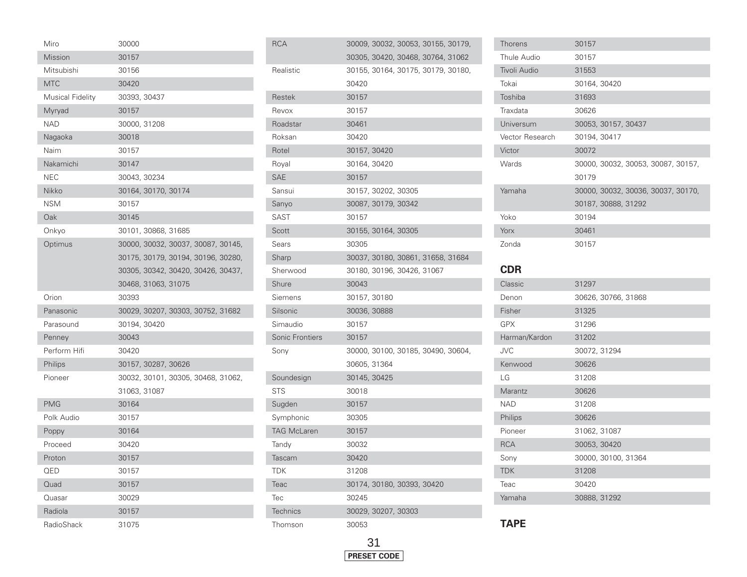| | |
|---|---|
| Miro | 30000 |
| Mission | 30157 |
| Mitsubishi | 30156 |
| MTC | 30420 |
| Musical Fidelity | 30393, 30437 |
| Myryad | 30157 |
| NAD | 30000, 31208 |
| Nagaoka | 30018 |
| Naim | 30157 |
| Nakamichi | 30147 |
| NEC | 30043, 30234 |
| Nikko | 30164, 30170, 30174 |
| NSM | 30157 |
| Oak | 30145 |
| Onkyo | 30101, 30868, 31685 |
| Optimus | 30000, 30032, 30037, 30087, 30145, 30175, 30179, 30194, 30196, 30280, 30305, 30342, 30420, 30426, 30437, 30468, 31063, 31075 |
| Orion | 30393 |
| Panasonic | 30029, 30207, 30303, 30752, 31682 |
| Parasound | 30194, 30420 |
| Penney | 30043 |
| Perform Hifi | 30420 |
| Philips | 30157, 30287, 30626 |
| Pioneer | 30032, 30101, 30305, 30468, 31062, 31063, 31087 |
| PMG | 30164 |
| Polk Audio | 30157 |
| Poppy | 30164 |
| Proceed | 30420 |
| Proton | 30157 |
| QED | 30157 |
| Quad | 30157 |
| Quasar | 30029 |
| Radiola | 30157 |
| RadioShack | 31075 |
| RCA | 30009, 30032, 30053, 30155, 30179, 30305, 30420, 30468, 30764, 31062 |
| Realistic | 30155, 30164, 30175, 30179, 30180, 30420 |
| Restek | 30157 |
| Revox | 30157 |
| Roadstar | 30461 |
| Roksan | 30420 |
| Rotel | 30157, 30420 |
| Royal | 30164, 30420 |
| SAE | 30157 |
| Sansui | 30157, 30202, 30305 |
| Sanyo | 30087, 30179, 30342 |
| SAST | 30157 |
| Scott | 30155, 30164, 30305 |
| Sears | 30305 |
| Sharp | 30037, 30180, 30861, 31658, 31684 |
| Sherwood | 30180, 30196, 30426, 31067 |
| Shure | 30043 |
| Siemens | 30157, 30180 |
| Silsonic | 30036, 30888 |
| Simaudio | 30157 |
| Sonic Frontiers | 30157 |
| Sony | 30000, 30100, 30185, 30490, 30604, 30605, 31364 |
| Soundesign | 30145, 30425 |
| STS | 30018 |
| Sugden | 30157 |
| Symphonic | 30305 |
| TAG McLaren | 30157 |
| Tandy | 30032 |
| Tascam | 30420 |
| TDK | 31208 |
| Teac | 30174, 30180, 30393, 30420 |
| Tec | 30245 |
| Technics | 30029, 30207, 30303 |
| Thomson | 30053 |
| Thorens | 30157 |
| Thule Audio | 30157 |
| Tivoli Audio | 31553 |
| Tokai | 30164, 30420 |
| Toshiba | 31693 |
| Traxdata | 30626 |
| Universum | 30053, 30157, 30437 |
| Vector Research | 30194, 30417 |
| Victor | 30072 |
| Wards | 30000, 30032, 30053, 30087, 30157, 30179 |
| Yamaha | 30000, 30032, 30036, 30037, 30170, 30187, 30888, 31292 |
| Yoko | 30194 |
| Yorx | 30461 |
| Zonda | 30157 |

## CDR

| | |
|---|---|
| Classic | 31297 |
| Denon | 30626, 30766, 31868 |
| Fisher | 31325 |
| GPX | 31296 |
| Harman/Kardon | 31202 |
| JVC | 30072, 31294 |
| Kenwood | 30626 |
| LG | 31208 |
| Marantz | 30626 |
| NAD | 31208 |
| Philips | 30626 |
| Pioneer | 31062, 31087 |
| RCA | 30053, 30420 |
| Sony | 30000, 30100, 31364 |
| TDK | 31208 |
| Teac | 30420 |
| Yamaha | 30888, 31292 |

## TAPE

PRESET CODE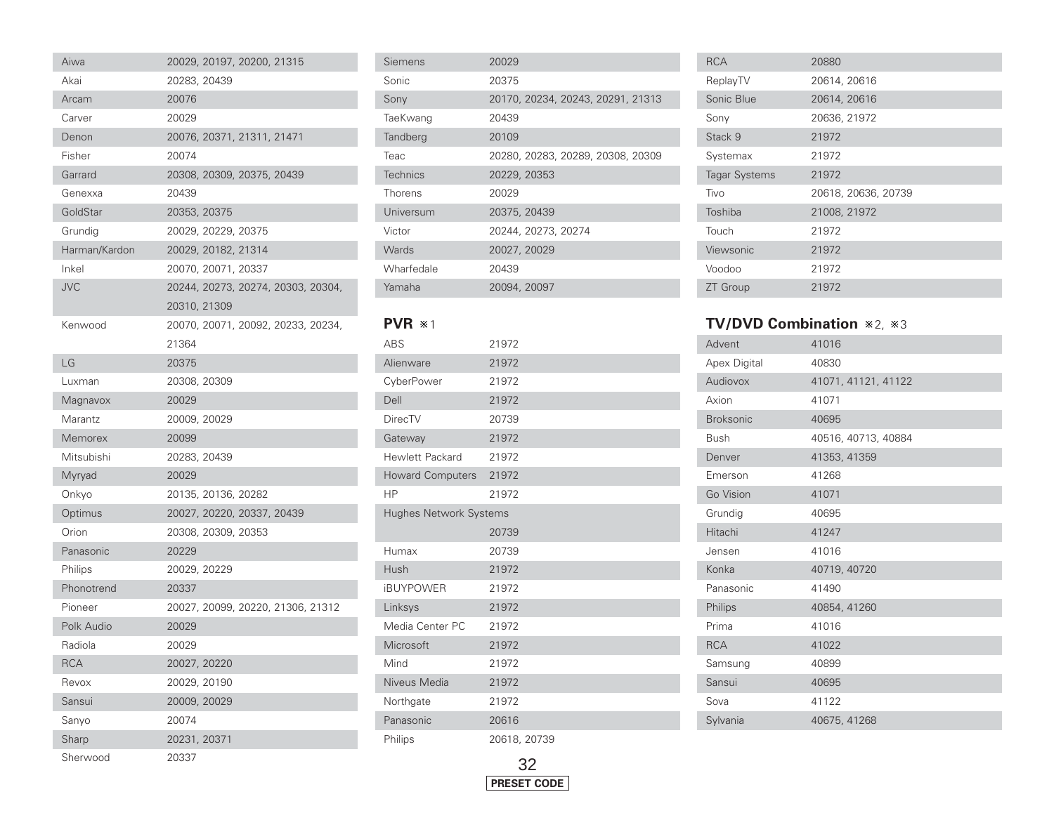| | |
|---|---|
| Aiwa | 20029, 20197, 20200, 21315 |
| Akai | 20283, 20439 |
| Arcam | 20076 |
| Carver | 20029 |
| Denon | 20076, 20371, 21311, 21471 |
| Fisher | 20074 |
| Garrard | 20308, 20309, 20375, 20439 |
| Genexxa | 20439 |
| GoldStar | 20353, 20375 |
| Grundig | 20029, 20229, 20375 |
| Harman/Kardon | 20029, 20182, 21314 |
| Inkel | 20070, 20071, 20337 |
| JVC | 20244, 20273, 20274, 20303, 20304, 20310, 21309 |
| Kenwood | 20070, 20071, 20092, 20233, 20234, 21364 |
| LG | 20375 |
| Luxman | 20308, 20309 |
| Magnavox | 20029 |
| Marantz | 20009, 20029 |
| Memorex | 20099 |
| Mitsubishi | 20283, 20439 |
| Myryad | 20029 |
| Onkyo | 20135, 20136, 20282 |
| Optimus | 20027, 20220, 20337, 20439 |
| Orion | 20308, 20309, 20353 |
| Panasonic | 20229 |
| Philips | 20029, 20229 |
| Phonotrend | 20337 |
| Pioneer | 20027, 20099, 20220, 21306, 21312 |
| Polk Audio | 20029 |
| Radiola | 20029 |
| RCA | 20027, 20220 |
| Revox | 20029, 20190 |
| Sansui | 20009, 20029 |
| Sanyo | 20074 |
| Sharp | 20231, 20371 |
| Sherwood | 20337 |
| Siemens | 20029 |
| Sonic | 20375 |
| Sony | 20170, 20234, 20243, 20291, 21313 |
| TaeKwang | 20439 |
| Tandberg | 20109 |
| Teac | 20280, 20283, 20289, 20308, 20309 |
| Technics | 20229, 20353 |
| Thorens | 20029 |
| Universum | 20375, 20439 |
| Victor | 20244, 20273, 20274 |
| Wards | 20027, 20029 |
| Wharfedale | 20439 |
| Yamaha | 20094, 20097 |

## PVR ※1

| | |
|---|---|
| ABS | 21972 |
| Alienware | 21972 |
| CyberPower | 21972 |
| Dell | 21972 |
| DirecTV | 20739 |
| Gateway | 21972 |
| Hewlett Packard | 21972 |
| Howard Computers | 21972 |
| HP | 21972 |
| Hughes Network Systems | 20739 |
| Humax | 20739 |
| Hush | 21972 |
| iBUYPOWER | 21972 |
| Linksys | 21972 |
| Media Center PC | 21972 |
| Microsoft | 21972 |
| Mind | 21972 |
| Niveus Media | 21972 |
| Northgate | 21972 |
| Panasonic | 20616 |
| Philips | 20618, 20739 |
| RCA | 20880 |
| ReplayTV | 20614, 20616 |
| Sonic Blue | 20614, 20616 |
| Sony | 20636, 21972 |
| Stack 9 | 21972 |
| Systemax | 21972 |
| Tagar Systems | 21972 |
| Tivo | 20618, 20636, 20739 |
| Toshiba | 21008, 21972 |
| Touch | 21972 |
| Viewsonic | 21972 |
| Voodoo | 21972 |
| ZT Group | 21972 |

## TV/DVD Combination ※2, ※3

| | |
|---|---|
| Advent | 41016 |
| Apex Digital | 40830 |
| Audiovox | 41071, 41121, 41122 |
| Axion | 41071 |
| Broksonic | 40695 |
| Bush | 40516, 40713, 40884 |
| Denver | 41353, 41359 |
| Emerson | 41268 |
| Go Vision | 41071 |
| Grundig | 40695 |
| Hitachi | 41247 |
| Jensen | 41016 |
| Konka | 40719, 40720 |
| Panasonic | 41490 |
| Philips | 40854, 41260 |
| Prima | 41016 |
| RCA | 41022 |
| Samsung | 40899 |
| Sansui | 40695 |
| Sova | 41122 |
| Sylvania | 40675, 41268 |

PRESET CODE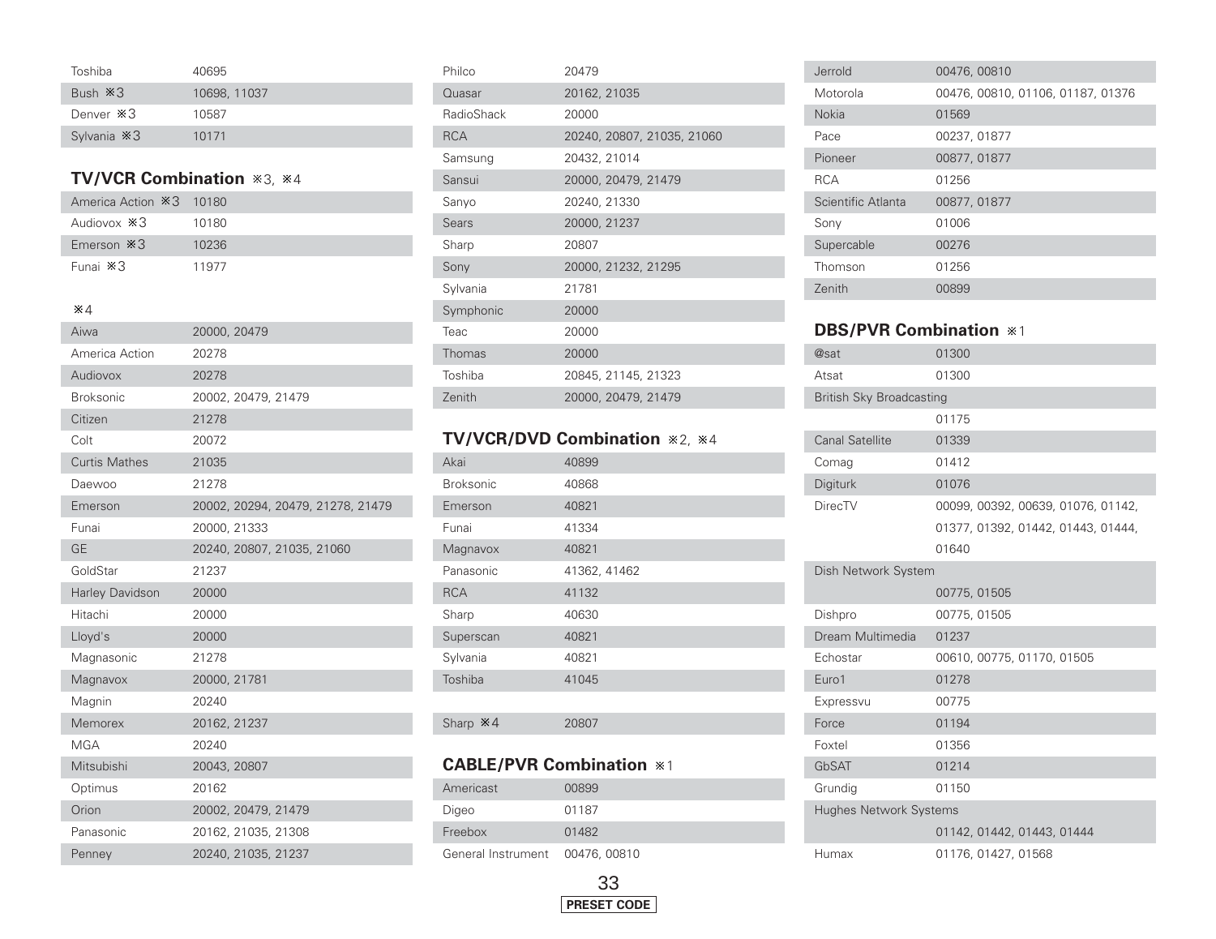| | |
|---|---|
| Toshiba | 40695 |
| Bush ※3 | 10698, 11037 |
| Denver ※3 | 10587 |
| Sylvania ※3 | 10171 |

## TV/VCR Combination ※3, ※4

| | |
|---|---|
| America Action ※3 | 10180 |
| Audiovox ※3 | 10180 |
| Emerson ※3 | 10236 |
| Funai ※3 | 11977 |

※4

| | |
|---|---|
| Aiwa | 20000, 20479 |
| America Action | 20278 |
| Audiovox | 20278 |
| Broksonic | 20002, 20479, 21479 |
| Citizen | 21278 |
| Colt | 20072 |
| Curtis Mathes | 21035 |
| Daewoo | 21278 |
| Emerson | 20002, 20294, 20479, 21278, 21479 |
| Funai | 20000, 21333 |
| GE | 20240, 20807, 21035, 21060 |
| GoldStar | 21237 |
| Harley Davidson | 20000 |
| Hitachi | 20000 |
| Lloyd's | 20000 |
| Magnasonic | 21278 |
| Magnavox | 20000, 21781 |
| Magnin | 20240 |
| Memorex | 20162, 21237 |
| MGA | 20240 |
| Mitsubishi | 20043, 20807 |
| Optimus | 20162 |
| Orion | 20002, 20479, 21479 |
| Panasonic | 20162, 21035, 21308 |
| Penney | 20240, 21035, 21237 |
| Philco | 20479 |
| Quasar | 20162, 21035 |
| RadioShack | 20000 |
| RCA | 20240, 20807, 21035, 21060 |
| Samsung | 20432, 21014 |
| Sansui | 20000, 20479, 21479 |
| Sanyo | 20240, 21330 |
| Sears | 20000, 21237 |
| Sharp | 20807 |
| Sony | 20000, 21232, 21295 |
| Sylvania | 21781 |
| Symphonic | 20000 |
| Teac | 20000 |
| Thomas | 20000 |
| Toshiba | 20845, 21145, 21323 |
| Zenith | 20000, 20479, 21479 |

## TV/VCR/DVD Combination ※2, ※4

| | |
|---|---|
| Akai | 40899 |
| Broksonic | 40868 |
| Emerson | 40821 |
| Funai | 41334 |
| Magnavox | 40821 |
| Panasonic | 41362, 41462 |
| RCA | 41132 |
| Sharp | 40630 |
| Superscan | 40821 |
| Sylvania | 40821 |
| Toshiba | 41045 |

| | |
|---|---|
| Sharp ※4 | 20807 |

## CABLE/PVR Combination ※1

| | |
|---|---|
| Americast | 00899 |
| Digeo | 01187 |
| Freebox | 01482 |
| General Instrument | 00476, 00810 |
| Jerrold | 00476, 00810 |
| Motorola | 00476, 00810, 01106, 01187, 01376 |
| Nokia | 01569 |
| Pace | 00237, 01877 |
| Pioneer | 00877, 01877 |
| RCA | 01256 |
| Scientific Atlanta | 00877, 01877 |
| Sony | 01006 |
| Supercable | 00276 |
| Thomson | 01256 |
| Zenith | 00899 |

## DBS/PVR Combination ※1

| | |
|---|---|
| @sat | 01300 |
| Atsat | 01300 |
| British Sky Broadcasting | 01175 |
| Canal Satellite | 01339 |
| Comag | 01412 |
| Digiturk | 01076 |
| DirecTV | 00099, 00392, 00639, 01076, 01142, 01377, 01392, 01442, 01443, 01444, 01640 |
| Dish Network System | 00775, 01505 |
| Dishpro | 00775, 01505 |
| Dream Multimedia | 01237 |
| Echostar | 00610, 00775, 01170, 01505 |
| Euro1 | 01278 |
| Expressvu | 00775 |
| Force | 01194 |
| Foxtel | 01356 |
| GbSAT | 01214 |
| Grundig | 01150 |
| Hughes Network Systems | 01142, 01442, 01443, 01444 |
| Humax | 01176, 01427, 01568 |

PRESET CODE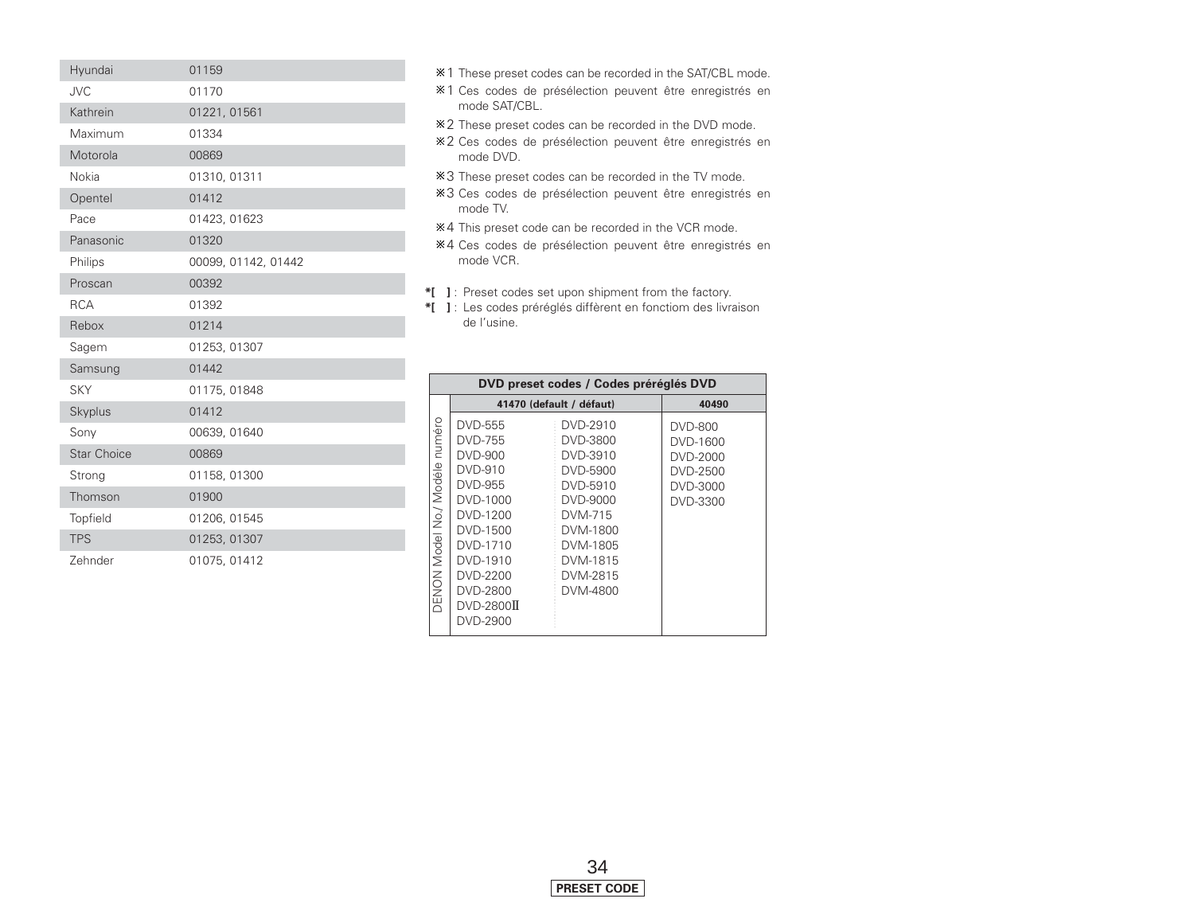| | |
|---|---|
| Hyundai | 01159 |
| JVC | 01170 |
| Kathrein | 01221, 01561 |
| Maximum | 01334 |
| Motorola | 00869 |
| Nokia | 01310, 01311 |
| Opentel | 01412 |
| Pace | 01423, 01623 |
| Panasonic | 01320 |
| Philips | 00099, 01142, 01442 |
| Proscan | 00392 |
| RCA | 01392 |
| Rebox | 01214 |
| Sagem | 01253, 01307 |
| Samsung | 01442 |
| SKY | 01175, 01848 |
| Skyplus | 01412 |
| Sony | 00639, 01640 |
| Star Choice | 00869 |
| Strong | 01158, 01300 |
| Thomson | 01900 |
| Topfield | 01206, 01545 |
| TPS | 01253, 01307 |
| Zehnder | 01075, 01412 |

※1 These preset codes can be recorded in the SAT/CBL mode.

※1 Ces codes de présélection peuvent être enregistrés en mode SAT/CBL.

※2 These preset codes can be recorded in the DVD mode.

※2 Ces codes de présélection peuvent être enregistrés en mode DVD.

※3 These preset codes can be recorded in the TV mode.

※3 Ces codes de présélection peuvent être enregistrés en mode TV.

※4 This preset code can be recorded in the VCR mode.

※4 Ces codes de présélection peuvent être enregistrés en mode VCR.

**\*[ ]** : Preset codes set upon shipment from the factory.

**\*[ ]** : Les codes préréglés diffèrent en fonctiom des livraison de l'usine.

| DVD preset codes / Codes préréglés DVD | | | |
|---|---|---|---|
| | 41470 (default / défaut) | | 40490 |
| DENON Model No./ Modéle numéro | DVD-555<br>DVD-755<br>DVD-900<br>DVD-910<br>DVD-955<br>DVD-1000<br>DVD-1200<br>DVD-1500<br>DVD-1710<br>DVD-1910<br>DVD-2200<br>DVD-2800<br>DVD-2800Ⅱ<br>DVD-2900 | DVD-2910<br>DVD-3800<br>DVD-3910<br>DVD-5900<br>DVD-5910<br>DVD-9000<br>DVM-715<br>DVM-1800<br>DVM-1805<br>DVM-1815<br>DVM-2815<br>DVM-4800 | DVD-800<br>DVD-1600<br>DVD-2000<br>DVD-2500<br>DVD-3000<br>DVD-3300 |

PRESET CODE